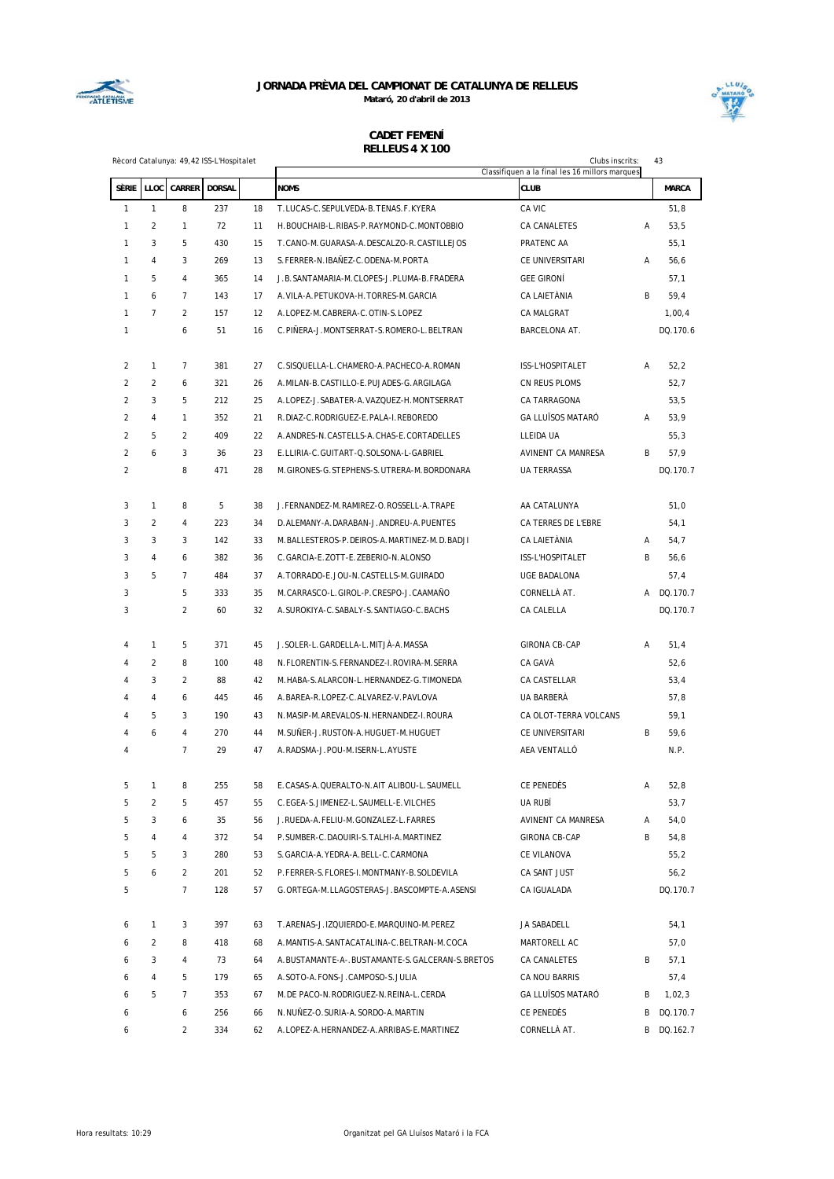# JORNADA PRÈVIA DEL CAMPIONAT DE CATALUNYA DE RELLEUS

**Mataró, 20 d'abril de 2013**

## CADET FEMENÍ
## RELLEUS 4 X 100

Rècord Catalunya: 49,42 ISS-L'Hospitalet

Clubs inscrits: 43

Classifiquen a la final les 16 millors marques

| SÈRIE | LLOC | CARRER | DORSAL | | NOMS | CLUB | | MARCA |
|---|---|---|---|---|---|---|---|---|
| 1 | 1 | 8 | 237 | 18 | T.LUCAS-C.SEPULVEDA-B.TENAS.F.KYERA | CA VIC | | 51,8 |
| 1 | 2 | 1 | 72 | 11 | H.BOUCHAIB-L.RIBAS-P.RAYMOND-C.MONTOBBIO | CA CANALETES | A | 53,5 |
| 1 | 3 | 5 | 430 | 15 | T.CANO-M.GUARASA-A.DESCALZO-R.CASTILLEJOS | PRATENC AA | | 55,1 |
| 1 | 4 | 3 | 269 | 13 | S.FERRER-N.IBAÑEZ-C.ODENA-M.PORTA | CE UNIVERSITARI | A | 56,6 |
| 1 | 5 | 4 | 365 | 14 | J.B.SANTAMARIA-M.CLOPES-J.PLUMA-B.FRADERA | GEE GIRONÍ | | 57,1 |
| 1 | 6 | 7 | 143 | 17 | A.VILA-A.PETUKOVA-H.TORRES-M.GARCIA | CA LAIETÀNIA | B | 59,4 |
| 1 | 7 | 2 | 157 | 12 | A.LOPEZ-M.CABRERA-C.OTIN-S.LOPEZ | CA MALGRAT | | 1,00,4 |
| 1 | | 6 | 51 | 16 | C.PIÑERA-J.MONTSERRAT-S.ROMERO-L.BELTRAN | BARCELONA AT. | | DQ.170.6 |
| 2 | 1 | 7 | 381 | 27 | C.SISQUELLA-L.CHAMERO-A.PACHECO-A.ROMAN | ISS-L'HOSPITALET | A | 52,2 |
| 2 | 2 | 6 | 321 | 26 | A.MILAN-B.CASTILLO-E.PUJADES-G.ARGILAGA | CN REUS PLOMS | | 52,7 |
| 2 | 3 | 5 | 212 | 25 | A.LOPEZ-J.SABATER-A.VAZQUEZ-H.MONTSERRAT | CA TARRAGONA | | 53,5 |
| 2 | 4 | 1 | 352 | 21 | R.DIAZ-C.RODRIGUEZ-E.PALA-I.REBOREDO | GA LLUÏSOS MATARÓ | A | 53,9 |
| 2 | 5 | 2 | 409 | 22 | A.ANDRES-N.CASTELLS-A.CHAS-E.CORTADELLES | LLEIDA UA | | 55,3 |
| 2 | 6 | 3 | 36 | 23 | E.LLIRIA-C.GUITART-Q.SOLSONA-L-GABRIEL | AVINENT CA MANRESA | B | 57,9 |
| 2 | | 8 | 471 | 28 | M.GIRONES-G.STEPHENS-S.UTRERA-M.BORDONARA | UA TERRASSA | | DQ.170.7 |
| 3 | 1 | 8 | 5 | 38 | J.FERNANDEZ-M.RAMIREZ-O.ROSSELL-A.TRAPE | AA CATALUNYA | | 51,0 |
| 3 | 2 | 4 | 223 | 34 | D.ALEMANY-A.DARABAN-J.ANDREU-A.PUENTES | CA TERRES DE L'EBRE | | 54,1 |
| 3 | 3 | 3 | 142 | 33 | M.BALLESTEROS-P.DEIROS-A.MARTINEZ-M.D.BADJI | CA LAIETÀNIA | A | 54,7 |
| 3 | 4 | 6 | 382 | 36 | C.GARCIA-E.ZOTT-E.ZEBERIO-N.ALONSO | ISS-L'HOSPITALET | B | 56,6 |
| 3 | 5 | 7 | 484 | 37 | A.TORRADO-E.JOU-N.CASTELLS-M.GUIRADO | UGE BADALONA | | 57,4 |
| 3 | | 5 | 333 | 35 | M.CARRASCO-L.GIROL-P.CRESPO-J.CAAMAÑO | CORNELLÀ AT. | A | DQ.170.7 |
| 3 | | 2 | 60 | 32 | A.SUROKIYA-C.SABALY-S.SANTIAGO-C.BACHS | CA CALELLA | | DQ.170.7 |
| 4 | 1 | 5 | 371 | 45 | J.SOLER-L.GARDELLA-L.MITJÀ-A.MASSA | GIRONA CB-CAP | A | 51,4 |
| 4 | 2 | 8 | 100 | 48 | N.FLORENTIN-S.FERNANDEZ-I.ROVIRA-M.SERRA | CA GAVÀ | | 52,6 |
| 4 | 3 | 2 | 88 | 42 | M.HABA-S.ALARCON-L.HERNANDEZ-G.TIMONEDA | CA CASTELLAR | | 53,4 |
| 4 | 4 | 6 | 445 | 46 | A.BAREA-R.LOPEZ-C.ALVAREZ-V.PAVLOVA | UA BARBERÀ | | 57,8 |
| 4 | 5 | 3 | 190 | 43 | N.MASIP-M.AREVALOS-N.HERNANDEZ-I.ROURA | CA OLOT-TERRA VOLCANS | | 59,1 |
| 4 | 6 | 4 | 270 | 44 | M.SUÑER-J.RUSTON-A.HUGUET-M.HUGUET | CE UNIVERSITARI | B | 59,6 |
| 4 | | 7 | 29 | 47 | A.RADSMA-J.POU-M.ISERN-L.AYUSTE | AEA VENTALLÓ | | N.P. |
| 5 | 1 | 8 | 255 | 58 | E.CASAS-A.QUERALTO-N.AIT ALIBOU-L.SAUMELL | CE PENEDÈS | A | 52,8 |
| 5 | 2 | 5 | 457 | 55 | C.EGEA-S.JIMENEZ-L.SAUMELL-E.VILCHES | UA RUBÍ | | 53,7 |
| 5 | 3 | 6 | 35 | 56 | J.RUEDA-A.FELIU-M.GONZALEZ-L.FARRES | AVINENT CA MANRESA | A | 54,0 |
| 5 | 4 | 4 | 372 | 54 | P.SUMBER-C.DAOUIRI-S.TALHI-A.MARTINEZ | GIRONA CB-CAP | B | 54,8 |
| 5 | 5 | 3 | 280 | 53 | S.GARCIA-A.YEDRA-A.BELL-C.CARMONA | CE VILANOVA | | 55,2 |
| 5 | 6 | 2 | 201 | 52 | P.FERRER-S.FLORES-I.MONTMANY-B.SOLDEVILA | CA SANT JUST | | 56,2 |
| 5 | | 7 | 128 | 57 | G.ORTEGA-M.LLAGOSTERAS-J.BASCOMPTE-A.ASENSI | CA IGUALADA | | DQ.170.7 |
| 6 | 1 | 3 | 397 | 63 | T.ARENAS-J.IZQUIERDO-E.MARQUINO-M.PEREZ | JA SABADELL | | 54,1 |
| 6 | 2 | 8 | 418 | 68 | A.MANTIS-A.SANTACATALINA-C.BELTRAN-M.COCA | MARTORELL AC | | 57,0 |
| 6 | 3 | 4 | 73 | 64 | A.BUSTAMANTE-A-.BUSTAMANTE-S.GALCERAN-S.BRETOS | CA CANALETES | B | 57,1 |
| 6 | 4 | 5 | 179 | 65 | A.SOTO-A.FONS-J.CAMPOSO-S.JULIA | CA NOU BARRIS | | 57,4 |
| 6 | 5 | 7 | 353 | 67 | M.DE PACO-N.RODRIGUEZ-N.REINA-L.CERDA | GA LLUÏSOS MATARÓ | B | 1,02,3 |
| 6 | | 6 | 256 | 66 | N.NUÑEZ-O.SURIA-A.SORDO-A.MARTIN | CE PENEDÈS | B | DQ.170.7 |
| 6 | | 2 | 334 | 62 | A.LOPEZ-A.HERNANDEZ-A.ARRIBAS-E.MARTINEZ | CORNELLÀ AT. | B | DQ.162.7 |

Hora resultats: 10:29

Organitzat pel GA Lluïsos Mataró i la FCA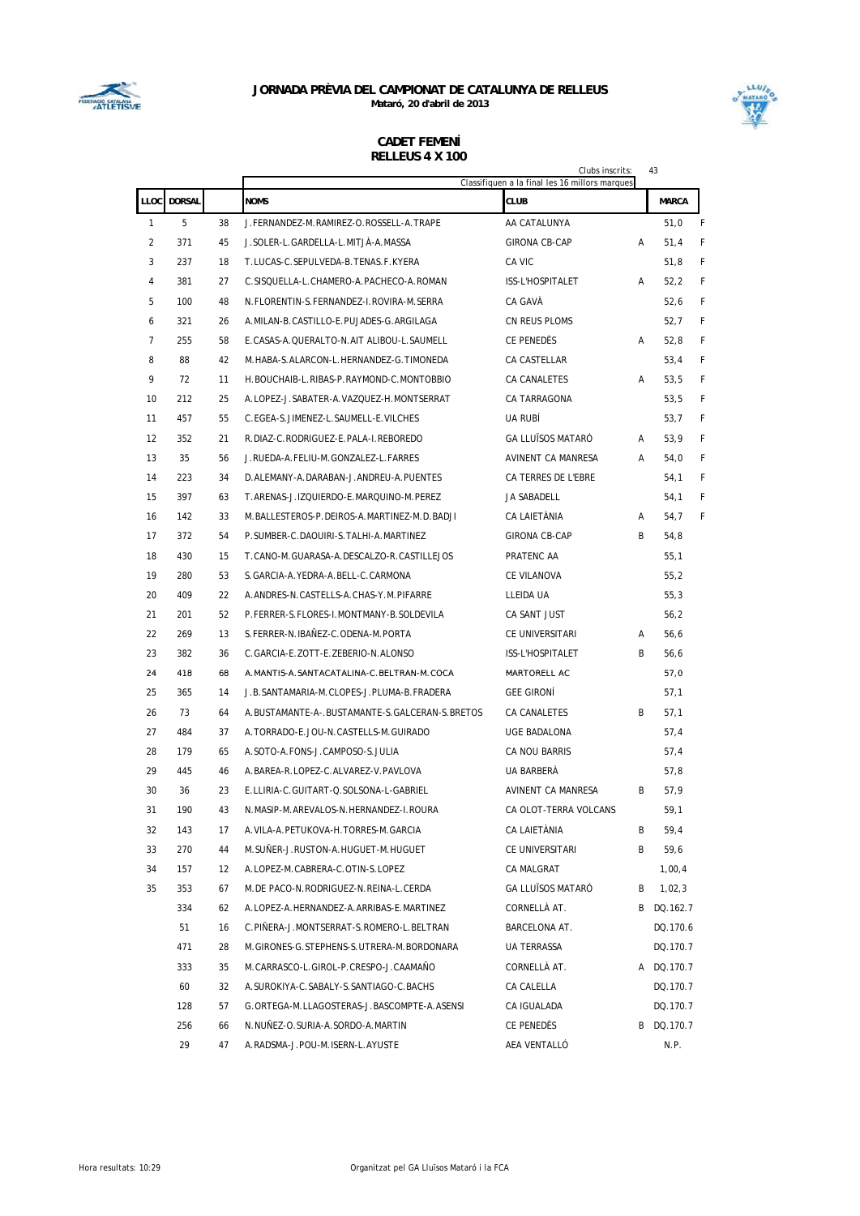# JORNADA PRÈVIA DEL CAMPIONAT DE CATALUNYA DE RELLEUS

**Mataró, 20 d'abril de 2013**

## CADET FEMENÍ
## RELLEUS 4 X 100

Clubs inscrits: 43

Classifiquen a la final les 16 millors marques

| LLOC | DORSAL | | NOMS | CLUB | | MARCA | |
|---|---|---|---|---|---|---|---|
| 1 | 5 | 38 | J.FERNANDEZ-M.RAMIREZ-O.ROSSELL-A.TRAPE | AA CATALUNYA | | 51,0 | F |
| 2 | 371 | 45 | J.SOLER-L.GARDELLA-L.MITJÀ-A.MASSA | GIRONA CB-CAP | A | 51,4 | F |
| 3 | 237 | 18 | T.LUCAS-C.SEPULVEDA-B.TENAS.F.KYERA | CA VIC | | 51,8 | F |
| 4 | 381 | 27 | C.SISQUELLA-L.CHAMERO-A.PACHECO-A.ROMAN | ISS-L'HOSPITALET | A | 52,2 | F |
| 5 | 100 | 48 | N.FLORENTIN-S.FERNANDEZ-I.ROVIRA-M.SERRA | CA GAVÀ | | 52,6 | F |
| 6 | 321 | 26 | A.MILAN-B.CASTILLO-E.PUJADES-G.ARGILAGA | CN REUS PLOMS | | 52,7 | F |
| 7 | 255 | 58 | E.CASAS-A.QUERALTO-N.AIT ALIBOU-L.SAUMELL | CE PENEDÈS | A | 52,8 | F |
| 8 | 88 | 42 | M.HABA-S.ALARCON-L.HERNANDEZ-G.TIMONEDA | CA CASTELLAR | | 53,4 | F |
| 9 | 72 | 11 | H.BOUCHAIB-L.RIBAS-P.RAYMOND-C.MONTOBBIO | CA CANALETES | A | 53,5 | F |
| 10 | 212 | 25 | A.LOPEZ-J.SABATER-A.VAZQUEZ-H.MONTSERRAT | CA TARRAGONA | | 53,5 | F |
| 11 | 457 | 55 | C.EGEA-S.JIMENEZ-L.SAUMELL-E.VILCHES | UA RUBÍ | | 53,7 | F |
| 12 | 352 | 21 | R.DIAZ-C.RODRIGUEZ-E.PALA-I.REBOREDO | GA LLUÏSOS MATARÓ | A | 53,9 | F |
| 13 | 35 | 56 | J.RUEDA-A.FELIU-M.GONZALEZ-L.FARRES | AVINENT CA MANRESA | A | 54,0 | F |
| 14 | 223 | 34 | D.ALEMANY-A.DARABAN-J.ANDREU-A.PUENTES | CA TERRES DE L'EBRE | | 54,1 | F |
| 15 | 397 | 63 | T.ARENAS-J.IZQUIERDO-E.MARQUINO-M.PEREZ | JA SABADELL | | 54,1 | F |
| 16 | 142 | 33 | M.BALLESTEROS-P.DEIROS-A.MARTINEZ-M.D.BADJI | CA LAIETÀNIA | A | 54,7 | F |
| 17 | 372 | 54 | P.SUMBER-C.DAOUIRI-S.TALHI-A.MARTINEZ | GIRONA CB-CAP | B | 54,8 | |
| 18 | 430 | 15 | T.CANO-M.GUARASA-A.DESCALZO-R.CASTILLEJOS | PRATENC AA | | 55,1 | |
| 19 | 280 | 53 | S.GARCIA-A.YEDRA-A.BELL-C.CARMONA | CE VILANOVA | | 55,2 | |
| 20 | 409 | 22 | A.ANDRES-N.CASTELLS-A.CHAS-Y.M.PIFARRE | LLEIDA UA | | 55,3 | |
| 21 | 201 | 52 | P.FERRER-S.FLORES-I.MONTMANY-B.SOLDEVILA | CA SANT JUST | | 56,2 | |
| 22 | 269 | 13 | S.FERRER-N.IBAÑEZ-C.ODENA-M.PORTA | CE UNIVERSITARI | A | 56,6 | |
| 23 | 382 | 36 | C.GARCIA-E.ZOTT-E.ZEBERIO-N.ALONSO | ISS-L'HOSPITALET | B | 56,6 | |
| 24 | 418 | 68 | A.MANTIS-A.SANTACATALINA-C.BELTRAN-M.COCA | MARTORELL AC | | 57,0 | |
| 25 | 365 | 14 | J.B.SANTAMARIA-M.CLOPES-J.PLUMA-B.FRADERA | GEE GIRONÍ | | 57,1 | |
| 26 | 73 | 64 | A.BUSTAMANTE-A-.BUSTAMANTE-S.GALCERAN-S.BRETOS | CA CANALETES | B | 57,1 | |
| 27 | 484 | 37 | A.TORRADO-E.JOU-N.CASTELLS-M.GUIRADO | UGE BADALONA | | 57,4 | |
| 28 | 179 | 65 | A.SOTO-A.FONS-J.CAMPOSO-S.JULIA | CA NOU BARRIS | | 57,4 | |
| 29 | 445 | 46 | A.BAREA-R.LOPEZ-C.ALVAREZ-V.PAVLOVA | UA BARBERÀ | | 57,8 | |
| 30 | 36 | 23 | E.LLIRIA-C.GUITART-Q.SOLSONA-L-GABRIEL | AVINENT CA MANRESA | B | 57,9 | |
| 31 | 190 | 43 | N.MASIP-M.AREVALOS-N.HERNANDEZ-I.ROURA | CA OLOT-TERRA VOLCANS | | 59,1 | |
| 32 | 143 | 17 | A.VILA-A.PETUKOVA-H.TORRES-M.GARCIA | CA LAIETÀNIA | B | 59,4 | |
| 33 | 270 | 44 | M.SUÑER-J.RUSTON-A.HUGUET-M.HUGUET | CE UNIVERSITARI | B | 59,6 | |
| 34 | 157 | 12 | A.LOPEZ-M.CABRERA-C.OTIN-S.LOPEZ | CA MALGRAT | | 1,00,4 | |
| 35 | 353 | 67 | M.DE PACO-N.RODRIGUEZ-N.REINA-L.CERDA | GA LLUÏSOS MATARÓ | B | 1,02,3 | |
| | 334 | 62 | A.LOPEZ-A.HERNANDEZ-A.ARRIBAS-E.MARTINEZ | CORNELLÀ AT. | B | DQ.162.7 | |
| | 51 | 16 | C.PIÑERA-J.MONTSERRAT-S.ROMERO-L.BELTRAN | BARCELONA AT. | | DQ.170.6 | |
| | 471 | 28 | M.GIRONES-G.STEPHENS-S.UTRERA-M.BORDONARA | UA TERRASSA | | DQ.170.7 | |
| | 333 | 35 | M.CARRASCO-L.GIROL-P.CRESPO-J.CAAMAÑO | CORNELLÀ AT. | A | DQ.170.7 | |
| | 60 | 32 | A.SUROKIYA-C.SABALY-S.SANTIAGO-C.BACHS | CA CALELLA | | DQ.170.7 | |
| | 128 | 57 | G.ORTEGA-M.LLAGOSTERAS-J.BASCOMPTE-A.ASENSI | CA IGUALADA | | DQ.170.7 | |
| | 256 | 66 | N.NUÑEZ-O.SURIA-A.SORDO-A.MARTIN | CE PENEDÈS | B | DQ.170.7 | |
| | 29 | 47 | A.RADSMA-J.POU-M.ISERN-L.AYUSTE | AEA VENTALLÓ | | N.P. | |

Hora resultats: 10:29

Organitzat pel GA Lluïsos Mataró i la FCA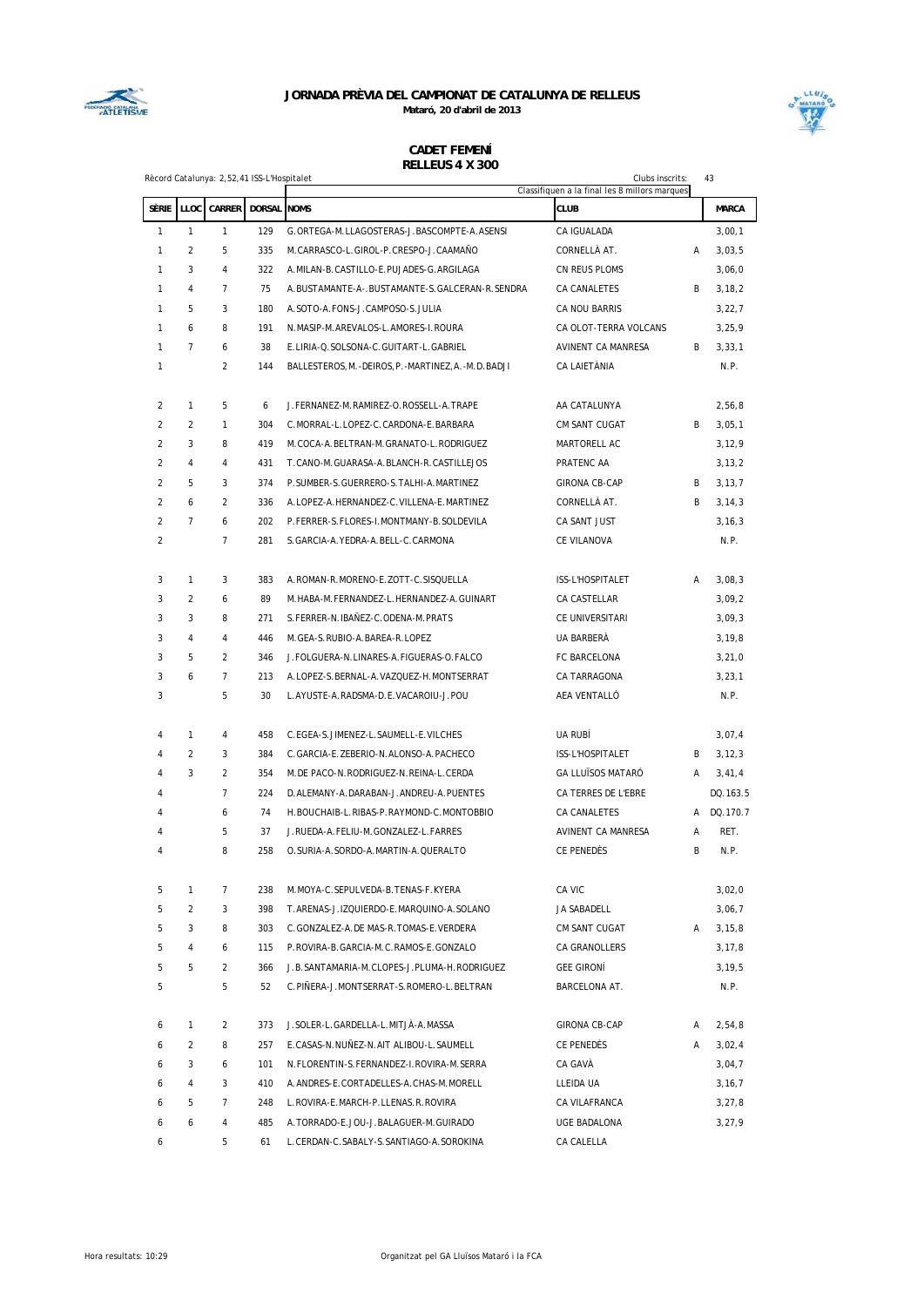# JORNADA PRÈVIA DEL CAMPIONAT DE CATALUNYA DE RELLEUS

**Mataró, 20 d'abril de 2013**

## CADET FEMENÍ
## RELLEUS 4 X 300

Rècord Catalunya: 2,52,41 ISS-L'Hospitalet

Clubs inscrits: 43

Classifiquen a la final les 8 millors marques

| SÈRIE | LLOC | CARRER | DORSAL | NOMS | CLUB | | MARCA |
|---|---|---|---|---|---|---|---|
| 1 | 1 | 1 | 129 | G.ORTEGA-M.LLAGOSTERAS-J.BASCOMPTE-A.ASENSI | CA IGUALADA | | 3,00,1 |
| 1 | 2 | 5 | 335 | M.CARRASCO-L.GIROL-P.CRESPO-J.CAAMAÑO | CORNELLÀ AT. | A | 3,03,5 |
| 1 | 3 | 4 | 322 | A.MILAN-B.CASTILLO-E.PUJADES-G.ARGILAGA | CN REUS PLOMS | | 3,06,0 |
| 1 | 4 | 7 | 75 | A.BUSTAMANTE-A-.BUSTAMANTE-S.GALCERAN-R.SENDRA | CA CANALETES | B | 3,18,2 |
| 1 | 5 | 3 | 180 | A.SOTO-A.FONS-J.CAMPOSO-S.JULIA | CA NOU BARRIS | | 3,22,7 |
| 1 | 6 | 8 | 191 | N.MASIP-M.AREVALOS-L.AMORES-I.ROURA | CA OLOT-TERRA VOLCANS | | 3,25,9 |
| 1 | 7 | 6 | 38 | E.LIRIA-Q.SOLSONA-C.GUITART-L.GABRIEL | AVINENT CA MANRESA | B | 3,33,1 |
| 1 | | 2 | 144 | BALLESTEROS,M.-DEIROS,P.-MARTINEZ,A.-M.D.BADJI | CA LAIETÀNIA | | N.P. |
| 2 | 1 | 5 | 6 | J.FERNANEZ-M.RAMIREZ-O.ROSSELL-A.TRAPE | AA CATALUNYA | | 2,56,8 |
| 2 | 2 | 1 | 304 | C.MORRAL-L.LOPEZ-C.CARDONA-E.BARBARA | CM SANT CUGAT | B | 3,05,1 |
| 2 | 3 | 8 | 419 | M.COCA-A.BELTRAN-M.GRANATO-L.RODRIGUEZ | MARTORELL AC | | 3,12,9 |
| 2 | 4 | 4 | 431 | T.CANO-M.GUARASA-A.BLANCH-R.CASTILLEJOS | PRATENC AA | | 3,13,2 |
| 2 | 5 | 3 | 374 | P.SUMBER-S.GUERRERO-S.TALHI-A.MARTINEZ | GIRONA CB-CAP | B | 3,13,7 |
| 2 | 6 | 2 | 336 | A.LOPEZ-A.HERNANDEZ-C.VILLENA-E.MARTINEZ | CORNELLÀ AT. | B | 3,14,3 |
| 2 | 7 | 6 | 202 | P.FERRER-S.FLORES-I.MONTMANY-B.SOLDEVILA | CA SANT JUST | | 3,16,3 |
| 2 | | 7 | 281 | S.GARCIA-A.YEDRA-A.BELL-C.CARMONA | CE VILANOVA | | N.P. |
| 3 | 1 | 3 | 383 | A.ROMAN-R.MORENO-E.ZOTT-C.SISQUELLA | ISS-L'HOSPITALET | A | 3,08,3 |
| 3 | 2 | 6 | 89 | M.HABA-M.FERNANDEZ-L.HERNANDEZ-A.GUINART | CA CASTELLAR | | 3,09,2 |
| 3 | 3 | 8 | 271 | S.FERRER-N.IBAÑEZ-C.ODENA-M.PRATS | CE UNIVERSITARI | | 3,09,3 |
| 3 | 4 | 4 | 446 | M.GEA-S.RUBIO-A.BAREA-R.LOPEZ | UA BARBERÀ | | 3,19,8 |
| 3 | 5 | 2 | 346 | J.FOLGUERA-N.LINARES-A.FIGUERAS-O.FALCO | FC BARCELONA | | 3,21,0 |
| 3 | 6 | 7 | 213 | A.LOPEZ-S.BERNAL-A.VAZQUEZ-H.MONTSERRAT | CA TARRAGONA | | 3,23,1 |
| 3 | | 5 | 30 | L.AYUSTE-A.RADSMA-D.E.VACAROIU-J.POU | AEA VENTALLÓ | | N.P. |
| 4 | 1 | 4 | 458 | C.EGEA-S.JIMENEZ-L.SAUMELL-E.VILCHES | UA RUBÍ | | 3,07,4 |
| 4 | 2 | 3 | 384 | C.GARCIA-E.ZEBERIO-N.ALONSO-A.PACHECO | ISS-L'HOSPITALET | B | 3,12,3 |
| 4 | 3 | 2 | 354 | M.DE PACO-N.RODRIGUEZ-N.REINA-L.CERDA | GA LLUÏSOS MATARÓ | A | 3,41,4 |
| 4 | | 7 | 224 | D.ALEMANY-A.DARABAN-J.ANDREU-A.PUENTES | CA TERRES DE L'EBRE | | DQ.163.5 |
| 4 | | 6 | 74 | H.BOUCHAIB-L.RIBAS-P.RAYMOND-C.MONTOBBIO | CA CANALETES | A | DQ.170.7 |
| 4 | | 5 | 37 | J.RUEDA-A.FELIU-M.GONZALEZ-L.FARRES | AVINENT CA MANRESA | A | RET. |
| 4 | | 8 | 258 | O.SURIA-A.SORDO-A.MARTIN-A.QUERALTO | CE PENEDÈS | B | N.P. |
| 5 | 1 | 7 | 238 | M.MOYA-C.SEPULVEDA-B.TENAS-F.KYERA | CA VIC | | 3,02,0 |
| 5 | 2 | 3 | 398 | T.ARENAS-J.IZQUIERDO-E.MARQUINO-A.SOLANO | JA SABADELL | | 3,06,7 |
| 5 | 3 | 8 | 303 | C.GONZALEZ-A.DE MAS-R.TOMAS-E.VERDERA | CM SANT CUGAT | A | 3,15,8 |
| 5 | 4 | 6 | 115 | P.ROVIRA-B.GARCIA-M.C.RAMOS-E.GONZALO | CA GRANOLLERS | | 3,17,8 |
| 5 | 5 | 2 | 366 | J.B.SANTAMARIA-M.CLOPES-J.PLUMA-H.RODRIGUEZ | GEE GIRONÍ | | 3,19,5 |
| 5 | | 5 | 52 | C.PIÑERA-J.MONTSERRAT-S.ROMERO-L.BELTRAN | BARCELONA AT. | | N.P. |
| 6 | 1 | 2 | 373 | J.SOLER-L.GARDELLA-L.MITJÀ-A.MASSA | GIRONA CB-CAP | A | 2,54,8 |
| 6 | 2 | 8 | 257 | E.CASAS-N.NUÑEZ-N.AIT ALIBOU-L.SAUMELL | CE PENEDÈS | A | 3,02,4 |
| 6 | 3 | 6 | 101 | N.FLORENTIN-S.FERNANDEZ-I.ROVIRA-M.SERRA | CA GAVÀ | | 3,04,7 |
| 6 | 4 | 3 | 410 | A.ANDRES-E.CORTADELLES-A.CHAS-M.MORELL | LLEIDA UA | | 3,16,7 |
| 6 | 5 | 7 | 248 | L.ROVIRA-E.MARCH-P.LLENAS.R.ROVIRA | CA VILAFRANCA | | 3,27,8 |
| 6 | 6 | 4 | 485 | A.TORRADO-E.JOU-J.BALAGUER-M.GUIRADO | UGE BADALONA | | 3,27,9 |
| 6 | | 5 | 61 | L.CERDAN-C.SABALY-S.SANTIAGO-A.SOROKINA | CA CALELLA | | |

Hora resultats: 10:29

Organitzat pel GA Lluïsos Mataró i la FCA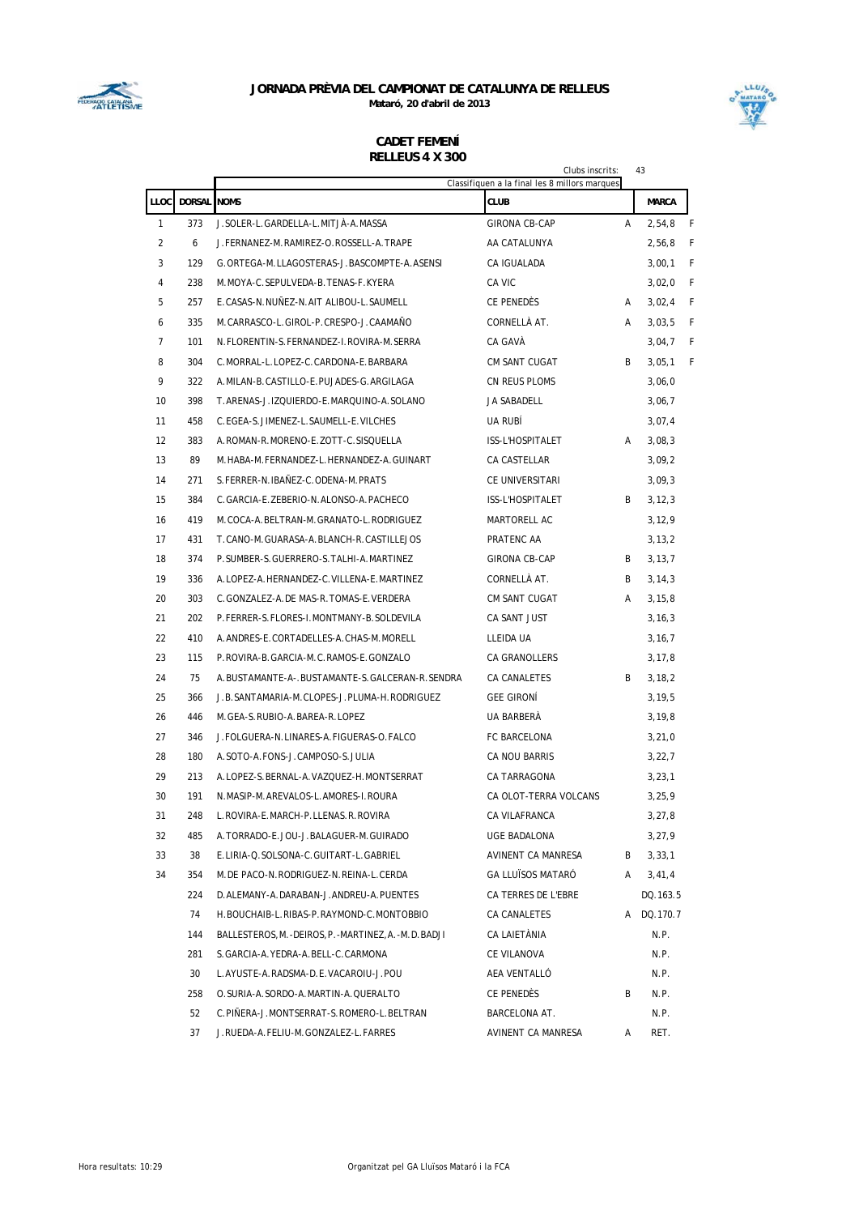**JORNADA PRÈVIA DEL CAMPIONAT DE CATALUNYA DE RELLEUS**

**Mataró, 20 d'abril de 2013**

## CADET FEMENÍ
## RELLEUS 4 X 300

Clubs inscrits: 43

Classifiquen a la final les 8 millors marques

| LLOC | DORSAL | NOMS | CLUB | | MARCA | |
|---|---|---|---|---|---|---|
| 1 | 373 | J.SOLER-L.GARDELLA-L.MITJÀ-A.MASSA | GIRONA CB-CAP | A | 2,54,8 | F |
| 2 | 6 | J.FERNANEZ-M.RAMIREZ-O.ROSSELL-A.TRAPE | AA CATALUNYA | | 2,56,8 | F |
| 3 | 129 | G.ORTEGA-M.LLAGOSTERAS-J.BASCOMPTE-A.ASENSI | CA IGUALADA | | 3,00,1 | F |
| 4 | 238 | M.MOYA-C.SEPULVEDA-B.TENAS-F.KYERA | CA VIC | | 3,02,0 | F |
| 5 | 257 | E.CASAS-N.NUÑEZ-N.AIT ALIBOU-L.SAUMELL | CE PENEDÈS | A | 3,02,4 | F |
| 6 | 335 | M.CARRASCO-L.GIROL-P.CRESPO-J.CAAMAÑO | CORNELLÀ AT. | A | 3,03,5 | F |
| 7 | 101 | N.FLORENTIN-S.FERNANDEZ-I.ROVIRA-M.SERRA | CA GAVÀ | | 3,04,7 | F |
| 8 | 304 | C.MORRAL-L.LOPEZ-C.CARDONA-E.BARBARA | CM SANT CUGAT | B | 3,05,1 | F |
| 9 | 322 | A.MILAN-B.CASTILLO-E.PUJADES-G.ARGILAGA | CN REUS PLOMS | | 3,06,0 | |
| 10 | 398 | T.ARENAS-J.IZQUIERDO-E.MARQUINO-A.SOLANO | JA SABADELL | | 3,06,7 | |
| 11 | 458 | C.EGEA-S.JIMENEZ-L.SAUMELL-E.VILCHES | UA RUBÍ | | 3,07,4 | |
| 12 | 383 | A.ROMAN-R.MORENO-E.ZOTT-C.SISQUELLA | ISS-L'HOSPITALET | A | 3,08,3 | |
| 13 | 89 | M.HABA-M.FERNANDEZ-L.HERNANDEZ-A.GUINART | CA CASTELLAR | | 3,09,2 | |
| 14 | 271 | S.FERRER-N.IBAÑEZ-C.ODENA-M.PRATS | CE UNIVERSITARI | | 3,09,3 | |
| 15 | 384 | C.GARCIA-E.ZEBERIO-N.ALONSO-A.PACHECO | ISS-L'HOSPITALET | B | 3,12,3 | |
| 16 | 419 | M.COCA-A.BELTRAN-M.GRANATO-L.RODRIGUEZ | MARTORELL AC | | 3,12,9 | |
| 17 | 431 | T.CANO-M.GUARASA-A.BLANCH-R.CASTILLEJOS | PRATENC AA | | 3,13,2 | |
| 18 | 374 | P.SUMBER-S.GUERRERO-S.TALHI-A.MARTINEZ | GIRONA CB-CAP | B | 3,13,7 | |
| 19 | 336 | A.LOPEZ-A.HERNANDEZ-C.VILLENA-E.MARTINEZ | CORNELLÀ AT. | B | 3,14,3 | |
| 20 | 303 | C.GONZALEZ-A.DE MAS-R.TOMAS-E.VERDERA | CM SANT CUGAT | A | 3,15,8 | |
| 21 | 202 | P.FERRER-S.FLORES-I.MONTMANY-B.SOLDEVILA | CA SANT JUST | | 3,16,3 | |
| 22 | 410 | A.ANDRES-E.CORTADELLES-A.CHAS-M.MORELL | LLEIDA UA | | 3,16,7 | |
| 23 | 115 | P.ROVIRA-B.GARCIA-M.C.RAMOS-E.GONZALO | CA GRANOLLERS | | 3,17,8 | |
| 24 | 75 | A.BUSTAMANTE-A-.BUSTAMANTE-S.GALCERAN-R.SENDRA | CA CANALETES | B | 3,18,2 | |
| 25 | 366 | J.B.SANTAMARIA-M.CLOPES-J.PLUMA-H.RODRIGUEZ | GEE GIRONÍ | | 3,19,5 | |
| 26 | 446 | M.GEA-S.RUBIO-A.BAREA-R.LOPEZ | UA BARBERÀ | | 3,19,8 | |
| 27 | 346 | J.FOLGUERA-N.LINARES-A.FIGUERAS-O.FALCO | FC BARCELONA | | 3,21,0 | |
| 28 | 180 | A.SOTO-A.FONS-J.CAMPOSO-S.JULIA | CA NOU BARRIS | | 3,22,7 | |
| 29 | 213 | A.LOPEZ-S.BERNAL-A.VAZQUEZ-H.MONTSERRAT | CA TARRAGONA | | 3,23,1 | |
| 30 | 191 | N.MASIP-M.AREVALOS-L.AMORES-I.ROURA | CA OLOT-TERRA VOLCANS | | 3,25,9 | |
| 31 | 248 | L.ROVIRA-E.MARCH-P.LLENAS.R.ROVIRA | CA VILAFRANCA | | 3,27,8 | |
| 32 | 485 | A.TORRADO-E.JOU-J.BALAGUER-M.GUIRADO | UGE BADALONA | | 3,27,9 | |
| 33 | 38 | E.LIRIA-Q.SOLSONA-C.GUITART-L.GABRIEL | AVINENT CA MANRESA | B | 3,33,1 | |
| 34 | 354 | M.DE PACO-N.RODRIGUEZ-N.REINA-L.CERDA | GA LLUÏSOS MATARÓ | A | 3,41,4 | |
| | 224 | D.ALEMANY-A.DARABAN-J.ANDREU-A.PUENTES | CA TERRES DE L'EBRE | | DQ.163.5 | |
| | 74 | H.BOUCHAIB-L.RIBAS-P.RAYMOND-C.MONTOBBIO | CA CANALETES | A | DQ.170.7 | |
| | 144 | BALLESTEROS,M.-DEIROS,P.-MARTINEZ,A.-M.D.BADJI | CA LAIETÀNIA | | N.P. | |
| | 281 | S.GARCIA-A.YEDRA-A.BELL-C.CARMONA | CE VILANOVA | | N.P. | |
| | 30 | L.AYUSTE-A.RADSMA-D.E.VACAROIU-J.POU | AEA VENTALLÓ | | N.P. | |
| | 258 | O.SURIA-A.SORDO-A.MARTIN-A.QUERALTO | CE PENEDÈS | B | N.P. | |
| | 52 | C.PIÑERA-J.MONTSERRAT-S.ROMERO-L.BELTRAN | BARCELONA AT. | | N.P. | |
| | 37 | J.RUEDA-A.FELIU-M.GONZALEZ-L.FARRES | AVINENT CA MANRESA | A | RET. | |

Hora resultats: 10:29

Organitzat pel GA Lluïsos Mataró i la FCA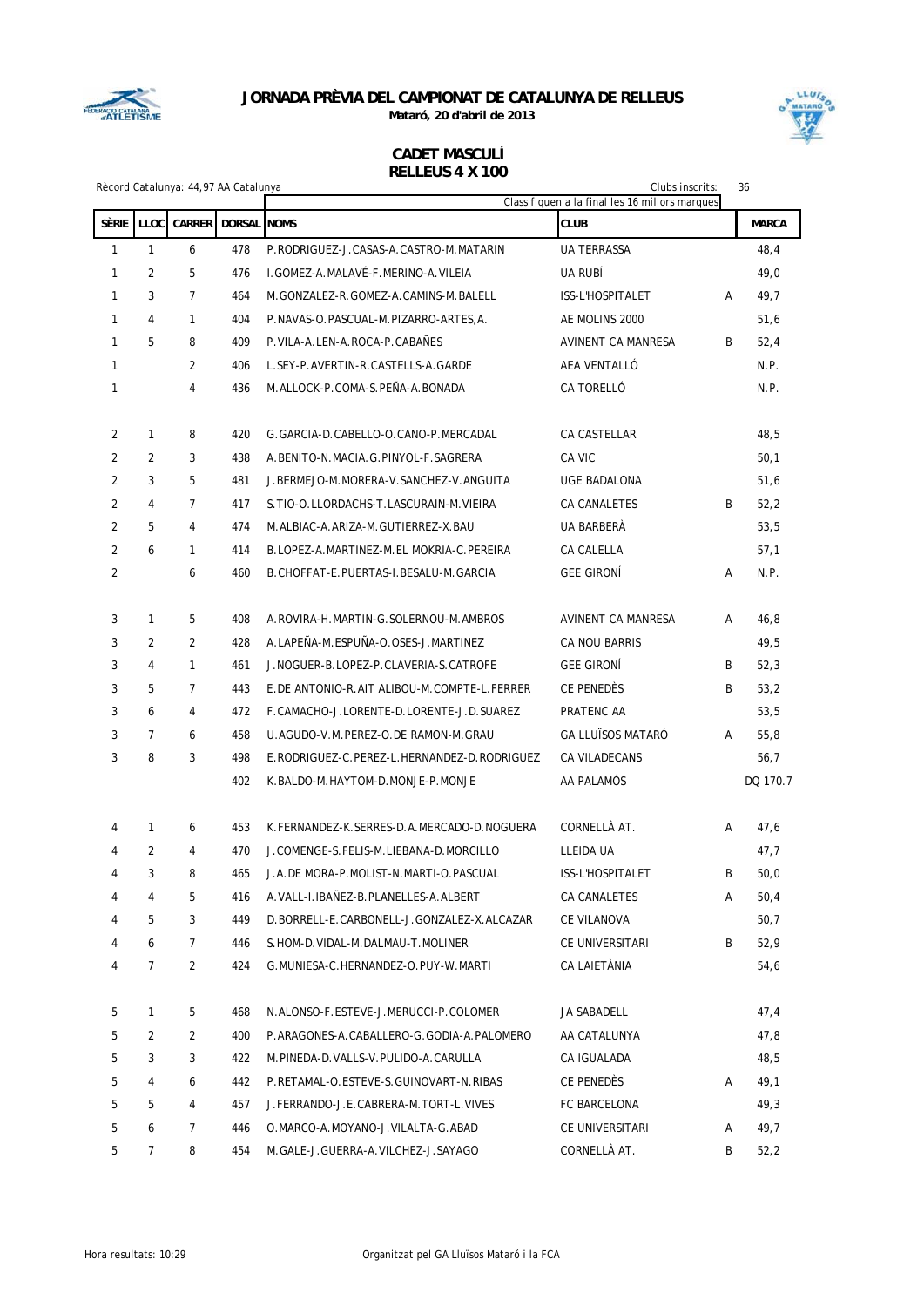# JORNADA PRÈVIA DEL CAMPIONAT DE CATALUNYA DE RELLEUS

**Mataró, 20 d'abril de 2013**

## CADET MASCULÍ
## RELLEUS 4 X 100

Rècord Catalunya: 44,97 AA Catalunya

Clubs inscrits: 36

Classifiquen a la final les 16 millors marques

| SÈRIE | LLOC | CARRER | DORSAL | NOMS | CLUB | | MARCA |
|---|---|---|---|---|---|---|---|
| 1 | 1 | 6 | 478 | P.RODRIGUEZ-J.CASAS-A.CASTRO-M.MATARIN | UA TERRASSA | | 48,4 |
| 1 | 2 | 5 | 476 | I.GOMEZ-A.MALAVÉ-F.MERINO-A.VILEIA | UA RUBÍ | | 49,0 |
| 1 | 3 | 7 | 464 | M.GONZALEZ-R.GOMEZ-A.CAMINS-M.BALELL | ISS-L'HOSPITALET | A | 49,7 |
| 1 | 4 | 1 | 404 | P.NAVAS-O.PASCUAL-M.PIZARRO-ARTES,A. | AE MOLINS 2000 | | 51,6 |
| 1 | 5 | 8 | 409 | P.VILA-A.LEN-A.ROCA-P.CABAÑES | AVINENT CA MANRESA | B | 52,4 |
| 1 | | 2 | 406 | L.SEY-P.AVERTIN-R.CASTELLS-A.GARDE | AEA VENTALLÓ | | N.P. |
| 1 | | 4 | 436 | M.ALLOCK-P.COMA-S.PEÑA-A.BONADA | CA TORELLÓ | | N.P. |
| 2 | 1 | 8 | 420 | G.GARCIA-D.CABELLO-O.CANO-P.MERCADAL | CA CASTELLAR | | 48,5 |
| 2 | 2 | 3 | 438 | A.BENITO-N.MACIA.G.PINYOL-F.SAGRERA | CA VIC | | 50,1 |
| 2 | 3 | 5 | 481 | J.BERMEJO-M.MORERA-V.SANCHEZ-V.ANGUITA | UGE BADALONA | | 51,6 |
| 2 | 4 | 7 | 417 | S.TIO-O.LLORDACHS-T.LASCURAIN-M.VIEIRA | CA CANALETES | B | 52,2 |
| 2 | 5 | 4 | 474 | M.ALBIAC-A.ARIZA-M.GUTIERREZ-X.BAU | UA BARBERÀ | | 53,5 |
| 2 | 6 | 1 | 414 | B.LOPEZ-A.MARTINEZ-M.EL MOKRIA-C.PEREIRA | CA CALELLA | | 57,1 |
| 2 | | 6 | 460 | B.CHOFFAT-E.PUERTAS-I.BESALU-M.GARCIA | GEE GIRONÍ | A | N.P. |
| 3 | 1 | 5 | 408 | A.ROVIRA-H.MARTIN-G.SOLERNOU-M.AMBROS | AVINENT CA MANRESA | A | 46,8 |
| 3 | 2 | 2 | 428 | A.LAPEÑA-M.ESPUÑA-O.OSES-J.MARTINEZ | CA NOU BARRIS | | 49,5 |
| 3 | 4 | 1 | 461 | J.NOGUER-B.LOPEZ-P.CLAVERIA-S.CATROFE | GEE GIRONÍ | B | 52,3 |
| 3 | 5 | 7 | 443 | E.DE ANTONIO-R.AIT ALIBOU-M.COMPTE-L.FERRER | CE PENEDÈS | B | 53,2 |
| 3 | 6 | 4 | 472 | F.CAMACHO-J.LORENTE-D.LORENTE-J.D.SUAREZ | PRATENC AA | | 53,5 |
| 3 | 7 | 6 | 458 | U.AGUDO-V.M.PEREZ-O.DE RAMON-M.GRAU | GA LLUÏSOS MATARÓ | A | 55,8 |
| 3 | 8 | 3 | 498 | E.RODRIGUEZ-C.PEREZ-L.HERNANDEZ-D.RODRIGUEZ | CA VILADECANS | | 56,7 |
| | | | 402 | K.BALDO-M.HAYTOM-D.MONJE-P.MONJE | AA PALAMÓS | | DQ 170.7 |
| 4 | 1 | 6 | 453 | K.FERNANDEZ-K.SERRES-D.A.MERCADO-D.NOGUERA | CORNELLÀ AT. | A | 47,6 |
| 4 | 2 | 4 | 470 | J.COMENGE-S.FELIS-M.LIEBANA-D.MORCILLO | LLEIDA UA | | 47,7 |
| 4 | 3 | 8 | 465 | J.A.DE MORA-P.MOLIST-N.MARTI-O.PASCUAL | ISS-L'HOSPITALET | B | 50,0 |
| 4 | 4 | 5 | 416 | A.VALL-I.IBAÑEZ-B.PLANELLES-A.ALBERT | CA CANALETES | A | 50,4 |
| 4 | 5 | 3 | 449 | D.BORRELL-E.CARBONELL-J.GONZALEZ-X.ALCAZAR | CE VILANOVA | | 50,7 |
| 4 | 6 | 7 | 446 | S.HOM-D.VIDAL-M.DALMAU-T.MOLINER | CE UNIVERSITARI | B | 52,9 |
| 4 | 7 | 2 | 424 | G.MUNIESA-C.HERNANDEZ-O.PUY-W.MARTI | CA LAIETÀNIA | | 54,6 |
| 5 | 1 | 5 | 468 | N.ALONSO-F.ESTEVE-J.MERUCCI-P.COLOMER | JA SABADELL | | 47,4 |
| 5 | 2 | 2 | 400 | P.ARAGONES-A.CABALLERO-G.GODIA-A.PALOMERO | AA CATALUNYA | | 47,8 |
| 5 | 3 | 3 | 422 | M.PINEDA-D.VALLS-V.PULIDO-A.CARULLA | CA IGUALADA | | 48,5 |
| 5 | 4 | 6 | 442 | P.RETAMAL-O.ESTEVE-S.GUINOVART-N.RIBAS | CE PENEDÈS | A | 49,1 |
| 5 | 5 | 4 | 457 | J.FERRANDO-J.E.CABRERA-M.TORT-L.VIVES | FC BARCELONA | | 49,3 |
| 5 | 6 | 7 | 446 | O.MARCO-A.MOYANO-J.VILALTA-G.ABAD | CE UNIVERSITARI | A | 49,7 |
| 5 | 7 | 8 | 454 | M.GALE-J.GUERRA-A.VILCHEZ-J.SAYAGO | CORNELLÀ AT. | B | 52,2 |

Hora resultats: 10:29

Organitzat pel GA Lluïsos Mataró i la FCA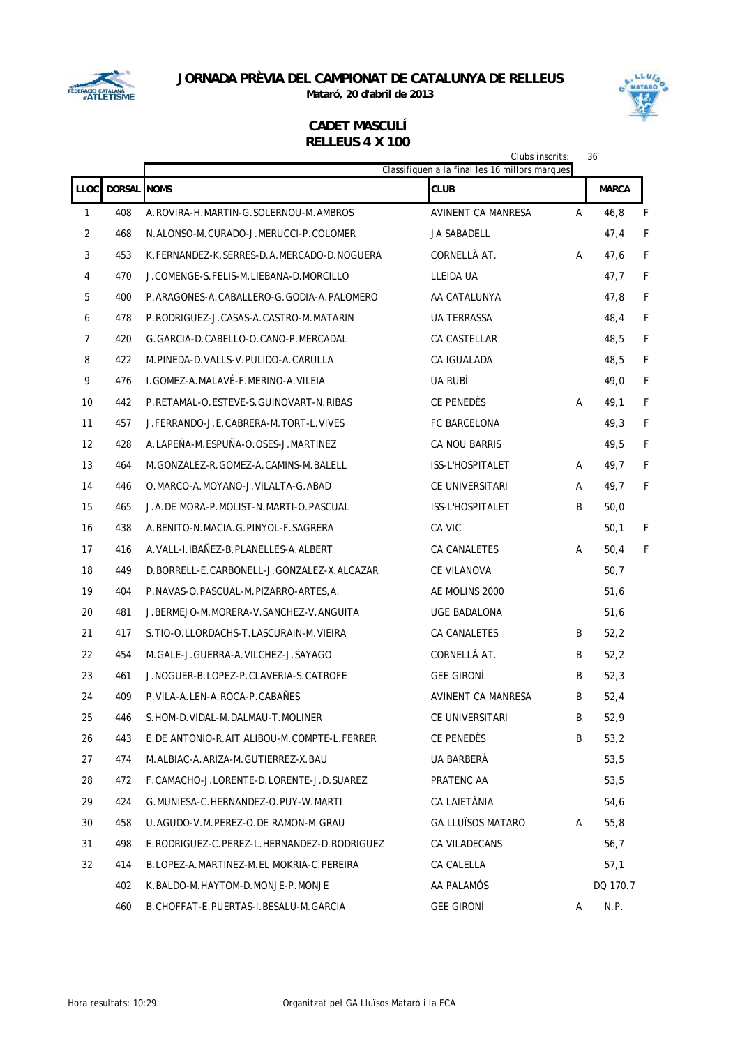# JORNADA PRÈVIA DEL CAMPIONAT DE CATALUNYA DE RELLEUS

**Mataró, 20 d'abril de 2013**

## CADET MASCULÍ
## RELLEUS 4 X 100

Clubs inscrits: 36

Classifiquen a la final les 16 millors marques

| LLOC | DORSAL | NOMS | CLUB | | MARCA | |
|---|---|---|---|---|---|---|
| 1 | 408 | A.ROVIRA-H.MARTIN-G.SOLERNOU-M.AMBROS | AVINENT CA MANRESA | A | 46,8 | F |
| 2 | 468 | N.ALONSO-M.CURADO-J.MERUCCI-P.COLOMER | JA SABADELL | | 47,4 | F |
| 3 | 453 | K.FERNANDEZ-K.SERRES-D.A.MERCADO-D.NOGUERA | CORNELLÀ AT. | A | 47,6 | F |
| 4 | 470 | J.COMENGE-S.FELIS-M.LIEBANA-D.MORCILLO | LLEIDA UA | | 47,7 | F |
| 5 | 400 | P.ARAGONES-A.CABALLERO-G.GODIA-A.PALOMERO | AA CATALUNYA | | 47,8 | F |
| 6 | 478 | P.RODRIGUEZ-J.CASAS-A.CASTRO-M.MATARIN | UA TERRASSA | | 48,4 | F |
| 7 | 420 | G.GARCIA-D.CABELLO-O.CANO-P.MERCADAL | CA CASTELLAR | | 48,5 | F |
| 8 | 422 | M.PINEDA-D.VALLS-V.PULIDO-A.CARULLA | CA IGUALADA | | 48,5 | F |
| 9 | 476 | I.GOMEZ-A.MALAVÉ-F.MERINO-A.VILEIA | UA RUBÍ | | 49,0 | F |
| 10 | 442 | P.RETAMAL-O.ESTEVE-S.GUINOVART-N.RIBAS | CE PENEDÈS | A | 49,1 | F |
| 11 | 457 | J.FERRANDO-J.E.CABRERA-M.TORT-L.VIVES | FC BARCELONA | | 49,3 | F |
| 12 | 428 | A.LAPEÑA-M.ESPUÑA-O.OSES-J.MARTINEZ | CA NOU BARRIS | | 49,5 | F |
| 13 | 464 | M.GONZALEZ-R.GOMEZ-A.CAMINS-M.BALELL | ISS-L'HOSPITALET | A | 49,7 | F |
| 14 | 446 | O.MARCO-A.MOYANO-J.VILALTA-G.ABAD | CE UNIVERSITARI | A | 49,7 | F |
| 15 | 465 | J.A.DE MORA-P.MOLIST-N.MARTI-O.PASCUAL | ISS-L'HOSPITALET | B | 50,0 | |
| 16 | 438 | A.BENITO-N.MACIA.G.PINYOL-F.SAGRERA | CA VIC | | 50,1 | F |
| 17 | 416 | A.VALL-I.IBAÑEZ-B.PLANELLES-A.ALBERT | CA CANALETES | A | 50,4 | F |
| 18 | 449 | D.BORRELL-E.CARBONELL-J.GONZALEZ-X.ALCAZAR | CE VILANOVA | | 50,7 | |
| 19 | 404 | P.NAVAS-O.PASCUAL-M.PIZARRO-ARTES,A. | AE MOLINS 2000 | | 51,6 | |
| 20 | 481 | J.BERMEJO-M.MORERA-V.SANCHEZ-V.ANGUITA | UGE BADALONA | | 51,6 | |
| 21 | 417 | S.TIO-O.LLORDACHS-T.LASCURAIN-M.VIEIRA | CA CANALETES | B | 52,2 | |
| 22 | 454 | M.GALE-J.GUERRA-A.VILCHEZ-J.SAYAGO | CORNELLÀ AT. | B | 52,2 | |
| 23 | 461 | J.NOGUER-B.LOPEZ-P.CLAVERIA-S.CATROFE | GEE GIRONÍ | B | 52,3 | |
| 24 | 409 | P.VILA-A.LEN-A.ROCA-P.CABAÑES | AVINENT CA MANRESA | B | 52,4 | |
| 25 | 446 | S.HOM-D.VIDAL-M.DALMAU-T.MOLINER | CE UNIVERSITARI | B | 52,9 | |
| 26 | 443 | E.DE ANTONIO-R.AIT ALIBOU-M.COMPTE-L.FERRER | CE PENEDÈS | B | 53,2 | |
| 27 | 474 | M.ALBIAC-A.ARIZA-M.GUTIERREZ-X.BAU | UA BARBERÀ | | 53,5 | |
| 28 | 472 | F.CAMACHO-J.LORENTE-D.LORENTE-J.D.SUAREZ | PRATENC AA | | 53,5 | |
| 29 | 424 | G.MUNIESA-C.HERNANDEZ-O.PUY-W.MARTI | CA LAIETÀNIA | | 54,6 | |
| 30 | 458 | U.AGUDO-V.M.PEREZ-O.DE RAMON-M.GRAU | GA LLUÏSOS MATARÓ | A | 55,8 | |
| 31 | 498 | E.RODRIGUEZ-C.PEREZ-L.HERNANDEZ-D.RODRIGUEZ | CA VILADECANS | | 56,7 | |
| 32 | 414 | B.LOPEZ-A.MARTINEZ-M.EL MOKRIA-C.PEREIRA | CA CALELLA | | 57,1 | |
| | 402 | K.BALDO-M.HAYTOM-D.MONJE-P.MONJE | AA PALAMÓS | | DQ 170.7 | |
| | 460 | B.CHOFFAT-E.PUERTAS-I.BESALU-M.GARCIA | GEE GIRONÍ | A | N.P. | |

Hora resultats: 10:29

Organitzat pel GA Lluïsos Mataró i la FCA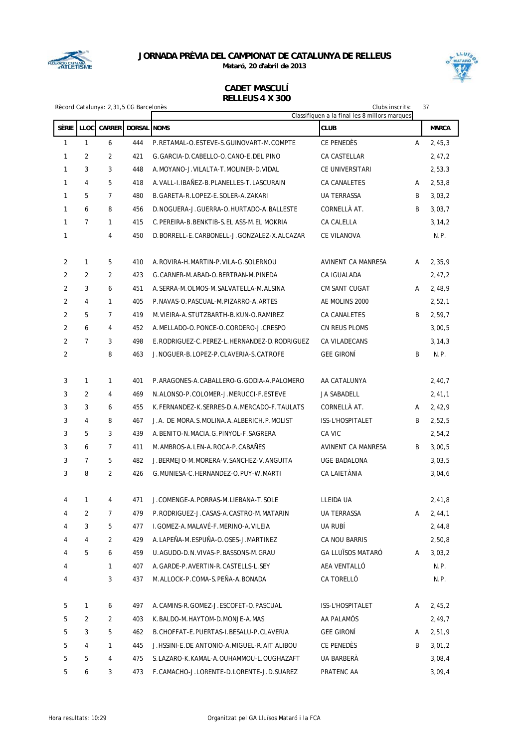# JORNADA PRÈVIA DEL CAMPIONAT DE CATALUNYA DE RELLEUS

**Mataró, 20 d'abril de 2013**

## CADET MASCULÍ
## RELLEUS 4 X 300

Rècord Catalunya: 2,31,5 CG Barcelonès

Clubs inscrits: 37

Classifiquen a la final les 8 millors marques

| SÈRIE | LLOC | CARRER | DORSAL | NOMS | CLUB | | MARCA |
|---|---|---|---|---|---|---|---|
| 1 | 1 | 6 | 444 | P.RETAMAL-O.ESTEVE-S.GUINOVART-M.COMPTE | CE PENEDÈS | A | 2,45,3 |
| 1 | 2 | 2 | 421 | G.GARCIA-D.CABELLO-O.CANO-E.DEL PINO | CA CASTELLAR | | 2,47,2 |
| 1 | 3 | 3 | 448 | A.MOYANO-J.VILALTA-T.MOLINER-D.VIDAL | CE UNIVERSITARI | | 2,53,3 |
| 1 | 4 | 5 | 418 | A.VALL-I.IBAÑEZ-B.PLANELLES-T.LASCURAIN | CA CANALETES | A | 2,53,8 |
| 1 | 5 | 7 | 480 | B.GARETA-R.LOPEZ-E.SOLER-A.ZAKARI | UA TERRASSA | B | 3,03,2 |
| 1 | 6 | 8 | 456 | D.NOGUERA-J.GUERRA-O.HURTADO-A.BALLESTE | CORNELLÀ AT. | B | 3,03,7 |
| 1 | 7 | 1 | 415 | C.PEREIRA-B.BENKTIB-S.EL ASS-M.EL MOKRIA | CA CALELLA | | 3,14,2 |
| 1 | | 4 | 450 | D.BORRELL-E.CARBONELL-J.GONZALEZ-X.ALCAZAR | CE VILANOVA | | N.P. |
| 2 | 1 | 5 | 410 | A.ROVIRA-H.MARTIN-P.VILA-G.SOLERNOU | AVINENT CA MANRESA | A | 2,35,9 |
| 2 | 2 | 2 | 423 | G.CARNER-M.ABAD-O.BERTRAN-M.PINEDA | CA IGUALADA | | 2,47,2 |
| 2 | 3 | 6 | 451 | A.SERRA-M.OLMOS-M.SALVATELLA-M.ALSINA | CM SANT CUGAT | A | 2,48,9 |
| 2 | 4 | 1 | 405 | P.NAVAS-O.PASCUAL-M.PIZARRO-A.ARTES | AE MOLINS 2000 | | 2,52,1 |
| 2 | 5 | 7 | 419 | M.VIEIRA-A.STUTZBARTH-B.KUN-O.RAMIREZ | CA CANALETES | B | 2,59,7 |
| 2 | 6 | 4 | 452 | A.MELLADO-O.PONCE-O.CORDERO-J.CRESPO | CN REUS PLOMS | | 3,00,5 |
| 2 | 7 | 3 | 498 | E.RODRIGUEZ-C.PEREZ-L.HERNANDEZ-D.RODRIGUEZ | CA VILADECANS | | 3,14,3 |
| 2 | | 8 | 463 | J.NOGUER-B.LOPEZ-P.CLAVERIA-S.CATROFE | GEE GIRONÍ | B | N.P. |
| 3 | 1 | 1 | 401 | P.ARAGONES-A.CABALLERO-G.GODIA-A.PALOMERO | AA CATALUNYA | | 2,40,7 |
| 3 | 2 | 4 | 469 | N.ALONSO-P.COLOMER-J.MERUCCI-F.ESTEVE | JA SABADELL | | 2,41,1 |
| 3 | 3 | 6 | 455 | K.FERNANDEZ-K.SERRES-D.A.MERCADO-F.TAULATS | CORNELLÀ AT. | A | 2,42,9 |
| 3 | 4 | 8 | 467 | J.A. DE MORA.S.MOLINA.A.ALBERICH.P.MOLIST | ISS-L'HOSPITALET | B | 2,52,5 |
| 3 | 5 | 3 | 439 | A.BENITO-N.MACIA.G.PINYOL-F.SAGRERA | CA VIC | | 2,54,2 |
| 3 | 6 | 7 | 411 | M.AMBROS-A.LEN-A.ROCA-P.CABAÑES | AVINENT CA MANRESA | B | 3,00,5 |
| 3 | 7 | 5 | 482 | J.BERMEJO-M.MORERA-V.SANCHEZ-V.ANGUITA | UGE BADALONA | | 3,03,5 |
| 3 | 8 | 2 | 426 | G.MUNIESA-C.HERNANDEZ-O.PUY-W.MARTI | CA LAIETÀNIA | | 3,04,6 |
| 4 | 1 | 4 | 471 | J.COMENGE-A.PORRAS-M.LIEBANA-T.SOLE | LLEIDA UA | | 2,41,8 |
| 4 | 2 | 7 | 479 | P.RODRIGUEZ-J.CASAS-A.CASTRO-M.MATARIN | UA TERRASSA | A | 2,44,1 |
| 4 | 3 | 5 | 477 | I.GOMEZ-A.MALAVÉ-F.MERINO-A.VILEIA | UA RUBÍ | | 2,44,8 |
| 4 | 4 | 2 | 429 | A.LAPEÑA-M.ESPUÑA-O.OSES-J.MARTINEZ | CA NOU BARRIS | | 2,50,8 |
| 4 | 5 | 6 | 459 | U.AGUDO-D.N.VIVAS-P.BASSONS-M.GRAU | GA LLUÏSOS MATARÓ | A | 3,03,2 |
| 4 | | 1 | 407 | A.GARDE-P.AVERTIN-R.CASTELLS-L.SEY | AEA VENTALLÓ | | N.P. |
| 4 | | 3 | 437 | M.ALLOCK-P.COMA-S.PEÑA-A.BONADA | CA TORELLÓ | | N.P. |
| 5 | 1 | 6 | 497 | A.CAMINS-R.GOMEZ-J.ESCOFET-O.PASCUAL | ISS-L'HOSPITALET | A | 2,45,2 |
| 5 | 2 | 2 | 403 | K.BALDO-M.HAYTOM-D.MONJE-A.MAS | AA PALAMÓS | | 2,49,7 |
| 5 | 3 | 5 | 462 | B.CHOFFAT-E.PUERTAS-I.BESALU-P.CLAVERIA | GEE GIRONÍ | A | 2,51,9 |
| 5 | 4 | 1 | 445 | J.HSSINI-E.DE ANTONIO-A.MIGUEL-R.AIT ALIBOU | CE PENEDÈS | B | 3,01,2 |
| 5 | 5 | 4 | 475 | S.LAZARO-K.KAMAL-A.OUHAMMOU-L.OUGHAZAFT | UA BARBERÀ | | 3,08,4 |
| 5 | 6 | 3 | 473 | F.CAMACHO-J.LORENTE-D.LORENTE-J.D.SUAREZ | PRATENC AA | | 3,09,4 |

Hora resultats: 10:29

Organitzat pel GA Lluïsos Mataró i la FCA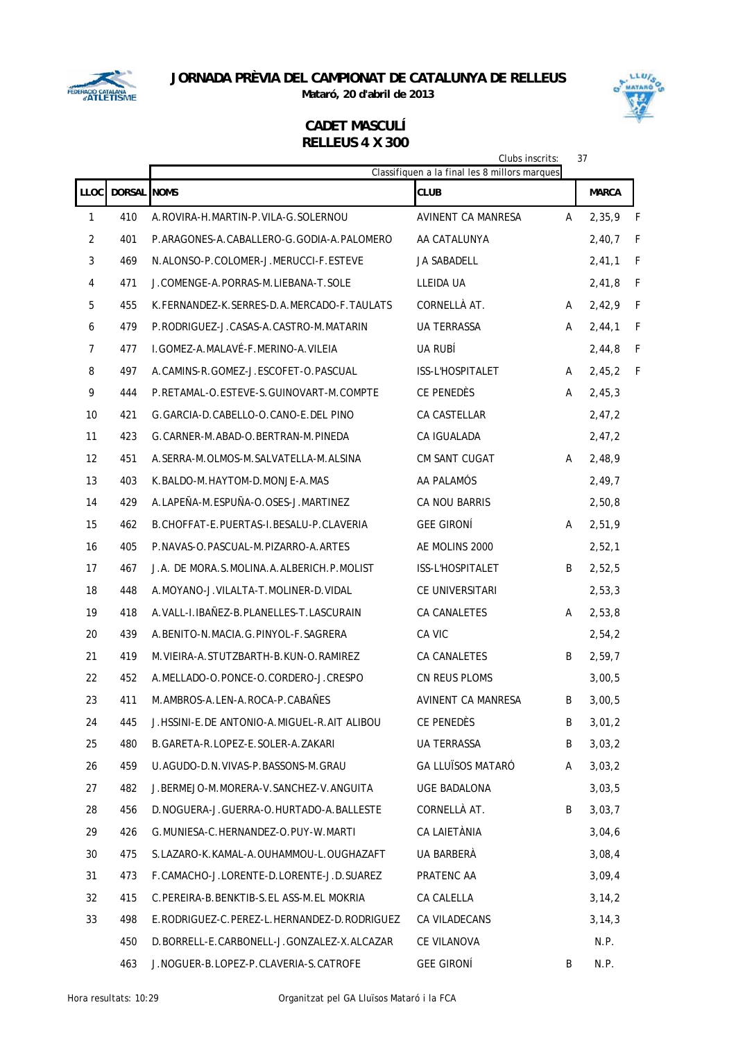# JORNADA PRÈVIA DEL CAMPIONAT DE CATALUNYA DE RELLEUS

**Mataró, 20 d'abril de 2013**

## CADET MASCULÍ
## RELLEUS 4 X 300

Clubs inscrits: 37

Classifiquen a la final les 8 millors marques

| LLOC | DORSAL | NOMS | CLUB | | MARCA | |
|---|---|---|---|---|---|---|
| 1 | 410 | A.ROVIRA-H.MARTIN-P.VILA-G.SOLERNOU | AVINENT CA MANRESA | A | 2,35,9 | F |
| 2 | 401 | P.ARAGONES-A.CABALLERO-G.GODIA-A.PALOMERO | AA CATALUNYA | | 2,40,7 | F |
| 3 | 469 | N.ALONSO-P.COLOMER-J.MERUCCI-F.ESTEVE | JA SABADELL | | 2,41,1 | F |
| 4 | 471 | J.COMENGE-A.PORRAS-M.LIEBANA-T.SOLE | LLEIDA UA | | 2,41,8 | F |
| 5 | 455 | K.FERNANDEZ-K.SERRES-D.A.MERCADO-F.TAULATS | CORNELLÀ AT. | A | 2,42,9 | F |
| 6 | 479 | P.RODRIGUEZ-J.CASAS-A.CASTRO-M.MATARIN | UA TERRASSA | A | 2,44,1 | F |
| 7 | 477 | I.GOMEZ-A.MALAVÉ-F.MERINO-A.VILEIA | UA RUBÍ | | 2,44,8 | F |
| 8 | 497 | A.CAMINS-R.GOMEZ-J.ESCOFET-O.PASCUAL | ISS-L'HOSPITALET | A | 2,45,2 | F |
| 9 | 444 | P.RETAMAL-O.ESTEVE-S.GUINOVART-M.COMPTE | CE PENEDÈS | A | 2,45,3 | |
| 10 | 421 | G.GARCIA-D.CABELLO-O.CANO-E.DEL PINO | CA CASTELLAR | | 2,47,2 | |
| 11 | 423 | G.CARNER-M.ABAD-O.BERTRAN-M.PINEDA | CA IGUALADA | | 2,47,2 | |
| 12 | 451 | A.SERRA-M.OLMOS-M.SALVATELLA-M.ALSINA | CM SANT CUGAT | A | 2,48,9 | |
| 13 | 403 | K.BALDO-M.HAYTOM-D.MONJE-A.MAS | AA PALAMÓS | | 2,49,7 | |
| 14 | 429 | A.LAPEÑA-M.ESPUÑA-O.OSES-J.MARTINEZ | CA NOU BARRIS | | 2,50,8 | |
| 15 | 462 | B.CHOFFAT-E.PUERTAS-I.BESALU-P.CLAVERIA | GEE GIRONÍ | A | 2,51,9 | |
| 16 | 405 | P.NAVAS-O.PASCUAL-M.PIZARRO-A.ARTES | AE MOLINS 2000 | | 2,52,1 | |
| 17 | 467 | J.A. DE MORA.S.MOLINA.A.ALBERICH.P.MOLIST | ISS-L'HOSPITALET | B | 2,52,5 | |
| 18 | 448 | A.MOYANO-J.VILALTA-T.MOLINER-D.VIDAL | CE UNIVERSITARI | | 2,53,3 | |
| 19 | 418 | A.VALL-I.IBAÑEZ-B.PLANELLES-T.LASCURAIN | CA CANALETES | A | 2,53,8 | |
| 20 | 439 | A.BENITO-N.MACIA.G.PINYOL-F.SAGRERA | CA VIC | | 2,54,2 | |
| 21 | 419 | M.VIEIRA-A.STUTZBARTH-B.KUN-O.RAMIREZ | CA CANALETES | B | 2,59,7 | |
| 22 | 452 | A.MELLADO-O.PONCE-O.CORDERO-J.CRESPO | CN REUS PLOMS | | 3,00,5 | |
| 23 | 411 | M.AMBROS-A.LEN-A.ROCA-P.CABAÑES | AVINENT CA MANRESA | B | 3,00,5 | |
| 24 | 445 | J.HSSINI-E.DE ANTONIO-A.MIGUEL-R.AIT ALIBOU | CE PENEDÈS | B | 3,01,2 | |
| 25 | 480 | B.GARETA-R.LOPEZ-E.SOLER-A.ZAKARI | UA TERRASSA | B | 3,03,2 | |
| 26 | 459 | U.AGUDO-D.N.VIVAS-P.BASSONS-M.GRAU | GA LLUÏSOS MATARÓ | A | 3,03,2 | |
| 27 | 482 | J.BERMEJO-M.MORERA-V.SANCHEZ-V.ANGUITA | UGE BADALONA | | 3,03,5 | |
| 28 | 456 | D.NOGUERA-J.GUERRA-O.HURTADO-A.BALLESTE | CORNELLÀ AT. | B | 3,03,7 | |
| 29 | 426 | G.MUNIESA-C.HERNANDEZ-O.PUY-W.MARTI | CA LAIETÀNIA | | 3,04,6 | |
| 30 | 475 | S.LAZARO-K.KAMAL-A.OUHAMMOU-L.OUGHAZAFT | UA BARBERÀ | | 3,08,4 | |
| 31 | 473 | F.CAMACHO-J.LORENTE-D.LORENTE-J.D.SUAREZ | PRATENC AA | | 3,09,4 | |
| 32 | 415 | C.PEREIRA-B.BENKTIB-S.EL ASS-M.EL MOKRIA | CA CALELLA | | 3,14,2 | |
| 33 | 498 | E.RODRIGUEZ-C.PEREZ-L.HERNANDEZ-D.RODRIGUEZ | CA VILADECANS | | 3,14,3 | |
| | 450 | D.BORRELL-E.CARBONELL-J.GONZALEZ-X.ALCAZAR | CE VILANOVA | | N.P. | |
| | 463 | J.NOGUER-B.LOPEZ-P.CLAVERIA-S.CATROFE | GEE GIRONÍ | B | N.P. | |

Hora resultats: 10:29

Organitzat pel GA Lluïsos Mataró i la FCA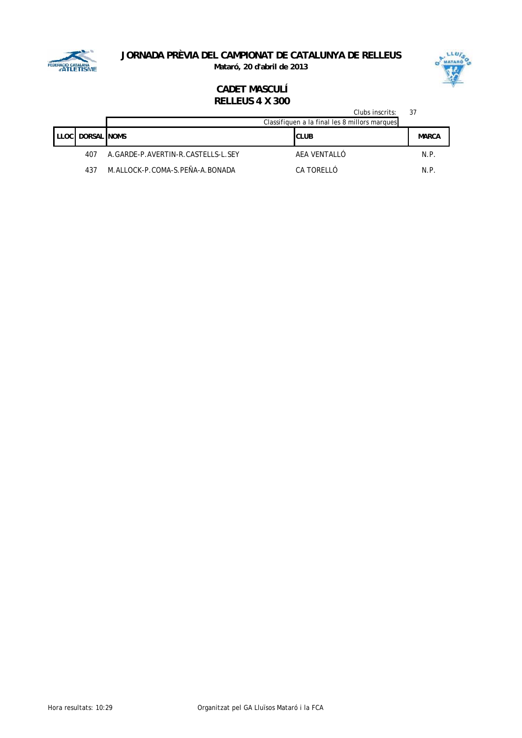**JORNADA PRÈVIA DEL CAMPIONAT DE CATALUNYA DE RELLEUS**

**Mataró, 20 d'abril de 2013**

## CADET MASCULÍ
## RELLEUS 4 X 300

Clubs inscrits: 37

Classifiquen a la final les 8 millors marques

| LLOC | DORSAL | NOMS | CLUB | MARCA |
|---|---|---|---|---|
| | 407 | A.GARDE-P.AVERTIN-R.CASTELLS-L.SEY | AEA VENTALLÓ | N.P. |
| | 437 | M.ALLOCK-P.COMA-S.PEÑA-A.BONADA | CA TORELLÓ | N.P. |

Hora resultats: 10:29

Organitzat pel GA Lluïsos Mataró i la FCA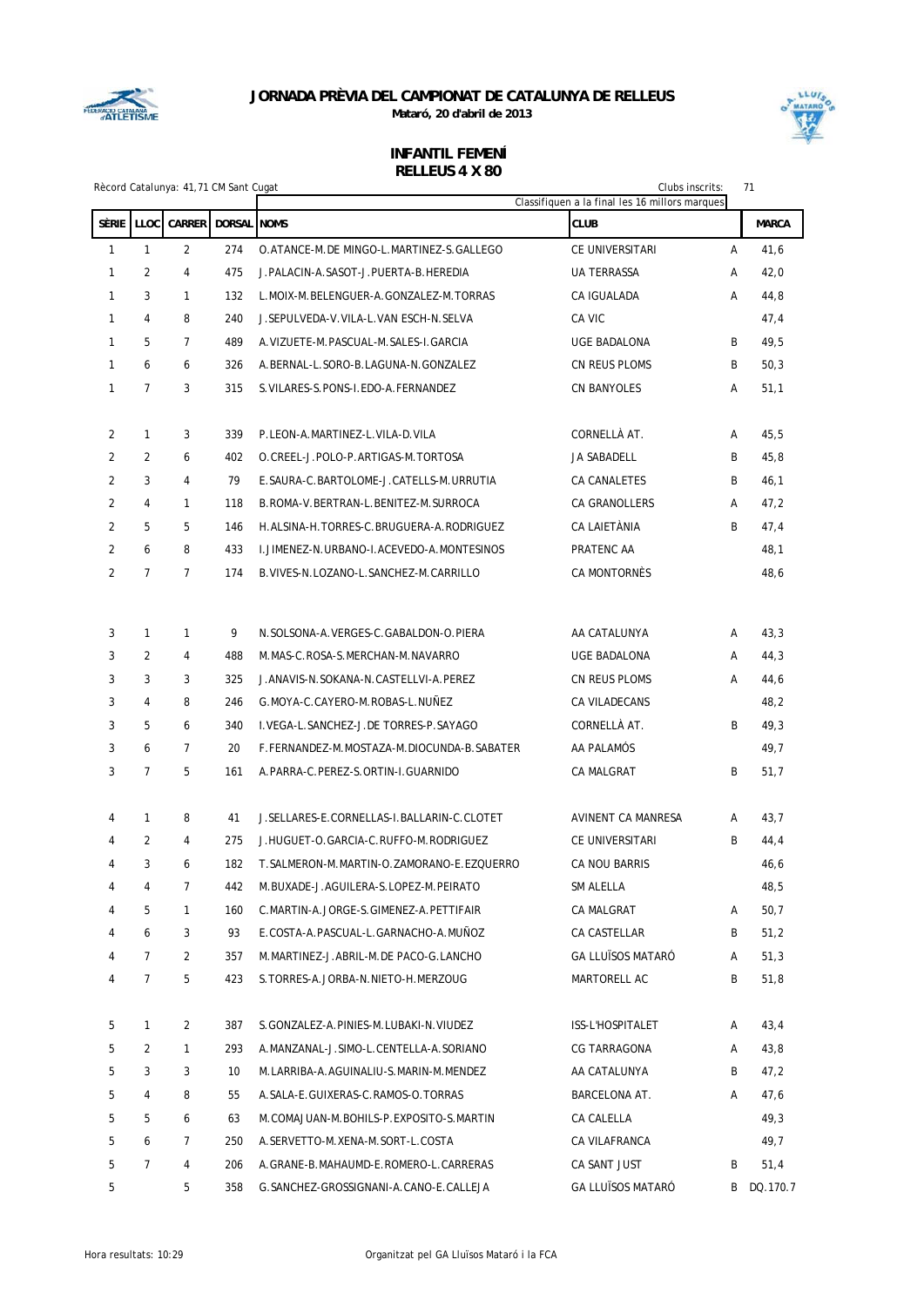# JORNADA PRÈVIA DEL CAMPIONAT DE CATALUNYA DE RELLEUS

**Mataró, 20 d'abril de 2013**

## INFANTIL FEMENÍ
## RELLEUS 4 X 80

Rècord Catalunya: 41,71 CM Sant Cugat

Clubs inscrits: 71

Classifiquen a la final les 16 millors marques

| SÈRIE | LLOC | CARRER | DORSAL | NOMS | CLUB | | MARCA |
|---|---|---|---|---|---|---|---|
| 1 | 1 | 2 | 274 | O.ATANCE-M.DE MINGO-L.MARTINEZ-S.GALLEGO | CE UNIVERSITARI | A | 41,6 |
| 1 | 2 | 4 | 475 | J.PALACIN-A.SASOT-J.PUERTA-B.HEREDIA | UA TERRASSA | A | 42,0 |
| 1 | 3 | 1 | 132 | L.MOIX-M.BELENGUER-A.GONZALEZ-M.TORRAS | CA IGUALADA | A | 44,8 |
| 1 | 4 | 8 | 240 | J.SEPULVEDA-V.VILA-L.VAN ESCH-N.SELVA | CA VIC | | 47,4 |
| 1 | 5 | 7 | 489 | A.VIZUETE-M.PASCUAL-M.SALES-I.GARCIA | UGE BADALONA | B | 49,5 |
| 1 | 6 | 6 | 326 | A.BERNAL-L.SORO-B.LAGUNA-N.GONZALEZ | CN REUS PLOMS | B | 50,3 |
| 1 | 7 | 3 | 315 | S.VILARES-S.PONS-I.EDO-A.FERNANDEZ | CN BANYOLES | A | 51,1 |
| 2 | 1 | 3 | 339 | P.LEON-A.MARTINEZ-L.VILA-D.VILA | CORNELLÀ AT. | A | 45,5 |
| 2 | 2 | 6 | 402 | O.CREEL-J.POLO-P.ARTIGAS-M.TORTOSA | JA SABADELL | B | 45,8 |
| 2 | 3 | 4 | 79 | E.SAURA-C.BARTOLOME-J.CATELLS-M.URRUTIA | CA CANALETES | B | 46,1 |
| 2 | 4 | 1 | 118 | B.ROMA-V.BERTRAN-L.BENITEZ-M.SURROCA | CA GRANOLLERS | A | 47,2 |
| 2 | 5 | 5 | 146 | H.ALSINA-H.TORRES-C.BRUGUERA-A.RODRIGUEZ | CA LAIETÀNIA | B | 47,4 |
| 2 | 6 | 8 | 433 | I.JIMENEZ-N.URBANO-I.ACEVEDO-A.MONTESINOS | PRATENC AA | | 48,1 |
| 2 | 7 | 7 | 174 | B.VIVES-N.LOZANO-L.SANCHEZ-M.CARRILLO | CA MONTORNÈS | | 48,6 |
| 3 | 1 | 1 | 9 | N.SOLSONA-A.VERGES-C.GABALDON-O.PIERA | AA CATALUNYA | A | 43,3 |
| 3 | 2 | 4 | 488 | M.MAS-C.ROSA-S.MERCHAN-M.NAVARRO | UGE BADALONA | A | 44,3 |
| 3 | 3 | 3 | 325 | J.ANAVIS-N.SOKANA-N.CASTELLVI-A.PEREZ | CN REUS PLOMS | A | 44,6 |
| 3 | 4 | 8 | 246 | G.MOYA-C.CAYERO-M.ROBAS-L.NUÑEZ | CA VILADECANS | | 48,2 |
| 3 | 5 | 6 | 340 | I.VEGA-L.SANCHEZ-J.DE TORRES-P.SAYAGO | CORNELLÀ AT. | B | 49,3 |
| 3 | 6 | 7 | 20 | F.FERNANDEZ-M.MOSTAZA-M.DIOCUNDA-B.SABATER | AA PALAMÓS | | 49,7 |
| 3 | 7 | 5 | 161 | A.PARRA-C.PEREZ-S.ORTIN-I.GUARNIDO | CA MALGRAT | B | 51,7 |
| 4 | 1 | 8 | 41 | J.SELLARES-E.CORNELLAS-I.BALLARIN-C.CLOTET | AVINENT CA MANRESA | A | 43,7 |
| 4 | 2 | 4 | 275 | J.HUGUET-O.GARCIA-C.RUFFO-M.RODRIGUEZ | CE UNIVERSITARI | B | 44,4 |
| 4 | 3 | 6 | 182 | T.SALMERON-M.MARTIN-O.ZAMORANO-E.EZQUERRO | CA NOU BARRIS | | 46,6 |
| 4 | 4 | 7 | 442 | M.BUXADE-J.AGUILERA-S.LOPEZ-M.PEIRATO | SM ALELLA | | 48,5 |
| 4 | 5 | 1 | 160 | C.MARTIN-A.JORGE-S.GIMENEZ-A.PETTIFAIR | CA MALGRAT | A | 50,7 |
| 4 | 6 | 3 | 93 | E.COSTA-A.PASCUAL-L.GARNACHO-A.MUÑOZ | CA CASTELLAR | B | 51,2 |
| 4 | 7 | 2 | 357 | M.MARTINEZ-J.ABRIL-M.DE PACO-G.LANCHO | GA LLUÏSOS MATARÓ | A | 51,3 |
| 4 | 7 | 5 | 423 | S.TORRES-A.JORBA-N.NIETO-H.MERZOUG | MARTORELL AC | B | 51,8 |
| 5 | 1 | 2 | 387 | S.GONZALEZ-A.PINIES-M.LUBAKI-N.VIUDEZ | ISS-L'HOSPITALET | A | 43,4 |
| 5 | 2 | 1 | 293 | A.MANZANAL-J.SIMO-L.CENTELLA-A.SORIANO | CG TARRAGONA | A | 43,8 |
| 5 | 3 | 3 | 10 | M.LARRIBA-A.AGUINALIU-S.MARIN-M.MENDEZ | AA CATALUNYA | B | 47,2 |
| 5 | 4 | 8 | 55 | A.SALA-E.GUIXERAS-C.RAMOS-O.TORRAS | BARCELONA AT. | A | 47,6 |
| 5 | 5 | 6 | 63 | M.COMAJUAN-M.BOHILS-P.EXPOSITO-S.MARTIN | CA CALELLA | | 49,3 |
| 5 | 6 | 7 | 250 | A.SERVETTO-M.XENA-M.SORT-L.COSTA | CA VILAFRANCA | | 49,7 |
| 5 | 7 | 4 | 206 | A.GRANE-B.MAHAUMD-E.ROMERO-L.CARRERAS | CA SANT JUST | B | 51,4 |
| 5 | | 5 | 358 | G.SANCHEZ-GROSSIGNANI-A.CANO-E.CALLEJA | GA LLUÏSOS MATARÓ | B | DQ.170.7 |

Hora resultats: 10:29

Organitzat pel GA Lluïsos Mataró i la FCA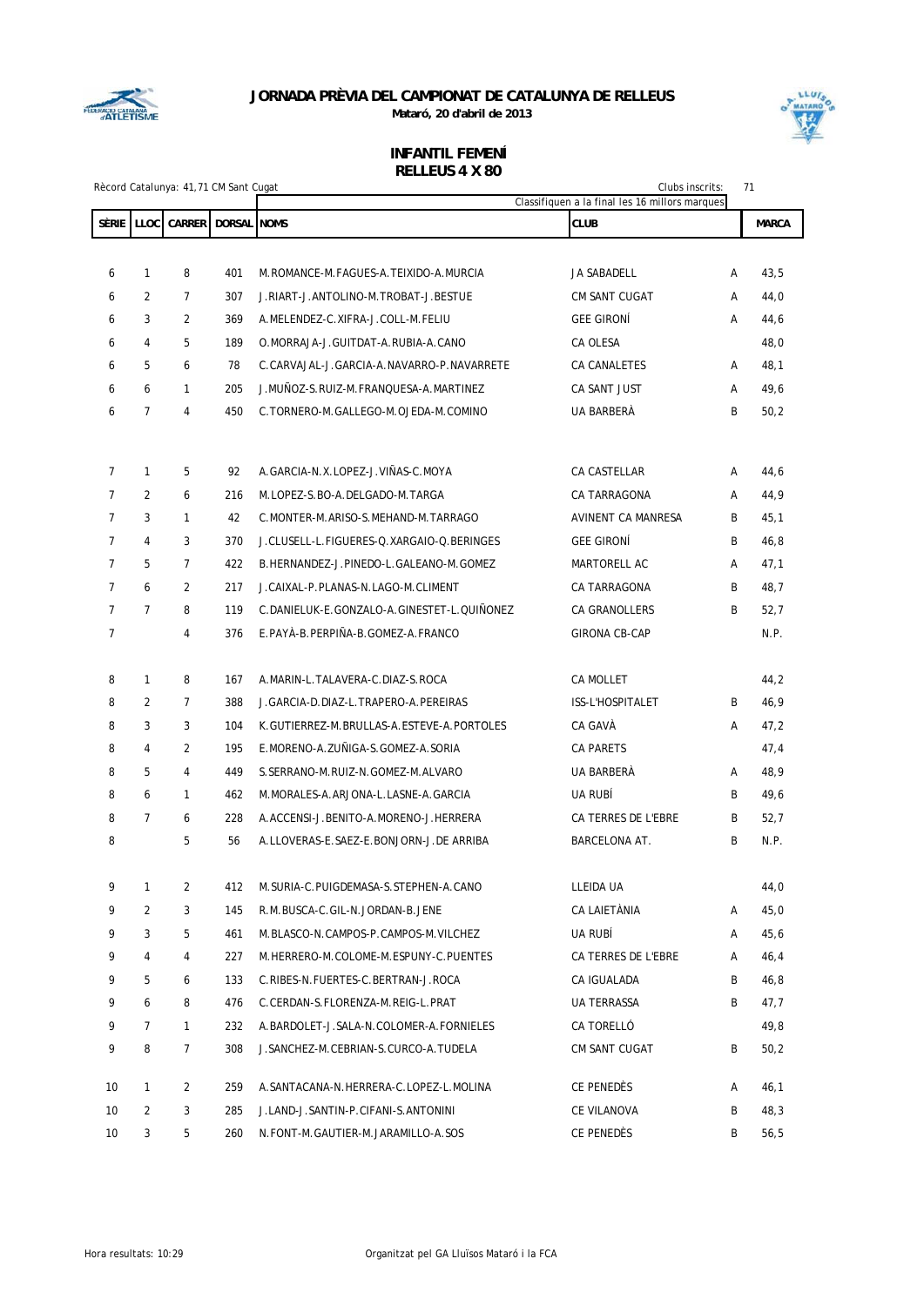# JORNADA PRÈVIA DEL CAMPIONAT DE CATALUNYA DE RELLEUS

**Mataró, 20 d'abril de 2013**

## INFANTIL FEMENÍ
## RELLEUS 4 X 80

Rècord Catalunya: 41,71 CM Sant Cugat

Clubs inscrits: 71

Classifiquen a la final les 16 millors marques

| SÈRIE | LLOC | CARRER | DORSAL | NOMS | CLUB | | MARCA |
|---|---|---|---|---|---|---|---|
| 6 | 1 | 8 | 401 | M.ROMANCE-M.FAGUES-A.TEIXIDO-A.MURCIA | JA SABADELL | A | 43,5 |
| 6 | 2 | 7 | 307 | J.RIART-J.ANTOLINO-M.TROBAT-J.BESTUE | CM SANT CUGAT | A | 44,0 |
| 6 | 3 | 2 | 369 | A.MELENDEZ-C.XIFRA-J.COLL-M.FELIU | GEE GIRONÍ | A | 44,6 |
| 6 | 4 | 5 | 189 | O.MORRAJA-J.GUITDAT-A.RUBIA-A.CANO | CA OLESA | | 48,0 |
| 6 | 5 | 6 | 78 | C.CARVAJAL-J.GARCIA-A.NAVARRO-P.NAVARRETE | CA CANALETES | A | 48,1 |
| 6 | 6 | 1 | 205 | J.MUÑOZ-S.RUIZ-M.FRANQUESA-A.MARTINEZ | CA SANT JUST | A | 49,6 |
| 6 | 7 | 4 | 450 | C.TORNERO-M.GALLEGO-M.OJEDA-M.COMINO | UA BARBERÀ | B | 50,2 |
| 7 | 1 | 5 | 92 | A.GARCIA-N.X.LOPEZ-J.VIÑAS-C.MOYA | CA CASTELLAR | A | 44,6 |
| 7 | 2 | 6 | 216 | M.LOPEZ-S.BO-A.DELGADO-M.TARGA | CA TARRAGONA | A | 44,9 |
| 7 | 3 | 1 | 42 | C.MONTER-M.ARISO-S.MEHAND-M.TARRAGO | AVINENT CA MANRESA | B | 45,1 |
| 7 | 4 | 3 | 370 | J.CLUSELL-L.FIGUERES-Q.XARGAIO-Q.BERINGES | GEE GIRONÍ | B | 46,8 |
| 7 | 5 | 7 | 422 | B.HERNANDEZ-J.PINEDO-L.GALEANO-M.GOMEZ | MARTORELL AC | A | 47,1 |
| 7 | 6 | 2 | 217 | J.CAIXAL-P.PLANAS-N.LAGO-M.CLIMENT | CA TARRAGONA | B | 48,7 |
| 7 | 7 | 8 | 119 | C.DANIELUK-E.GONZALO-A.GINESTET-L.QUIÑONEZ | CA GRANOLLERS | B | 52,7 |
| 7 | | 4 | 376 | E.PAYÀ-B.PERPIÑA-B.GOMEZ-A.FRANCO | GIRONA CB-CAP | | N.P. |
| 8 | 1 | 8 | 167 | A.MARIN-L.TALAVERA-C.DIAZ-S.ROCA | CA MOLLET | | 44,2 |
| 8 | 2 | 7 | 388 | J.GARCIA-D.DIAZ-L.TRAPERO-A.PEREIRAS | ISS-L'HOSPITALET | B | 46,9 |
| 8 | 3 | 3 | 104 | K.GUTIERREZ-M.BRULLAS-A.ESTEVE-A.PORTOLES | CA GAVÀ | A | 47,2 |
| 8 | 4 | 2 | 195 | E.MORENO-A.ZUÑIGA-S.GOMEZ-A.SORIA | CA PARETS | | 47,4 |
| 8 | 5 | 4 | 449 | S.SERRANO-M.RUIZ-N.GOMEZ-M.ALVARO | UA BARBERÀ | A | 48,9 |
| 8 | 6 | 1 | 462 | M.MORALES-A.ARJONA-L.LASNE-A.GARCIA | UA RUBÍ | B | 49,6 |
| 8 | 7 | 6 | 228 | A.ACCENSI-J.BENITO-A.MORENO-J.HERRERA | CA TERRES DE L'EBRE | B | 52,7 |
| 8 | | 5 | 56 | A.LLOVERAS-E.SAEZ-E.BONJORN-J.DE ARRIBA | BARCELONA AT. | B | N.P. |
| 9 | 1 | 2 | 412 | M.SURIA-C.PUIGDEMASA-S.STEPHEN-A.CANO | LLEIDA UA | | 44,0 |
| 9 | 2 | 3 | 145 | R.M.BUSCA-C.GIL-N.JORDAN-B.JENE | CA LAIETÀNIA | A | 45,0 |
| 9 | 3 | 5 | 461 | M.BLASCO-N.CAMPOS-P.CAMPOS-M.VILCHEZ | UA RUBÍ | A | 45,6 |
| 9 | 4 | 4 | 227 | M.HERRERO-M.COLOME-M.ESPUNY-C.PUENTES | CA TERRES DE L'EBRE | A | 46,4 |
| 9 | 5 | 6 | 133 | C.RIBES-N.FUERTES-C.BERTRAN-J.ROCA | CA IGUALADA | B | 46,8 |
| 9 | 6 | 8 | 476 | C.CERDAN-S.FLORENZA-M.REIG-L.PRAT | UA TERRASSA | B | 47,7 |
| 9 | 7 | 1 | 232 | A.BARDOLET-J.SALA-N.COLOMER-A.FORNIELES | CA TORELLÓ | | 49,8 |
| 9 | 8 | 7 | 308 | J.SANCHEZ-M.CEBRIAN-S.CURCO-A.TUDELA | CM SANT CUGAT | B | 50,2 |
| 10 | 1 | 2 | 259 | A.SANTACANA-N.HERRERA-C.LOPEZ-L.MOLINA | CE PENEDÈS | A | 46,1 |
| 10 | 2 | 3 | 285 | J.LAND-J.SANTIN-P.CIFANI-S.ANTONINI | CE VILANOVA | B | 48,3 |
| 10 | 3 | 5 | 260 | N.FONT-M.GAUTIER-M.JARAMILLO-A.SOS | CE PENEDÈS | B | 56,5 |

Hora resultats: 10:29

Organitzat pel GA Lluïsos Mataró i la FCA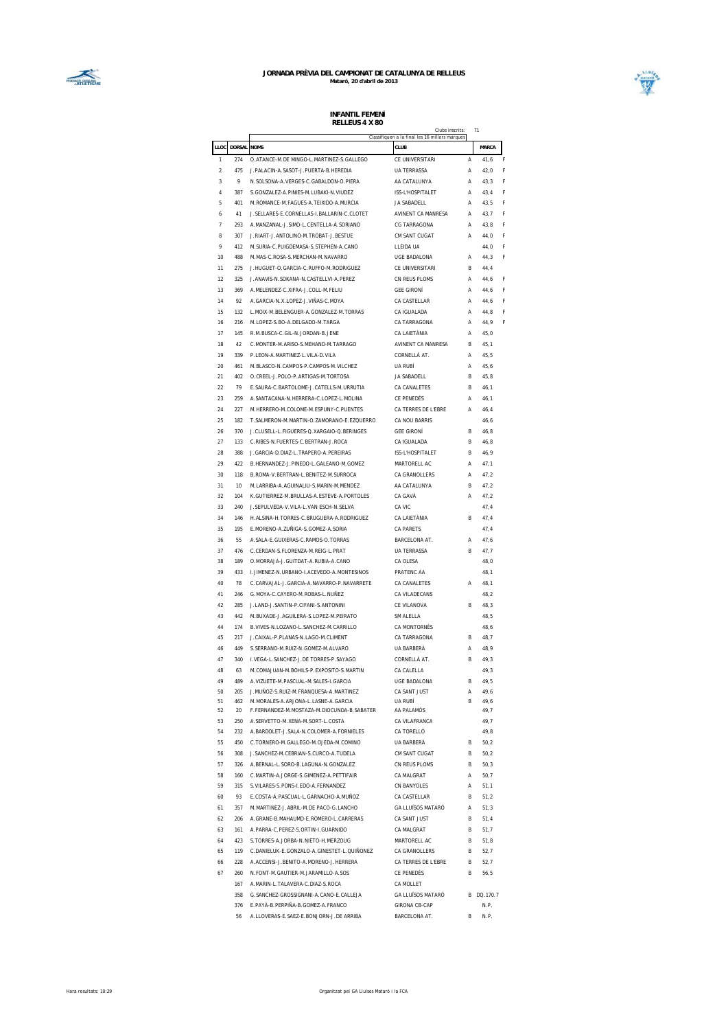# JORNADA PRÈVIA DEL CAMPIONAT DE CATALUNYA DE RELLEUS

**Mataró, 20 d'abril de 2013**

## INFANTIL FEMENÍ
### RELLEUS 4 X 80

Clubs inscrits: 71

Classifiquen a la final les 16 millors marques

| LLOC | DORSAL | NOMS | CLUB | | MARCA | |
|---|---|---|---|---|---|---|
| 1 | 274 | O.ATANCE-M.DE MINGO-L.MARTINEZ-S.GALLEGO | CE UNIVERSITARI | A | 41,6 | F |
| 2 | 475 | J.PALACIN-A.SASOT-J.PUERTA-B.HEREDIA | UA TERRASSA | A | 42,0 | F |
| 3 | 9 | N.SOLSONA-A.VERGES-C.GABALDON-O.PIERA | AA CATALUNYA | A | 43,3 | F |
| 4 | 387 | S.GONZALEZ-A.PINIES-M.LUBAKI-N.VIUDEZ | ISS-L'HOSPITALET | A | 43,4 | F |
| 5 | 401 | M.ROMANCE-M.FAGUES-A.TEIXIDO-A.MURCIA | JA SABADELL | A | 43,5 | F |
| 6 | 41 | J.SELLARES-E.CORNELLAS-I.BALLARIN-C.CLOTET | AVINENT CA MANRESA | A | 43,7 | F |
| 7 | 293 | A.MANZANAL-J.SIMO-L.CENTELLA-A.SORIANO | CG TARRAGONA | A | 43,8 | F |
| 8 | 307 | J.RIART-J.ANTOLINO-M.TROBAT-J.BESTUE | CM SANT CUGAT | A | 44,0 | F |
| 9 | 412 | M.SURIA-C.PUIGDEMASA-S.STEPHEN-A.CANO | LLEIDA UA | | 44,0 | F |
| 10 | 488 | M.MAS-C.ROSA-S.MERCHAN-M.NAVARRO | UGE BADALONA | A | 44,3 | F |
| 11 | 275 | J.HUGUET-O.GARCIA-C.RUFFO-M.RODRIGUEZ | CE UNIVERSITARI | B | 44,4 | |
| 12 | 325 | J.ANAVIS-N.SOKANA-N.CASTELLVI-A.PEREZ | CN REUS PLOMS | A | 44,6 | F |
| 13 | 369 | A.MELENDEZ-C.XIFRA-J.COLL-M.FELIU | GEE GIRONÍ | A | 44,6 | F |
| 14 | 92 | A.GARCIA-N.X.LOPEZ-J.VIÑAS-C.MOYA | CA CASTELLAR | A | 44,6 | F |
| 15 | 132 | L.MOIX-M.BELENGUER-A.GONZALEZ-M.TORRAS | CA IGUALADA | A | 44,8 | F |
| 16 | 216 | M.LOPEZ-S.BO-A.DELGADO-M.TARGA | CA TARRAGONA | A | 44,9 | F |
| 17 | 145 | R.M.BUSCA-C.GIL-N.JORDAN-B.JENE | CA LAIETÀNIA | A | 45,0 | |
| 18 | 42 | C.MONTER-M.ARISO-S.MEHAND-M.TARRAGO | AVINENT CA MANRESA | B | 45,1 | |
| 19 | 339 | P.LEON-A.MARTINEZ-L.VILA-D.VILA | CORNELLÀ AT. | A | 45,5 | |
| 20 | 461 | M.BLASCO-N.CAMPOS-P.CAMPOS-M.VILCHEZ | UA RUBÍ | A | 45,6 | |
| 21 | 402 | O.CREEL-J.POLO-P.ARTIGAS-M.TORTOSA | JA SABADELL | B | 45,8 | |
| 22 | 79 | E.SAURA-C.BARTOLOME-J.CATELLS-M.URRUTIA | CA CANALETES | B | 46,1 | |
| 23 | 259 | A.SANTACANA-N.HERRERA-C.LOPEZ-L.MOLINA | CE PENEDÈS | A | 46,1 | |
| 24 | 227 | M.HERRERO-M.COLOME-M.ESPUNY-C.PUENTES | CA TERRES DE L'EBRE | A | 46,4 | |
| 25 | 182 | T.SALMERON-M.MARTIN-O.ZAMORANO-E.EZQUERRO | CA NOU BARRIS | | 46,6 | |
| 26 | 370 | J.CLUSELL-L.FIGUERES-Q.XARGAIO-Q.BERINGES | GEE GIRONÍ | B | 46,8 | |
| 27 | 133 | C.RIBES-N.FUERTES-C.BERTRAN-J.ROCA | CA IGUALADA | B | 46,8 | |
| 28 | 388 | J.GARCIA-D.DIAZ-L.TRAPERO-A.PEREIRAS | ISS-L'HOSPITALET | B | 46,9 | |
| 29 | 422 | B.HERNANDEZ-J.PINEDO-L.GALEANO-M.GOMEZ | MARTORELL AC | A | 47,1 | |
| 30 | 118 | B.ROMA-V.BERTRAN-L.BENITEZ-M.SURROCA | CA GRANOLLERS | A | 47,2 | |
| 31 | 10 | M.LARRIBA-A.AGUINALIU-S.MARIN-M.MENDEZ | AA CATALUNYA | B | 47,2 | |
| 32 | 104 | K.GUTIERREZ-M.BRULLAS-A.ESTEVE-A.PORTOLES | CA GAVÀ | A | 47,2 | |
| 33 | 240 | J.SEPULVEDA-V.VILA-L.VAN ESCH-N.SELVA | CA VIC | | 47,4 | |
| 34 | 146 | H.ALSINA-H.TORRES-C.BRUGUERA-A.RODRIGUEZ | CA LAIETÀNIA | B | 47,4 | |
| 35 | 195 | E.MORENO-A.ZUÑIGA-S.GOMEZ-A.SORIA | CA PARETS | | 47,4 | |
| 36 | 55 | A.SALA-E.GUIXERAS-C.RAMOS-O.TORRAS | BARCELONA AT. | A | 47,6 | |
| 37 | 476 | C.CERDAN-S.FLORENZA-M.REIG-L.PRAT | UA TERRASSA | B | 47,7 | |
| 38 | 189 | O.MORRAJA-J.GUITDAT-A.RUBIA-A.CANO | CA OLESA | | 48,0 | |
| 39 | 433 | I.JIMENEZ-N.URBANO-I.ACEVEDO-A.MONTESINOS | PRATENC AA | | 48,1 | |
| 40 | 78 | C.CARVAJAL-J.GARCIA-A.NAVARRO-P.NAVARRETE | CA CANALETES | A | 48,1 | |
| 41 | 246 | G.MOYA-C.CAYERO-M.ROBAS-L.NUÑEZ | CA VILADECANS | | 48,2 | |
| 42 | 285 | J.LAND-J.SANTIN-P.CIFANI-S.ANTONINI | CE VILANOVA | B | 48,3 | |
| 43 | 442 | M.BUXADE-J.AGUILERA-S.LOPEZ-M.PEIRATO | SM ALELLA | | 48,5 | |
| 44 | 174 | B.VIVES-N.LOZANO-L.SANCHEZ-M.CARRILLO | CA MONTORNÈS | | 48,6 | |
| 45 | 217 | J.CAIXAL-P.PLANAS-N.LAGO-M.CLIMENT | CA TARRAGONA | B | 48,7 | |
| 46 | 449 | S.SERRANO-M.RUIZ-N.GOMEZ-M.ALVARO | UA BARBERÀ | A | 48,9 | |
| 47 | 340 | I.VEGA-L.SANCHEZ-J.DE TORRES-P.SAYAGO | CORNELLÀ AT. | B | 49,3 | |
| 48 | 63 | M.COMAJUAN-M.BOHILS-P.EXPOSITO-S.MARTIN | CA CALELLA | | 49,3 | |
| 49 | 489 | A.VIZUETE-M.PASCUAL-M.SALES-I.GARCIA | UGE BADALONA | B | 49,5 | |
| 50 | 205 | J.MUÑOZ-S.RUIZ-M.FRANQUESA-A.MARTINEZ | CA SANT JUST | A | 49,6 | |
| 51 | 462 | M.MORALES-A.ARJONA-L.LASNE-A.GARCIA | UA RUBÍ | B | 49,6 | |
| 52 | 20 | F.FERNANDEZ-M.MOSTAZA-M.DIOCUNDA-B.SABATER | AA PALAMÓS | | 49,7 | |
| 53 | 250 | A.SERVETTO-M.XENA-M.SORT-L.COSTA | CA VILAFRANCA | | 49,7 | |
| 54 | 232 | A.BARDOLET-J.SALA-N.COLOMER-A.FORNIELES | CA TORELLÓ | | 49,8 | |
| 55 | 450 | C.TORNERO-M.GALLEGO-M.OJEDA-M.COMINO | UA BARBERÀ | B | 50,2 | |
| 56 | 308 | J.SANCHEZ-M.CEBRIAN-S.CURCO-A.TUDELA | CM SANT CUGAT | B | 50,2 | |
| 57 | 326 | A.BERNAL-L.SORO-B.LAGUNA-N.GONZALEZ | CN REUS PLOMS | B | 50,3 | |
| 58 | 160 | C.MARTIN-A.JORGE-S.GIMENEZ-A.PETTIFAIR | CA MALGRAT | A | 50,7 | |
| 59 | 315 | S.VILARES-S.PONS-I.EDO-A.FERNANDEZ | CN BANYOLES | A | 51,1 | |
| 60 | 93 | E.COSTA-A.PASCUAL-L.GARNACHO-A.MUÑOZ | CA CASTELLAR | B | 51,2 | |
| 61 | 357 | M.MARTINEZ-J.ABRIL-M.DE PACO-G.LANCHO | GA LLUÏSOS MATARÓ | A | 51,3 | |
| 62 | 206 | A.GRANE-B.MAHAUMD-E.ROMERO-L.CARRERAS | CA SANT JUST | B | 51,4 | |
| 63 | 161 | A.PARRA-C.PEREZ-S.ORTIN-I.GUARNIDO | CA MALGRAT | B | 51,7 | |
| 64 | 423 | S.TORRES-A.JORBA-N.NIETO-H.MERZOUG | MARTORELL AC | B | 51,8 | |
| 65 | 119 | C.DANIELUK-E.GONZALO-A.GINESTET-L.QUIÑONEZ | CA GRANOLLERS | B | 52,7 | |
| 66 | 228 | A.ACCENSI-J.BENITO-A.MORENO-J.HERRERA | CA TERRES DE L'EBRE | B | 52,7 | |
| 67 | 260 | N.FONT-M.GAUTIER-M.JARAMILLO-A.SOS | CE PENEDÈS | B | 56,5 | |
| | 167 | A.MARIN-L.TALAVERA-C.DIAZ-S.ROCA | CA MOLLET | | | |
| | 358 | G.SANCHEZ-GROSSIGNANI-A.CANO-E.CALLEJA | GA LLUÏSOS MATARÓ | B | DQ.170.7 | |
| | 376 | E.PAYÀ-B.PERPIÑA-B.GOMEZ-A.FRANCO | GIRONA CB-CAP | | N.P. | |
| | 56 | A.LLOVERAS-E.SAEZ-E.BONJORN-J.DE ARRIBA | BARCELONA AT. | B | N.P. | |

Hora resultats: 10:29

Organitzat pel GA Lluïsos Mataró i la FCA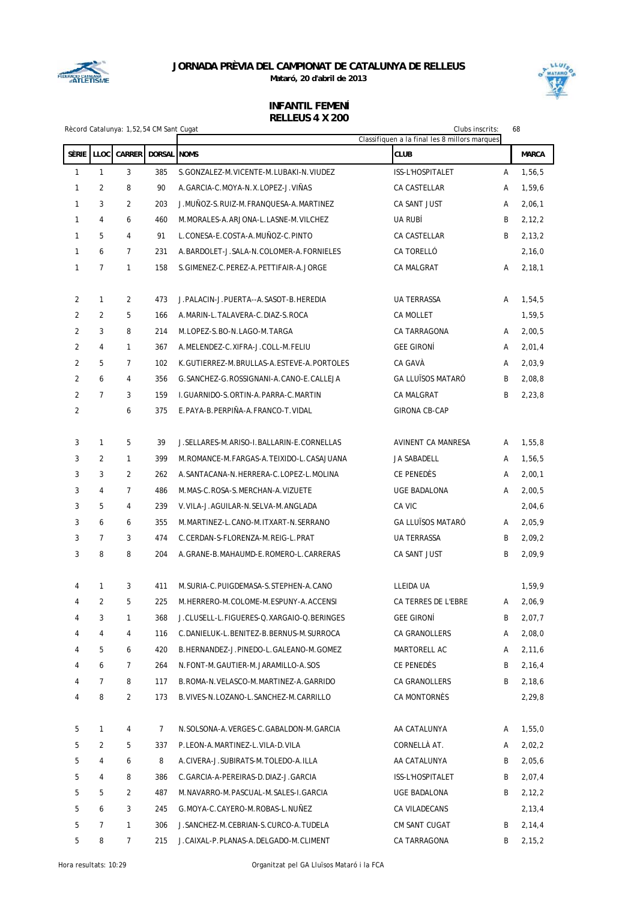# JORNADA PRÈVIA DEL CAMPIONAT DE CATALUNYA DE RELLEUS

**Mataró, 20 d'abril de 2013**

## INFANTIL FEMENÍ
## RELLEUS 4 X 200

Rècord Catalunya: 1,52,54 CM Sant Cugat

Clubs inscrits: 68

Classifiquen a la final les 8 millors marques

| SÈRIE | LLOC | CARRER | DORSAL | NOMS | CLUB | | MARCA |
|---|---|---|---|---|---|---|---|
| 1 | 1 | 3 | 385 | S.GONZALEZ-M.VICENTE-M.LUBAKI-N.VIUDEZ | ISS-L'HOSPITALET | A | 1,56,5 |
| 1 | 2 | 8 | 90 | A.GARCIA-C.MOYA-N.X.LOPEZ-J.VIÑAS | CA CASTELLAR | A | 1,59,6 |
| 1 | 3 | 2 | 203 | J.MUÑOZ-S.RUIZ-M.FRANQUESA-A.MARTINEZ | CA SANT JUST | A | 2,06,1 |
| 1 | 4 | 6 | 460 | M.MORALES-A.ARJONA-L.LASNE-M.VILCHEZ | UA RUBÍ | B | 2,12,2 |
| 1 | 5 | 4 | 91 | L.CONESA-E.COSTA-A.MUÑOZ-C.PINTO | CA CASTELLAR | B | 2,13,2 |
| 1 | 6 | 7 | 231 | A.BARDOLET-J.SALA-N.COLOMER-A.FORNIELES | CA TORELLÓ | | 2,16,0 |
| 1 | 7 | 1 | 158 | S.GIMENEZ-C.PEREZ-A.PETTIFAIR-A.JORGE | CA MALGRAT | A | 2,18,1 |
| 2 | 1 | 2 | 473 | J.PALACIN-J.PUERTA--A.SASOT-B.HEREDIA | UA TERRASSA | A | 1,54,5 |
| 2 | 2 | 5 | 166 | A.MARIN-L.TALAVERA-C.DIAZ-S.ROCA | CA MOLLET | | 1,59,5 |
| 2 | 3 | 8 | 214 | M.LOPEZ-S.BO-N.LAGO-M.TARGA | CA TARRAGONA | A | 2,00,5 |
| 2 | 4 | 1 | 367 | A.MELENDEZ-C.XIFRA-J.COLL-M.FELIU | GEE GIRONÍ | A | 2,01,4 |
| 2 | 5 | 7 | 102 | K.GUTIERREZ-M.BRULLAS-A.ESTEVE-A.PORTOLES | CA GAVÀ | A | 2,03,9 |
| 2 | 6 | 4 | 356 | G.SANCHEZ-G.ROSSIGNANI-A.CANO-E.CALLEJA | GA LLUÏSOS MATARÓ | B | 2,08,8 |
| 2 | 7 | 3 | 159 | I.GUARNIDO-S.ORTIN-A.PARRA-C.MARTIN | CA MALGRAT | B | 2,23,8 |
| 2 | | 6 | 375 | E.PAYA-B.PERPIÑA-A.FRANCO-T.VIDAL | GIRONA CB-CAP | | |
| 3 | 1 | 5 | 39 | J.SELLARES-M.ARISO-I.BALLARIN-E.CORNELLAS | AVINENT CA MANRESA | A | 1,55,8 |
| 3 | 2 | 1 | 399 | M.ROMANCE-M.FARGAS-A.TEIXIDO-L.CASAJUANA | JA SABADELL | A | 1,56,5 |
| 3 | 3 | 2 | 262 | A.SANTACANA-N.HERRERA-C.LOPEZ-L.MOLINA | CE PENEDÈS | A | 2,00,1 |
| 3 | 4 | 7 | 486 | M.MAS-C.ROSA-S.MERCHAN-A.VIZUETE | UGE BADALONA | A | 2,00,5 |
| 3 | 5 | 4 | 239 | V.VILA-J.AGUILAR-N.SELVA-M.ANGLADA | CA VIC | | 2,04,6 |
| 3 | 6 | 6 | 355 | M.MARTINEZ-L.CANO-M.ITXART-N.SERRANO | GA LLUÏSOS MATARÓ | A | 2,05,9 |
| 3 | 7 | 3 | 474 | C.CERDAN-S-FLORENZA-M.REIG-L.PRAT | UA TERRASSA | B | 2,09,2 |
| 3 | 8 | 8 | 204 | A.GRANE-B.MAHAUMD-E.ROMERO-L.CARRERAS | CA SANT JUST | B | 2,09,9 |
| 4 | 1 | 3 | 411 | M.SURIA-C.PUIGDEMASA-S.STEPHEN-A.CANO | LLEIDA UA | | 1,59,9 |
| 4 | 2 | 5 | 225 | M.HERRERO-M.COLOME-M.ESPUNY-A.ACCENSI | CA TERRES DE L'EBRE | A | 2,06,9 |
| 4 | 3 | 1 | 368 | J.CLUSELL-L.FIGUERES-Q.XARGAIO-Q.BERINGES | GEE GIRONÍ | B | 2,07,7 |
| 4 | 4 | 4 | 116 | C.DANIELUK-L.BENITEZ-B.BERNUS-M.SURROCA | CA GRANOLLERS | A | 2,08,0 |
| 4 | 5 | 6 | 420 | B.HERNANDEZ-J.PINEDO-L.GALEANO-M.GOMEZ | MARTORELL AC | A | 2,11,6 |
| 4 | 6 | 7 | 264 | N.FONT-M.GAUTIER-M.JARAMILLO-A.SOS | CE PENEDÈS | B | 2,16,4 |
| 4 | 7 | 8 | 117 | B.ROMA-N.VELASCO-M.MARTINEZ-A.GARRIDO | CA GRANOLLERS | B | 2,18,6 |
| 4 | 8 | 2 | 173 | B.VIVES-N.LOZANO-L.SANCHEZ-M.CARRILLO | CA MONTORNÈS | | 2,29,8 |
| 5 | 1 | 4 | 7 | N.SOLSONA-A.VERGES-C.GABALDON-M.GARCIA | AA CATALUNYA | A | 1,55,0 |
| 5 | 2 | 5 | 337 | P.LEON-A.MARTINEZ-L.VILA-D.VILA | CORNELLÀ AT. | A | 2,02,2 |
| 5 | 4 | 6 | 8 | A.CIVERA-J.SUBIRATS-M.TOLEDO-A.ILLA | AA CATALUNYA | B | 2,05,6 |
| 5 | 4 | 8 | 386 | C.GARCIA-A-PEREIRAS-D.DIAZ-J.GARCIA | ISS-L'HOSPITALET | B | 2,07,4 |
| 5 | 5 | 2 | 487 | M.NAVARRO-M.PASCUAL-M.SALES-I.GARCIA | UGE BADALONA | B | 2,12,2 |
| 5 | 6 | 3 | 245 | G.MOYA-C.CAYERO-M.ROBAS-L.NUÑEZ | CA VILADECANS | | 2,13,4 |
| 5 | 7 | 1 | 306 | J.SANCHEZ-M.CEBRIAN-S.CURCO-A.TUDELA | CM SANT CUGAT | B | 2,14,4 |
| 5 | 8 | 7 | 215 | J.CAIXAL-P.PLANAS-A.DELGADO-M.CLIMENT | CA TARRAGONA | B | 2,15,2 |

Hora resultats: 10:29

Organitzat pel GA Lluïsos Mataró i la FCA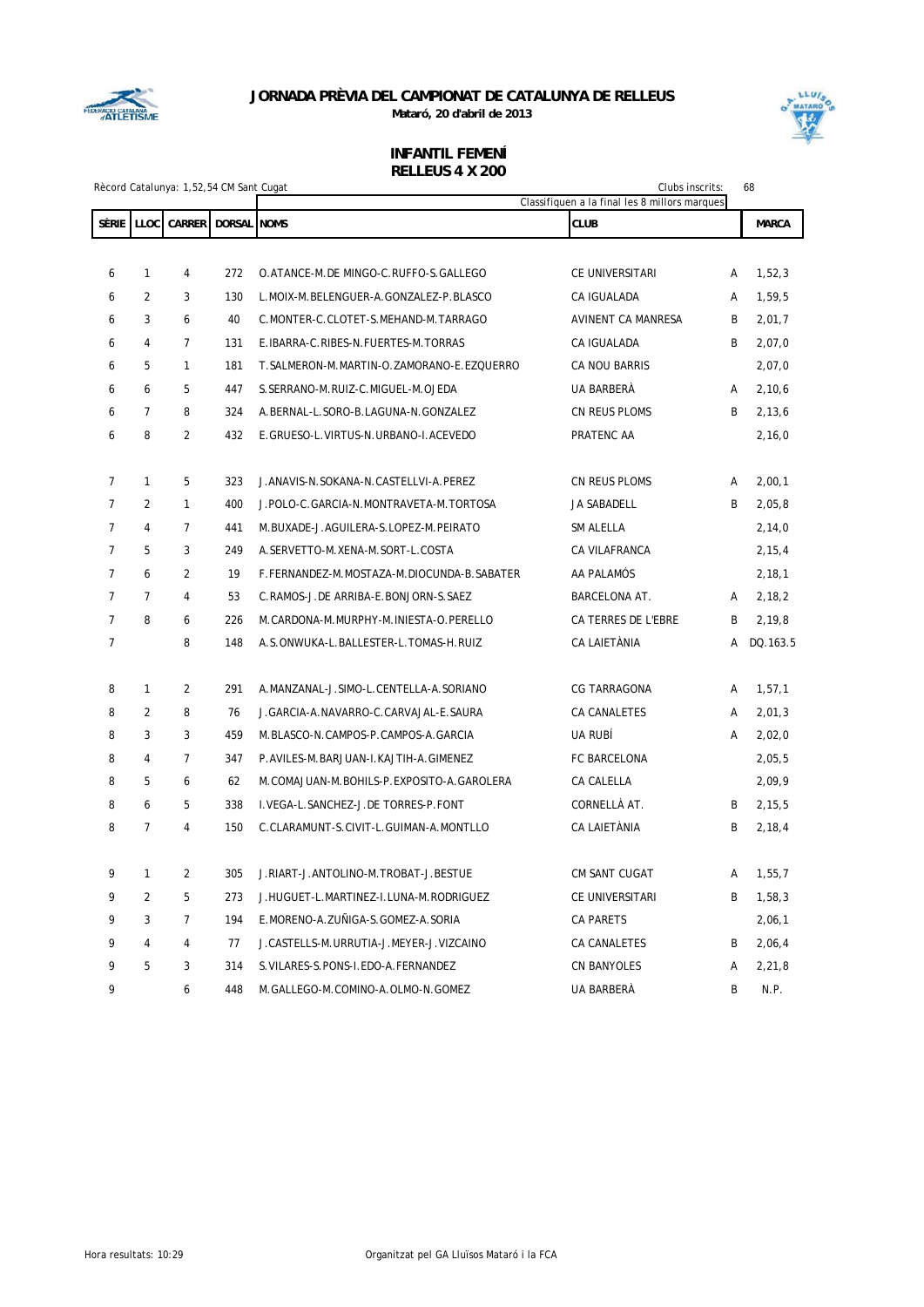# JORNADA PRÈVIA DEL CAMPIONAT DE CATALUNYA DE RELLEUS

**Mataró, 20 d'abril de 2013**

## INFANTIL FEMENÍ
## RELLEUS 4 X 200

Rècord Catalunya: 1,52,54 CM Sant Cugat

Clubs inscrits: 68

Classifiquen a la final les 8 millors marques

| SÈRIE | LLOC | CARRER | DORSAL | NOMS | CLUB | | MARCA |
|---|---|---|---|---|---|---|---|
| 6 | 1 | 4 | 272 | O.ATANCE-M.DE MINGO-C.RUFFO-S.GALLEGO | CE UNIVERSITARI | A | 1,52,3 |
| 6 | 2 | 3 | 130 | L.MOIX-M.BELENGUER-A.GONZALEZ-P.BLASCO | CA IGUALADA | A | 1,59,5 |
| 6 | 3 | 6 | 40 | C.MONTER-C.CLOTET-S.MEHAND-M.TARRAGO | AVINENT CA MANRESA | B | 2,01,7 |
| 6 | 4 | 7 | 131 | E.IBARRA-C.RIBES-N.FUERTES-M.TORRAS | CA IGUALADA | B | 2,07,0 |
| 6 | 5 | 1 | 181 | T.SALMERON-M.MARTIN-O.ZAMORANO-E.EZQUERRO | CA NOU BARRIS | | 2,07,0 |
| 6 | 6 | 5 | 447 | S.SERRANO-M.RUIZ-C.MIGUEL-M.OJEDA | UA BARBERÀ | A | 2,10,6 |
| 6 | 7 | 8 | 324 | A.BERNAL-L.SORO-B.LAGUNA-N.GONZALEZ | CN REUS PLOMS | B | 2,13,6 |
| 6 | 8 | 2 | 432 | E.GRUESO-L.VIRTUS-N.URBANO-I.ACEVEDO | PRATENC AA | | 2,16,0 |
| 7 | 1 | 5 | 323 | J.ANAVIS-N.SOKANA-N.CASTELLVI-A.PEREZ | CN REUS PLOMS | A | 2,00,1 |
| 7 | 2 | 1 | 400 | J.POLO-C.GARCIA-N.MONTRAVETA-M.TORTOSA | JA SABADELL | B | 2,05,8 |
| 7 | 4 | 7 | 441 | M.BUXADE-J.AGUILERA-S.LOPEZ-M.PEIRATO | SM ALELLA | | 2,14,0 |
| 7 | 5 | 3 | 249 | A.SERVETTO-M.XENA-M.SORT-L.COSTA | CA VILAFRANCA | | 2,15,4 |
| 7 | 6 | 2 | 19 | F.FERNANDEZ-M.MOSTAZA-M.DIOCUNDA-B.SABATER | AA PALAMÓS | | 2,18,1 |
| 7 | 7 | 4 | 53 | C.RAMOS-J.DE ARRIBA-E.BONJORN-S.SAEZ | BARCELONA AT. | A | 2,18,2 |
| 7 | 8 | 6 | 226 | M.CARDONA-M.MURPHY-M.INIESTA-O.PERELLO | CA TERRES DE L'EBRE | B | 2,19,8 |
| 7 | | 8 | 148 | A.S.ONWUKA-L.BALLESTER-L.TOMAS-H.RUIZ | CA LAIETÀNIA | A | DQ.163.5 |
| 8 | 1 | 2 | 291 | A.MANZANAL-J.SIMO-L.CENTELLA-A.SORIANO | CG TARRAGONA | A | 1,57,1 |
| 8 | 2 | 8 | 76 | J.GARCIA-A.NAVARRO-C.CARVAJAL-E.SAURA | CA CANALETES | A | 2,01,3 |
| 8 | 3 | 3 | 459 | M.BLASCO-N.CAMPOS-P.CAMPOS-A.GARCIA | UA RUBÍ | A | 2,02,0 |
| 8 | 4 | 7 | 347 | P.AVILES-M.BARJUAN-I.KAJTIH-A.GIMENEZ | FC BARCELONA | | 2,05,5 |
| 8 | 5 | 6 | 62 | M.COMAJUAN-M.BOHILS-P.EXPOSITO-A.GAROLERA | CA CALELLA | | 2,09,9 |
| 8 | 6 | 5 | 338 | I.VEGA-L.SANCHEZ-J.DE TORRES-P.FONT | CORNELLÀ AT. | B | 2,15,5 |
| 8 | 7 | 4 | 150 | C.CLARAMUNT-S.CIVIT-L.GUIMAN-A.MONTLLO | CA LAIETÀNIA | B | 2,18,4 |
| 9 | 1 | 2 | 305 | J.RIART-J.ANTOLINO-M.TROBAT-J.BESTUE | CM SANT CUGAT | A | 1,55,7 |
| 9 | 2 | 5 | 273 | J.HUGUET-L.MARTINEZ-I.LUNA-M.RODRIGUEZ | CE UNIVERSITARI | B | 1,58,3 |
| 9 | 3 | 7 | 194 | E.MORENO-A.ZUÑIGA-S.GOMEZ-A.SORIA | CA PARETS | | 2,06,1 |
| 9 | 4 | 4 | 77 | J.CASTELLS-M.URRUTIA-J.MEYER-J.VIZCAINO | CA CANALETES | B | 2,06,4 |
| 9 | 5 | 3 | 314 | S.VILARES-S.PONS-I.EDO-A.FERNANDEZ | CN BANYOLES | A | 2,21,8 |
| 9 | | 6 | 448 | M.GALLEGO-M.COMINO-A.OLMO-N.GOMEZ | UA BARBERÀ | B | N.P. |

Hora resultats: 10:29

Organitzat pel GA Lluïsos Mataró i la FCA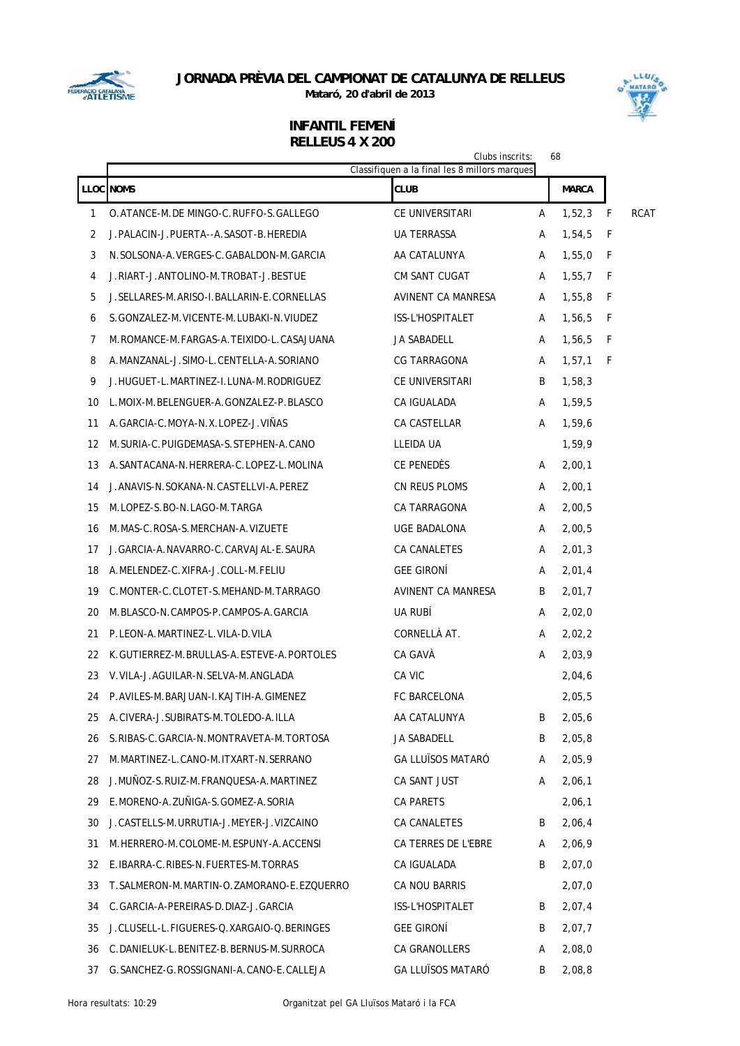# JORNADA PRÈVIA DEL CAMPIONAT DE CATALUNYA DE RELLEUS

**Mataró, 20 d'abril de 2013**

## INFANTIL FEMENÍ
## RELLEUS 4 X 200

Clubs inscrits: 68

Classifiquen a la final les 8 millors marques

| LLOC | NOMS | CLUB | | MARCA | | |
|---|---|---|---|---|---|---|
| 1 | O.ATANCE-M.DE MINGO-C.RUFFO-S.GALLEGO | CE UNIVERSITARI | A | 1,52,3 | F | RCAT |
| 2 | J.PALACIN-J.PUERTA--A.SASOT-B.HEREDIA | UA TERRASSA | A | 1,54,5 | F | |
| 3 | N.SOLSONA-A.VERGES-C.GABALDON-M.GARCIA | AA CATALUNYA | A | 1,55,0 | F | |
| 4 | J.RIART-J.ANTOLINO-M.TROBAT-J.BESTUE | CM SANT CUGAT | A | 1,55,7 | F | |
| 5 | J.SELLARES-M.ARISO-I.BALLARIN-E.CORNELLAS | AVINENT CA MANRESA | A | 1,55,8 | F | |
| 6 | S.GONZALEZ-M.VICENTE-M.LUBAKI-N.VIUDEZ | ISS-L'HOSPITALET | A | 1,56,5 | F | |
| 7 | M.ROMANCE-M.FARGAS-A.TEIXIDO-L.CASAJUANA | JA SABADELL | A | 1,56,5 | F | |
| 8 | A.MANZANAL-J.SIMO-L.CENTELLA-A.SORIANO | CG TARRAGONA | A | 1,57,1 | F | |
| 9 | J.HUGUET-L.MARTINEZ-I.LUNA-M.RODRIGUEZ | CE UNIVERSITARI | B | 1,58,3 | | |
| 10 | L.MOIX-M.BELENGUER-A.GONZALEZ-P.BLASCO | CA IGUALADA | A | 1,59,5 | | |
| 11 | A.GARCIA-C.MOYA-N.X.LOPEZ-J.VIÑAS | CA CASTELLAR | A | 1,59,6 | | |
| 12 | M.SURIA-C.PUIGDEMASA-S.STEPHEN-A.CANO | LLEIDA UA | | 1,59,9 | | |
| 13 | A.SANTACANA-N.HERRERA-C.LOPEZ-L.MOLINA | CE PENEDÈS | A | 2,00,1 | | |
| 14 | J.ANAVIS-N.SOKANA-N.CASTELLVI-A.PEREZ | CN REUS PLOMS | A | 2,00,1 | | |
| 15 | M.LOPEZ-S.BO-N.LAGO-M.TARGA | CA TARRAGONA | A | 2,00,5 | | |
| 16 | M.MAS-C.ROSA-S.MERCHAN-A.VIZUETE | UGE BADALONA | A | 2,00,5 | | |
| 17 | J.GARCIA-A.NAVARRO-C.CARVAJAL-E.SAURA | CA CANALETES | A | 2,01,3 | | |
| 18 | A.MELENDEZ-C.XIFRA-J.COLL-M.FELIU | GEE GIRONÍ | A | 2,01,4 | | |
| 19 | C.MONTER-C.CLOTET-S.MEHAND-M.TARRAGO | AVINENT CA MANRESA | B | 2,01,7 | | |
| 20 | M.BLASCO-N.CAMPOS-P.CAMPOS-A.GARCIA | UA RUBÍ | A | 2,02,0 | | |
| 21 | P.LEON-A.MARTINEZ-L.VILA-D.VILA | CORNELLÀ AT. | A | 2,02,2 | | |
| 22 | K.GUTIERREZ-M.BRULLAS-A.ESTEVE-A.PORTOLES | CA GAVÀ | A | 2,03,9 | | |
| 23 | V.VILA-J.AGUILAR-N.SELVA-M.ANGLADA | CA VIC | | 2,04,6 | | |
| 24 | P.AVILES-M.BARJUAN-I.KAJTIH-A.GIMENEZ | FC BARCELONA | | 2,05,5 | | |
| 25 | A.CIVERA-J.SUBIRATS-M.TOLEDO-A.ILLA | AA CATALUNYA | B | 2,05,6 | | |
| 26 | S.RIBAS-C.GARCIA-N.MONTRAVETA-M.TORTOSA | JA SABADELL | B | 2,05,8 | | |
| 27 | M.MARTINEZ-L.CANO-M.ITXART-N.SERRANO | GA LLUÏSOS MATARÓ | A | 2,05,9 | | |
| 28 | J.MUÑOZ-S.RUIZ-M.FRANQUESA-A.MARTINEZ | CA SANT JUST | A | 2,06,1 | | |
| 29 | E.MORENO-A.ZUÑIGA-S.GOMEZ-A.SORIA | CA PARETS | | 2,06,1 | | |
| 30 | J.CASTELLS-M.URRUTIA-J.MEYER-J.VIZCAINO | CA CANALETES | B | 2,06,4 | | |
| 31 | M.HERRERO-M.COLOME-M.ESPUNY-A.ACCENSI | CA TERRES DE L'EBRE | A | 2,06,9 | | |
| 32 | E.IBARRA-C.RIBES-N.FUERTES-M.TORRAS | CA IGUALADA | B | 2,07,0 | | |
| 33 | T.SALMERON-M.MARTIN-O.ZAMORANO-E.EZQUERRO | CA NOU BARRIS | | 2,07,0 | | |
| 34 | C.GARCIA-A-PEREIRAS-D.DIAZ-J.GARCIA | ISS-L'HOSPITALET | B | 2,07,4 | | |
| 35 | J.CLUSELL-L.FIGUERES-Q.XARGAIO-Q.BERINGES | GEE GIRONÍ | B | 2,07,7 | | |
| 36 | C.DANIELUK-L.BENITEZ-B.BERNUS-M.SURROCA | CA GRANOLLERS | A | 2,08,0 | | |
| 37 | G.SANCHEZ-G.ROSSIGNANI-A.CANO-E.CALLEJA | GA LLUÏSOS MATARÓ | B | 2,08,8 | | |

Hora resultats: 10:29

Organitzat pel GA Lluïsos Mataró i la FCA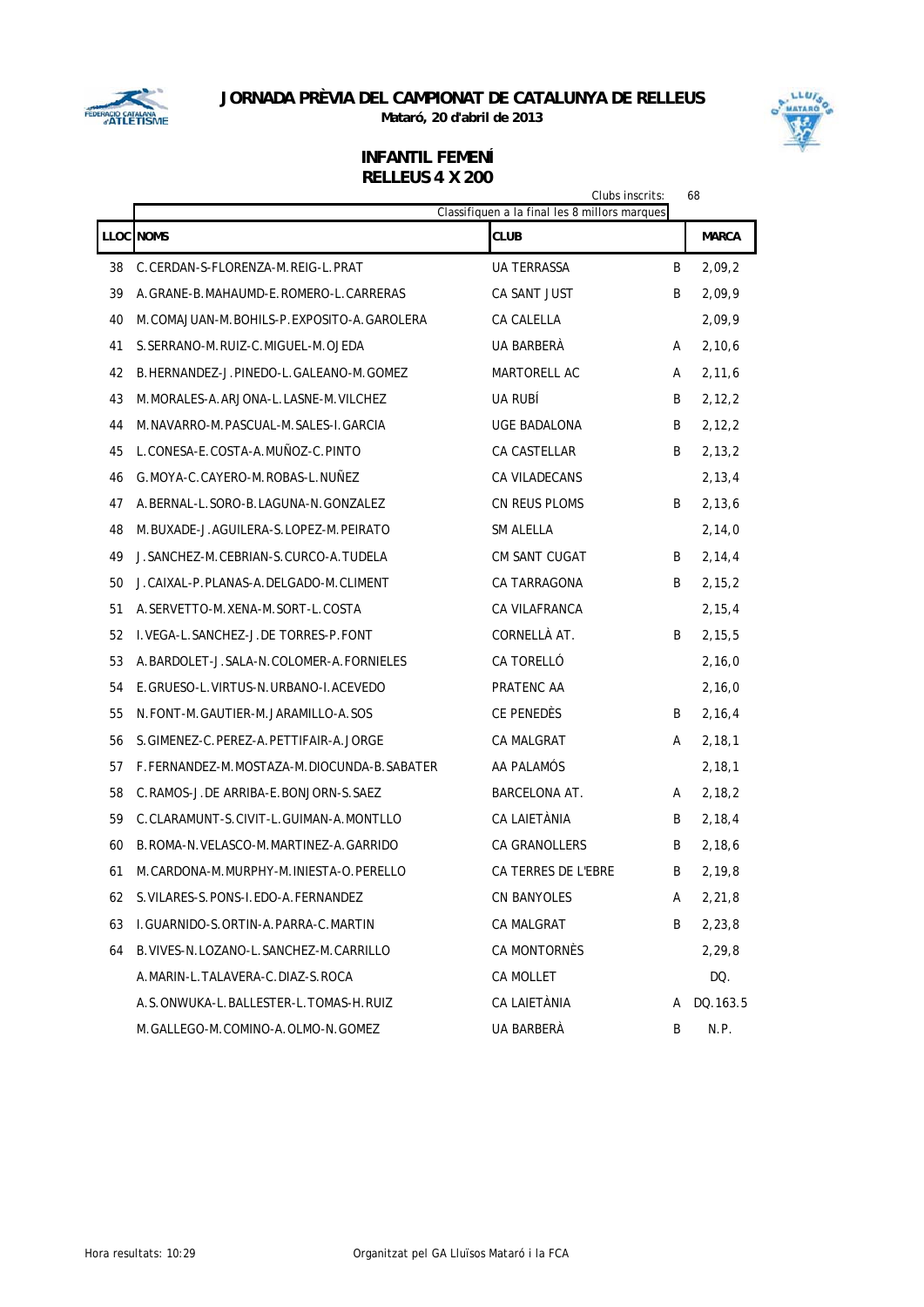# JORNADA PRÈVIA DEL CAMPIONAT DE CATALUNYA DE RELLEUS

**Mataró, 20 d'abril de 2013**

## INFANTIL FEMENÍ
## RELLEUS 4 X 200

Clubs inscrits: 68

Classifiquen a la final les 8 millors marques

| LLOC | NOMS | CLUB | | MARCA |
|---|---|---|---|---|
| 38 | C.CERDAN-S-FLORENZA-M.REIG-L.PRAT | UA TERRASSA | B | 2,09,2 |
| 39 | A.GRANE-B.MAHAUMD-E.ROMERO-L.CARRERAS | CA SANT JUST | B | 2,09,9 |
| 40 | M.COMAJUAN-M.BOHILS-P.EXPOSITO-A.GAROLERA | CA CALELLA | | 2,09,9 |
| 41 | S.SERRANO-M.RUIZ-C.MIGUEL-M.OJEDA | UA BARBERÀ | A | 2,10,6 |
| 42 | B.HERNANDEZ-J.PINEDO-L.GALEANO-M.GOMEZ | MARTORELL AC | A | 2,11,6 |
| 43 | M.MORALES-A.ARJONA-L.LASNE-M.VILCHEZ | UA RUBÍ | B | 2,12,2 |
| 44 | M.NAVARRO-M.PASCUAL-M.SALES-I.GARCIA | UGE BADALONA | B | 2,12,2 |
| 45 | L.CONESA-E.COSTA-A.MUÑOZ-C.PINTO | CA CASTELLAR | B | 2,13,2 |
| 46 | G.MOYA-C.CAYERO-M.ROBAS-L.NUÑEZ | CA VILADECANS | | 2,13,4 |
| 47 | A.BERNAL-L.SORO-B.LAGUNA-N.GONZALEZ | CN REUS PLOMS | B | 2,13,6 |
| 48 | M.BUXADE-J.AGUILERA-S.LOPEZ-M.PEIRATO | SM ALELLA | | 2,14,0 |
| 49 | J.SANCHEZ-M.CEBRIAN-S.CURCO-A.TUDELA | CM SANT CUGAT | B | 2,14,4 |
| 50 | J.CAIXAL-P.PLANAS-A.DELGADO-M.CLIMENT | CA TARRAGONA | B | 2,15,2 |
| 51 | A.SERVETTO-M.XENA-M.SORT-L.COSTA | CA VILAFRANCA | | 2,15,4 |
| 52 | I.VEGA-L.SANCHEZ-J.DE TORRES-P.FONT | CORNELLÀ AT. | B | 2,15,5 |
| 53 | A.BARDOLET-J.SALA-N.COLOMER-A.FORNIELES | CA TORELLÓ | | 2,16,0 |
| 54 | E.GRUESO-L.VIRTUS-N.URBANO-I.ACEVEDO | PRATENC AA | | 2,16,0 |
| 55 | N.FONT-M.GAUTIER-M.JARAMILLO-A.SOS | CE PENEDÈS | B | 2,16,4 |
| 56 | S.GIMENEZ-C.PEREZ-A.PETTIFAIR-A.JORGE | CA MALGRAT | A | 2,18,1 |
| 57 | F.FERNANDEZ-M.MOSTAZA-M.DIOCUNDA-B.SABATER | AA PALAMÓS | | 2,18,1 |
| 58 | C.RAMOS-J.DE ARRIBA-E.BONJORN-S.SAEZ | BARCELONA AT. | A | 2,18,2 |
| 59 | C.CLARAMUNT-S.CIVIT-L.GUIMAN-A.MONTLLO | CA LAIETÀNIA | B | 2,18,4 |
| 60 | B.ROMA-N.VELASCO-M.MARTINEZ-A.GARRIDO | CA GRANOLLERS | B | 2,18,6 |
| 61 | M.CARDONA-M.MURPHY-M.INIESTA-O.PERELLO | CA TERRES DE L'EBRE | B | 2,19,8 |
| 62 | S.VILARES-S.PONS-I.EDO-A.FERNANDEZ | CN BANYOLES | A | 2,21,8 |
| 63 | I.GUARNIDO-S.ORTIN-A.PARRA-C.MARTIN | CA MALGRAT | B | 2,23,8 |
| 64 | B.VIVES-N.LOZANO-L.SANCHEZ-M.CARRILLO | CA MONTORNÈS | | 2,29,8 |
| | A.MARIN-L.TALAVERA-C.DIAZ-S.ROCA | CA MOLLET | | DQ. |
| | A.S.ONWUKA-L.BALLESTER-L.TOMAS-H.RUIZ | CA LAIETÀNIA | A | DQ.163.5 |
| | M.GALLEGO-M.COMINO-A.OLMO-N.GOMEZ | UA BARBERÀ | B | N.P. |

Hora resultats: 10:29

Organitzat pel GA Lluïsos Mataró i la FCA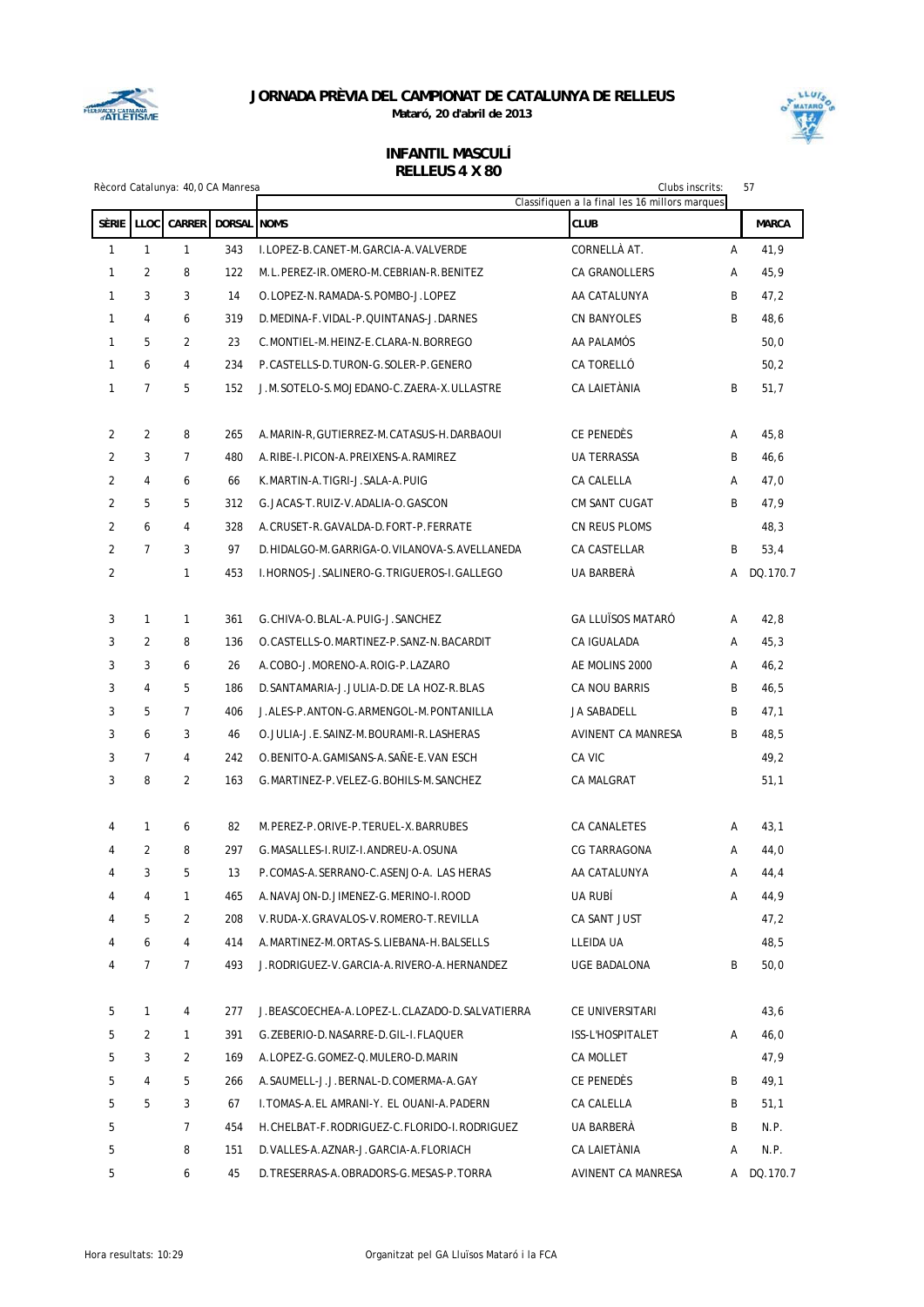# JORNADA PRÈVIA DEL CAMPIONAT DE CATALUNYA DE RELLEUS

**Mataró, 20 d'abril de 2013**

## INFANTIL MASCULÍ
## RELLEUS 4 X 80

Rècord Catalunya: 40,0 CA Manresa

Clubs inscrits: 57

Classifiquen a la final les 16 millors marques

| SÈRIE | LLOC | CARRER | DORSAL | NOMS | CLUB | | MARCA |
|---|---|---|---|---|---|---|---|
| 1 | 1 | 1 | 343 | I.LOPEZ-B.CANET-M.GARCIA-A.VALVERDE | CORNELLÀ AT. | A | 41,9 |
| 1 | 2 | 8 | 122 | M.L.PEREZ-IR.OMERO-M.CEBRIAN-R.BENITEZ | CA GRANOLLERS | A | 45,9 |
| 1 | 3 | 3 | 14 | O.LOPEZ-N.RAMADA-S.POMBO-J.LOPEZ | AA CATALUNYA | B | 47,2 |
| 1 | 4 | 6 | 319 | D.MEDINA-F.VIDAL-P.QUINTANAS-J.DARNES | CN BANYOLES | B | 48,6 |
| 1 | 5 | 2 | 23 | C.MONTIEL-M.HEINZ-E.CLARA-N.BORREGO | AA PALAMÓS | | 50,0 |
| 1 | 6 | 4 | 234 | P.CASTELLS-D.TURON-G.SOLER-P.GENERO | CA TORELLÓ | | 50,2 |
| 1 | 7 | 5 | 152 | J.M.SOTELO-S.MOJEDANO-C.ZAERA-X.ULLASTRE | CA LAIETÀNIA | B | 51,7 |
| 2 | 2 | 8 | 265 | A.MARIN-R,GUTIERREZ-M.CATASUS-H.DARBAOUI | CE PENEDÈS | A | 45,8 |
| 2 | 3 | 7 | 480 | A.RIBE-I.PICON-A.PREIXENS-A.RAMIREZ | UA TERRASSA | B | 46,6 |
| 2 | 4 | 6 | 66 | K.MARTIN-A.TIGRI-J.SALA-A.PUIG | CA CALELLA | A | 47,0 |
| 2 | 5 | 5 | 312 | G.JACAS-T.RUIZ-V.ADALIA-O.GASCON | CM SANT CUGAT | B | 47,9 |
| 2 | 6 | 4 | 328 | A.CRUSET-R.GAVALDA-D.FORT-P.FERRATE | CN REUS PLOMS | | 48,3 |
| 2 | 7 | 3 | 97 | D.HIDALGO-M.GARRIGA-O.VILANOVA-S.AVELLANEDA | CA CASTELLAR | B | 53,4 |
| 2 | | 1 | 453 | I.HORNOS-J.SALINERO-G.TRIGUEROS-I.GALLEGO | UA BARBERÀ | A | DQ.170.7 |
| 3 | 1 | 1 | 361 | G.CHIVA-O.BLAL-A.PUIG-J.SANCHEZ | GA LLUÏSOS MATARÓ | A | 42,8 |
| 3 | 2 | 8 | 136 | O.CASTELLS-O.MARTINEZ-P.SANZ-N.BACARDIT | CA IGUALADA | A | 45,3 |
| 3 | 3 | 6 | 26 | A.COBO-J.MORENO-A.ROIG-P.LAZARO | AE MOLINS 2000 | A | 46,2 |
| 3 | 4 | 5 | 186 | D.SANTAMARIA-J.JULIA-D.DE LA HOZ-R.BLAS | CA NOU BARRIS | B | 46,5 |
| 3 | 5 | 7 | 406 | J.ALES-P.ANTON-G.ARMENGOL-M.PONTANILLA | JA SABADELL | B | 47,1 |
| 3 | 6 | 3 | 46 | O.JULIA-J.E.SAINZ-M.BOURAMI-R.LASHERAS | AVINENT CA MANRESA | B | 48,5 |
| 3 | 7 | 4 | 242 | O.BENITO-A.GAMISANS-A.SAÑE-E.VAN ESCH | CA VIC | | 49,2 |
| 3 | 8 | 2 | 163 | G.MARTINEZ-P.VELEZ-G.BOHILS-M.SANCHEZ | CA MALGRAT | | 51,1 |
| 4 | 1 | 6 | 82 | M.PEREZ-P.ORIVE-P.TERUEL-X.BARRUBES | CA CANALETES | A | 43,1 |
| 4 | 2 | 8 | 297 | G.MASALLES-I.RUIZ-I.ANDREU-A.OSUNA | CG TARRAGONA | A | 44,0 |
| 4 | 3 | 5 | 13 | P.COMAS-A.SERRANO-C.ASENJO-A. LAS HERAS | AA CATALUNYA | A | 44,4 |
| 4 | 4 | 1 | 465 | A.NAVAJON-D.JIMENEZ-G.MERINO-I.ROOD | UA RUBÍ | A | 44,9 |
| 4 | 5 | 2 | 208 | V.RUDA-X.GRAVALOS-V.ROMERO-T.REVILLA | CA SANT JUST | | 47,2 |
| 4 | 6 | 4 | 414 | A.MARTINEZ-M.ORTAS-S.LIEBANA-H.BALSELLS | LLEIDA UA | | 48,5 |
| 4 | 7 | 7 | 493 | J.RODRIGUEZ-V.GARCIA-A.RIVERO-A.HERNANDEZ | UGE BADALONA | B | 50,0 |
| 5 | 1 | 4 | 277 | J.BEASCOECHEA-A.LOPEZ-L.CLAZADO-D.SALVATIERRA | CE UNIVERSITARI | | 43,6 |
| 5 | 2 | 1 | 391 | G.ZEBERIO-D.NASARRE-D.GIL-I.FLAQUER | ISS-L'HOSPITALET | A | 46,0 |
| 5 | 3 | 2 | 169 | A.LOPEZ-G.GOMEZ-Q.MULERO-D.MARIN | CA MOLLET | | 47,9 |
| 5 | 4 | 5 | 266 | A.SAUMELL-J.J.BERNAL-D.COMERMA-A.GAY | CE PENEDÈS | B | 49,1 |
| 5 | 5 | 3 | 67 | I.TOMAS-A.EL AMRANI-Y. EL OUANI-A.PADERN | CA CALELLA | B | 51,1 |
| 5 | | 7 | 454 | H.CHELBAT-F.RODRIGUEZ-C.FLORIDO-I.RODRIGUEZ | UA BARBERÀ | B | N.P. |
| 5 | | 8 | 151 | D.VALLES-A.AZNAR-J.GARCIA-A.FLORIACH | CA LAIETÀNIA | A | N.P. |
| 5 | | 6 | 45 | D.TRESERRAS-A.OBRADORS-G.MESAS-P.TORRA | AVINENT CA MANRESA | A | DQ.170.7 |

Hora resultats: 10:29

Organitzat pel GA Lluïsos Mataró i la FCA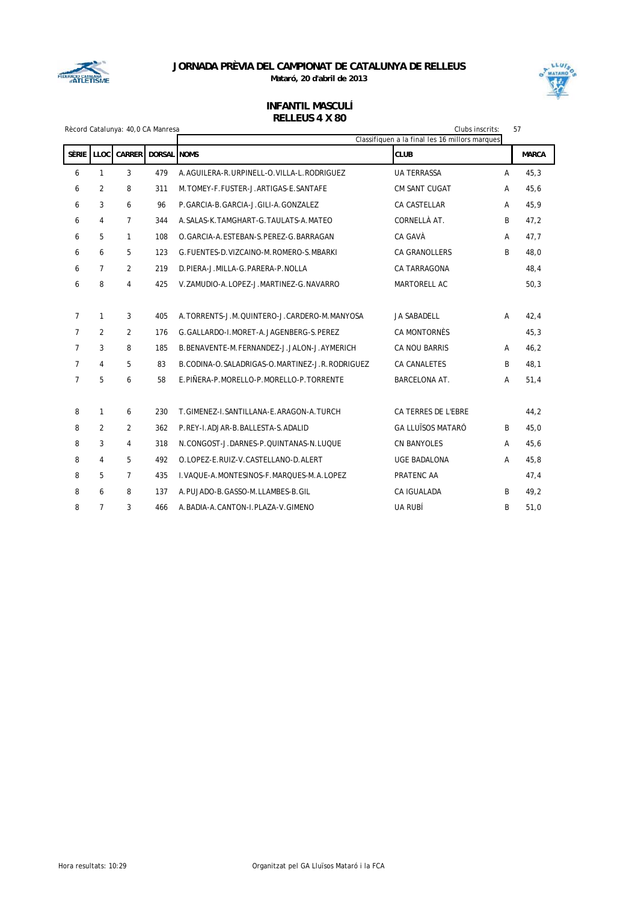# JORNADA PRÈVIA DEL CAMPIONAT DE CATALUNYA DE RELLEUS

**Mataró, 20 d'abril de 2013**

## INFANTIL MASCULÍ
## RELLEUS 4 X 80

Rècord Catalunya: 40,0 CA Manresa

Clubs inscrits: 57

Classifiquen a la final les 16 millors marques

| SÈRIE | LLOC | CARRER | DORSAL | NOMS | CLUB | | MARCA |
|---|---|---|---|---|---|---|---|
| 6 | 1 | 3 | 479 | A.AGUILERA-R.URPINELL-O.VILLA-L.RODRIGUEZ | UA TERRASSA | A | 45,3 |
| 6 | 2 | 8 | 311 | M.TOMEY-F.FUSTER-J.ARTIGAS-E.SANTAFE | CM SANT CUGAT | A | 45,6 |
| 6 | 3 | 6 | 96 | P.GARCIA-B.GARCIA-J.GILI-A.GONZALEZ | CA CASTELLAR | A | 45,9 |
| 6 | 4 | 7 | 344 | A.SALAS-K.TAMGHART-G.TAULATS-A.MATEO | CORNELLÀ AT. | B | 47,2 |
| 6 | 5 | 1 | 108 | O.GARCIA-A.ESTEBAN-S.PEREZ-G.BARRAGAN | CA GAVÀ | A | 47,7 |
| 6 | 6 | 5 | 123 | G.FUENTES-D.VIZCAINO-M.ROMERO-S.MBARKI | CA GRANOLLERS | B | 48,0 |
| 6 | 7 | 2 | 219 | D.PIERA-J.MILLA-G.PARERA-P.NOLLA | CA TARRAGONA | | 48,4 |
| 6 | 8 | 4 | 425 | V.ZAMUDIO-A.LOPEZ-J.MARTINEZ-G.NAVARRO | MARTORELL AC | | 50,3 |
| | | | | | | | |
| 7 | 1 | 3 | 405 | A.TORRENTS-J.M.QUINTERO-J.CARDERO-M.MANYOSA | JA SABADELL | A | 42,4 |
| 7 | 2 | 2 | 176 | G.GALLARDO-I.MORET-A.JAGENBERG-S.PEREZ | CA MONTORNÈS | | 45,3 |
| 7 | 3 | 8 | 185 | B.BENAVENTE-M.FERNANDEZ-J.JALON-J.AYMERICH | CA NOU BARRIS | A | 46,2 |
| 7 | 4 | 5 | 83 | B.CODINA-O.SALADRIGAS-O.MARTINEZ-J.R.RODRIGUEZ | CA CANALETES | B | 48,1 |
| 7 | 5 | 6 | 58 | E.PIÑERA-P.MORELLO-P.MORELLO-P.TORRENTE | BARCELONA AT. | A | 51,4 |
| | | | | | | | |
| 8 | 1 | 6 | 230 | T.GIMENEZ-I.SANTILLANA-E.ARAGON-A.TURCH | CA TERRES DE L'EBRE | | 44,2 |
| 8 | 2 | 2 | 362 | P.REY-I.ADJAR-B.BALLESTA-S.ADALID | GA LLUÏSOS MATARÓ | B | 45,0 |
| 8 | 3 | 4 | 318 | N.CONGOST-J.DARNES-P.QUINTANAS-N.LUQUE | CN BANYOLES | A | 45,6 |
| 8 | 4 | 5 | 492 | O.LOPEZ-E.RUIZ-V.CASTELLANO-D.ALERT | UGE BADALONA | A | 45,8 |
| 8 | 5 | 7 | 435 | I.VAQUE-A.MONTESINOS-F.MARQUES-M.A.LOPEZ | PRATENC AA | | 47,4 |
| 8 | 6 | 8 | 137 | A.PUJADO-B.GASSO-M.LLAMBES-B.GIL | CA IGUALADA | B | 49,2 |
| 8 | 7 | 3 | 466 | A.BADIA-A.CANTON-I.PLAZA-V.GIMENO | UA RUBÍ | B | 51,0 |

Hora resultats: 10:29

Organitzat pel GA Lluïsos Mataró i la FCA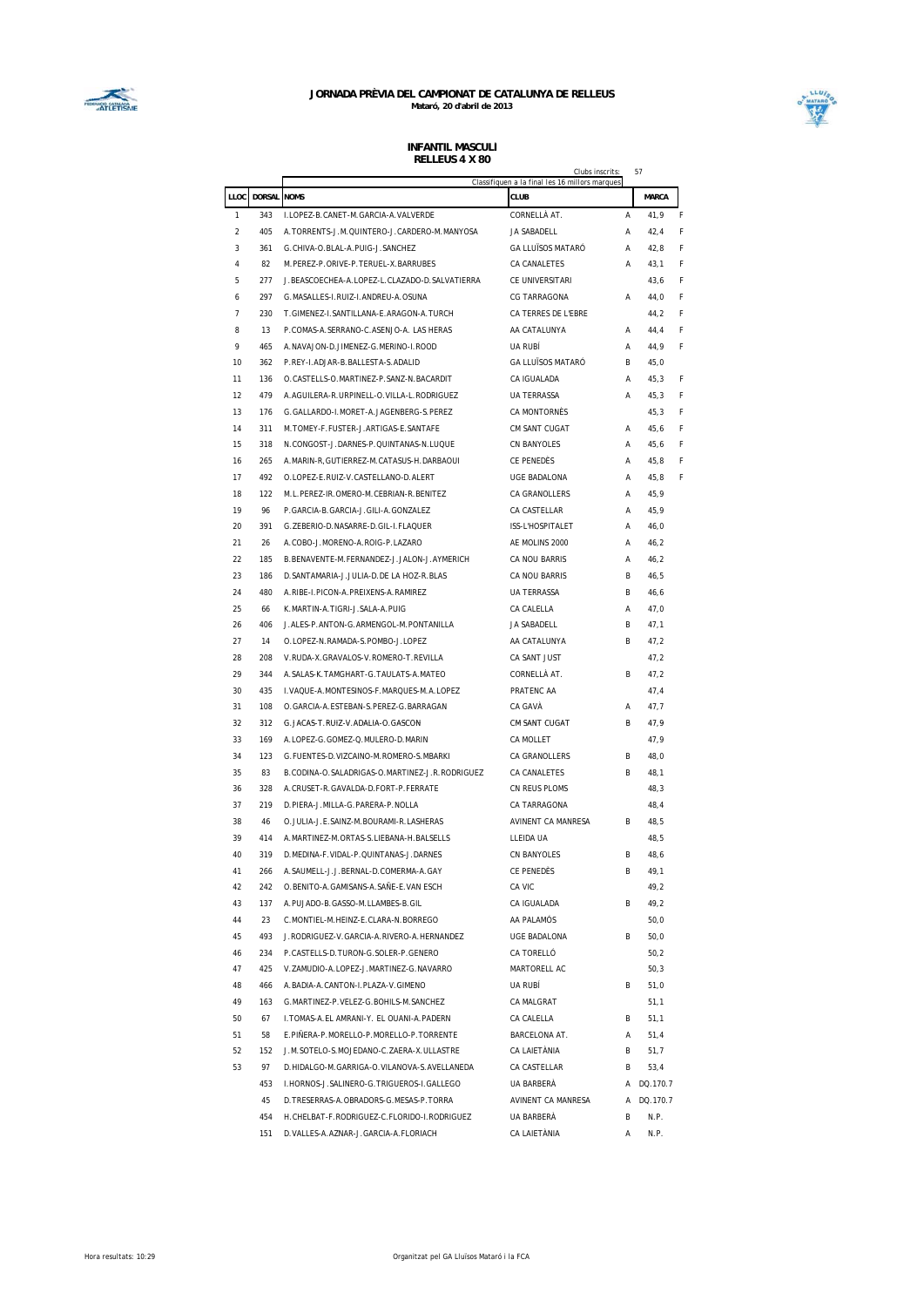# JORNADA PRÈVIA DEL CAMPIONAT DE CATALUNYA DE RELLEUS

**Mataró, 20 d'abril de 2013**

## INFANTIL MASCULI
## RELLEUS 4 X 80

Clubs inscrits: 57

Classifiquen a la final les 16 millors marques

| LLOC | DORSAL | NOMS | CLUB | | MARCA | |
|---|---|---|---|---|---|---|
| 1 | 343 | I.LOPEZ-B.CANET-M.GARCIA-A.VALVERDE | CORNELLÀ AT. | A | 41,9 | F |
| 2 | 405 | A.TORRENTS-J.M.QUINTERO-J.CARDERO-M.MANYOSA | JA SABADELL | A | 42,4 | F |
| 3 | 361 | G.CHIVA-O.BLAL-A.PUIG-J.SANCHEZ | GA LLUÏSOS MATARÓ | A | 42,8 | F |
| 4 | 82 | M.PEREZ-P.ORIVE-P.TERUEL-X.BARRUBES | CA CANALETES | A | 43,1 | F |
| 5 | 277 | J.BEASCOECHEA-A.LOPEZ-L.CLAZADO-D.SALVATIERRA | CE UNIVERSITARI | | 43,6 | F |
| 6 | 297 | G.MASALLES-I.RUIZ-I.ANDREU-A.OSUNA | CG TARRAGONA | A | 44,0 | F |
| 7 | 230 | T.GIMENEZ-I.SANTILLANA-E.ARAGON-A.TURCH | CA TERRES DE L'EBRE | | 44,2 | F |
| 8 | 13 | P.COMAS-A.SERRANO-C.ASENJO-A. LAS HERAS | AA CATALUNYA | A | 44,4 | F |
| 9 | 465 | A.NAVAJON-D.JIMENEZ-G.MERINO-I.ROOD | UA RUBÍ | A | 44,9 | F |
| 10 | 362 | P.REY-I.ADJAR-B.BALLESTA-S.ADALID | GA LLUÏSOS MATARÓ | B | 45,0 | |
| 11 | 136 | O.CASTELLS-O.MARTINEZ-P.SANZ-N.BACARDIT | CA IGUALADA | A | 45,3 | F |
| 12 | 479 | A.AGUILERA-R.URPINELL-O.VILLA-L.RODRIGUEZ | UA TERRASSA | A | 45,3 | F |
| 13 | 176 | G.GALLARDO-I.MORET-A.JAGENBERG-S.PEREZ | CA MONTORNÈS | | 45,3 | F |
| 14 | 311 | M.TOMEY-F.FUSTER-J.ARTIGAS-E.SANTAFE | CM SANT CUGAT | A | 45,6 | F |
| 15 | 318 | N.CONGOST-J.DARNES-P.QUINTANAS-N.LUQUE | CN BANYOLES | A | 45,6 | F |
| 16 | 265 | A.MARIN-R,GUTIERREZ-M.CATASUS-H.DARBAOUI | CE PENEDÈS | A | 45,8 | F |
| 17 | 492 | O.LOPEZ-E.RUIZ-V.CASTELLANO-D.ALERT | UGE BADALONA | A | 45,8 | F |
| 18 | 122 | M.L.PEREZ-IR.OMERO-M.CEBRIAN-R.BENITEZ | CA GRANOLLERS | A | 45,9 | |
| 19 | 96 | P.GARCIA-B.GARCIA-J.GILI-A.GONZALEZ | CA CASTELLAR | A | 45,9 | |
| 20 | 391 | G.ZEBERIO-D.NASARRE-D.GIL-I.FLAQUER | ISS-L'HOSPITALET | A | 46,0 | |
| 21 | 26 | A.COBO-J.MORENO-A.ROIG-P.LAZARO | AE MOLINS 2000 | A | 46,2 | |
| 22 | 185 | B.BENAVENTE-M.FERNANDEZ-J.JALON-J.AYMERICH | CA NOU BARRIS | A | 46,2 | |
| 23 | 186 | D.SANTAMARIA-J.JULIA-D.DE LA HOZ-R.BLAS | CA NOU BARRIS | B | 46,5 | |
| 24 | 480 | A.RIBE-I.PICON-A.PREIXENS-A.RAMIREZ | UA TERRASSA | B | 46,6 | |
| 25 | 66 | K.MARTIN-A.TIGRI-J.SALA-A.PUIG | CA CALELLA | A | 47,0 | |
| 26 | 406 | J.ALES-P.ANTON-G.ARMENGOL-M.PONTANILLA | JA SABADELL | B | 47,1 | |
| 27 | 14 | O.LOPEZ-N.RAMADA-S.POMBO-J.LOPEZ | AA CATALUNYA | B | 47,2 | |
| 28 | 208 | V.RUDA-X.GRAVALOS-V.ROMERO-T.REVILLA | CA SANT JUST | | 47,2 | |
| 29 | 344 | A.SALAS-K.TAMGHART-G.TAULATS-A.MATEO | CORNELLÀ AT. | B | 47,2 | |
| 30 | 435 | I.VAQUE-A.MONTESINOS-F.MARQUES-M.A.LOPEZ | PRATENC AA | | 47,4 | |
| 31 | 108 | O.GARCIA-A.ESTEBAN-S.PEREZ-G.BARRAGAN | CA GAVÀ | A | 47,7 | |
| 32 | 312 | G.JACAS-T.RUIZ-V.ADALIA-O.GASCON | CM SANT CUGAT | B | 47,9 | |
| 33 | 169 | A.LOPEZ-G.GOMEZ-Q.MULERO-D.MARIN | CA MOLLET | | 47,9 | |
| 34 | 123 | G.FUENTES-D.VIZCAINO-M.ROMERO-S.MBARKI | CA GRANOLLERS | B | 48,0 | |
| 35 | 83 | B.CODINA-O.SALADRIGAS-O.MARTINEZ-J.R.RODRIGUEZ | CA CANALETES | B | 48,1 | |
| 36 | 328 | A.CRUSET-R.GAVALDA-D.FORT-P.FERRATE | CN REUS PLOMS | | 48,3 | |
| 37 | 219 | D.PIERA-J.MILLA-G.PARERA-P.NOLLA | CA TARRAGONA | | 48,4 | |
| 38 | 46 | O.JULIA-J.E.SAINZ-M.BOURAMI-R.LASHERAS | AVINENT CA MANRESA | B | 48,5 | |
| 39 | 414 | A.MARTINEZ-M.ORTAS-S.LIEBANA-H.BALSELLS | LLEIDA UA | | 48,5 | |
| 40 | 319 | D.MEDINA-F.VIDAL-P.QUINTANAS-J.DARNES | CN BANYOLES | B | 48,6 | |
| 41 | 266 | A.SAUMELL-J.J.BERNAL-D.COMERMA-A.GAY | CE PENEDÈS | B | 49,1 | |
| 42 | 242 | O.BENITO-A.GAMISANS-A.SAÑE-E.VAN ESCH | CA VIC | | 49,2 | |
| 43 | 137 | A.PUJADO-B.GASSO-M.LLAMBES-B.GIL | CA IGUALADA | B | 49,2 | |
| 44 | 23 | C.MONTIEL-M.HEINZ-E.CLARA-N.BORREGO | AA PALAMÓS | | 50,0 | |
| 45 | 493 | J.RODRIGUEZ-V.GARCIA-A.RIVERO-A.HERNANDEZ | UGE BADALONA | B | 50,0 | |
| 46 | 234 | P.CASTELLS-D.TURON-G.SOLER-P.GENERO | CA TORELLÓ | | 50,2 | |
| 47 | 425 | V.ZAMUDIO-A.LOPEZ-J.MARTINEZ-G.NAVARRO | MARTORELL AC | | 50,3 | |
| 48 | 466 | A.BADIA-A.CANTON-I.PLAZA-V.GIMENO | UA RUBÍ | B | 51,0 | |
| 49 | 163 | G.MARTINEZ-P.VELEZ-G.BOHILS-M.SANCHEZ | CA MALGRAT | | 51,1 | |
| 50 | 67 | I.TOMAS-A.EL AMRANI-Y. EL OUANI-A.PADERN | CA CALELLA | B | 51,1 | |
| 51 | 58 | E.PIÑERA-P.MORELLO-P.MORELLO-P.TORRENTE | BARCELONA AT. | A | 51,4 | |
| 52 | 152 | J.M.SOTELO-S.MOJEDANO-C.ZAERA-X.ULLASTRE | CA LAIETÀNIA | B | 51,7 | |
| 53 | 97 | D.HIDALGO-M.GARRIGA-O.VILANOVA-S.AVELLANEDA | CA CASTELLAR | B | 53,4 | |
| | 453 | I.HORNOS-J.SALINERO-G.TRIGUEROS-I.GALLEGO | UA BARBERÀ | A | DQ.170.7 | |
| | 45 | D.TRESERRAS-A.OBRADORS-G.MESAS-P.TORRA | AVINENT CA MANRESA | A | DQ.170.7 | |
| | 454 | H.CHELBAT-F.RODRIGUEZ-C.FLORIDO-I.RODRIGUEZ | UA BARBERÀ | B | N.P. | |
| | 151 | D.VALLES-A.AZNAR-J.GARCIA-A.FLORIACH | CA LAIETÀNIA | A | N.P. | |

Hora resultats: 10:29

Organitzat pel GA Lluïsos Mataró i la FCA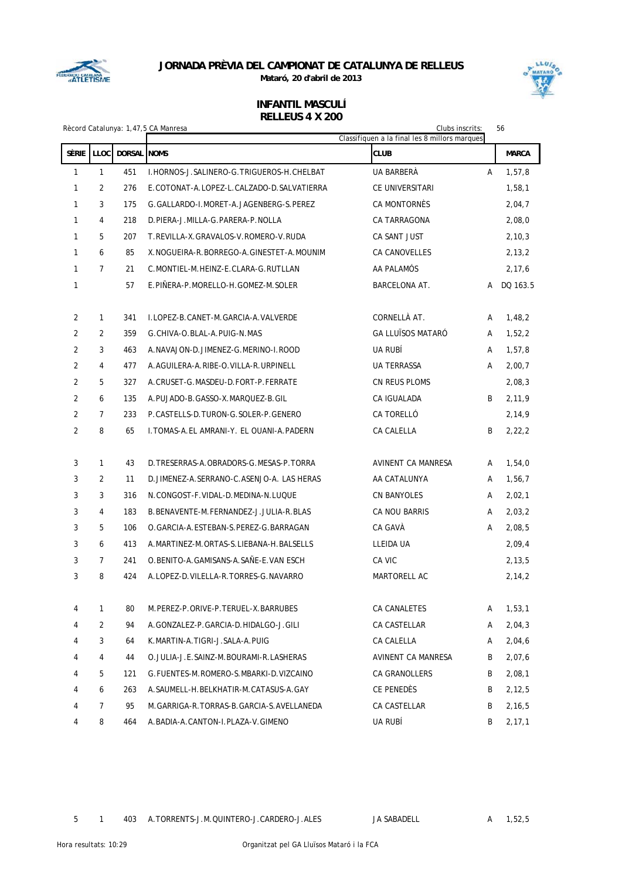**JORNADA PRÈVIA DEL CAMPIONAT DE CATALUNYA DE RELLEUS**

**Mataró, 20 d'abril de 2013**

## INFANTIL MASCULÍ
## RELLEUS 4 X 200

Rècord Catalunya: 1,47,5 CA Manresa

Clubs inscrits: 56

Classifiquen a la final les 8 millors marques

| SÈRIE | LLOC | DORSAL | NOMS | CLUB | | MARCA |
|---|---|---|---|---|---|---|
| 1 | 1 | 451 | I.HORNOS-J.SALINERO-G.TRIGUEROS-H.CHELBAT | UA BARBERÀ | A | 1,57,8 |
| 1 | 2 | 276 | E.COTONAT-A.LOPEZ-L.CALZADO-D.SALVATIERRA | CE UNIVERSITARI | | 1,58,1 |
| 1 | 3 | 175 | G.GALLARDO-I.MORET-A.JAGENBERG-S.PEREZ | CA MONTORNÈS | | 2,04,7 |
| 1 | 4 | 218 | D.PIERA-J.MILLA-G.PARERA-P.NOLLA | CA TARRAGONA | | 2,08,0 |
| 1 | 5 | 207 | T.REVILLA-X.GRAVALOS-V.ROMERO-V.RUDA | CA SANT JUST | | 2,10,3 |
| 1 | 6 | 85 | X.NOGUEIRA-R.BORREGO-A.GINESTET-A.MOUNIM | CA CANOVELLES | | 2,13,2 |
| 1 | 7 | 21 | C.MONTIEL-M.HEINZ-E.CLARA-G.RUTLLAN | AA PALAMÓS | | 2,17,6 |
| 1 | | 57 | E.PIÑERA-P.MORELLO-H.GOMEZ-M.SOLER | BARCELONA AT. | A | DQ 163.5 |
| 2 | 1 | 341 | I.LOPEZ-B.CANET-M.GARCIA-A.VALVERDE | CORNELLÀ AT. | A | 1,48,2 |
| 2 | 2 | 359 | G.CHIVA-O.BLAL-A.PUIG-N.MAS | GA LLUÏSOS MATARÓ | A | 1,52,2 |
| 2 | 3 | 463 | A.NAVAJON-D.JIMENEZ-G.MERINO-I.ROOD | UA RUBÍ | A | 1,57,8 |
| 2 | 4 | 477 | A.AGUILERA-A.RIBE-O.VILLA-R.URPINELL | UA TERRASSA | A | 2,00,7 |
| 2 | 5 | 327 | A.CRUSET-G.MASDEU-D.FORT-P.FERRATE | CN REUS PLOMS | | 2,08,3 |
| 2 | 6 | 135 | A.PUJADO-B.GASSO-X.MARQUEZ-B.GIL | CA IGUALADA | B | 2,11,9 |
| 2 | 7 | 233 | P.CASTELLS-D.TURON-G.SOLER-P.GENERO | CA TORELLÓ | | 2,14,9 |
| 2 | 8 | 65 | I.TOMAS-A.EL AMRANI-Y. EL OUANI-A.PADERN | CA CALELLA | B | 2,22,2 |
| 3 | 1 | 43 | D.TRESERRAS-A.OBRADORS-G.MESAS-P.TORRA | AVINENT CA MANRESA | A | 1,54,0 |
| 3 | 2 | 11 | D.JIMENEZ-A.SERRANO-C.ASENJO-A. LAS HERAS | AA CATALUNYA | A | 1,56,7 |
| 3 | 3 | 316 | N.CONGOST-F.VIDAL-D.MEDINA-N.LUQUE | CN BANYOLES | A | 2,02,1 |
| 3 | 4 | 183 | B.BENAVENTE-M.FERNANDEZ-J.JULIA-R.BLAS | CA NOU BARRIS | A | 2,03,2 |
| 3 | 5 | 106 | O.GARCIA-A.ESTEBAN-S.PEREZ-G.BARRAGAN | CA GAVÀ | A | 2,08,5 |
| 3 | 6 | 413 | A.MARTINEZ-M.ORTAS-S.LIEBANA-H.BALSELLS | LLEIDA UA | | 2,09,4 |
| 3 | 7 | 241 | O.BENITO-A.GAMISANS-A.SAÑE-E.VAN ESCH | CA VIC | | 2,13,5 |
| 3 | 8 | 424 | A.LOPEZ-D.VILELLA-R.TORRES-G.NAVARRO | MARTORELL AC | | 2,14,2 |
| 4 | 1 | 80 | M.PEREZ-P.ORIVE-P.TERUEL-X.BARRUBES | CA CANALETES | A | 1,53,1 |
| 4 | 2 | 94 | A.GONZALEZ-P.GARCIA-D.HIDALGO-J.GILI | CA CASTELLAR | A | 2,04,3 |
| 4 | 3 | 64 | K.MARTIN-A.TIGRI-J.SALA-A.PUIG | CA CALELLA | A | 2,04,6 |
| 4 | 4 | 44 | O.JULIA-J.E.SAINZ-M.BOURAMI-R.LASHERAS | AVINENT CA MANRESA | B | 2,07,6 |
| 4 | 5 | 121 | G.FUENTES-M.ROMERO-S.MBARKI-D.VIZCAINO | CA GRANOLLERS | B | 2,08,1 |
| 4 | 6 | 263 | A.SAUMELL-H.BELKHATIR-M.CATASUS-A.GAY | CE PENEDÈS | B | 2,12,5 |
| 4 | 7 | 95 | M.GARRIGA-R.TORRAS-B.GARCIA-S.AVELLANEDA | CA CASTELLAR | B | 2,16,5 |
| 4 | 8 | 464 | A.BADIA-A.CANTON-I.PLAZA-V.GIMENO | UA RUBÍ | B | 2,17,1 |
| 5 | 1 | 403 | A.TORRENTS-J.M.QUINTERO-J.CARDERO-J.ALES | JA SABADELL | A | 1,52,5 |

Hora resultats: 10:29

Organitzat pel GA Lluïsos Mataró i la FCA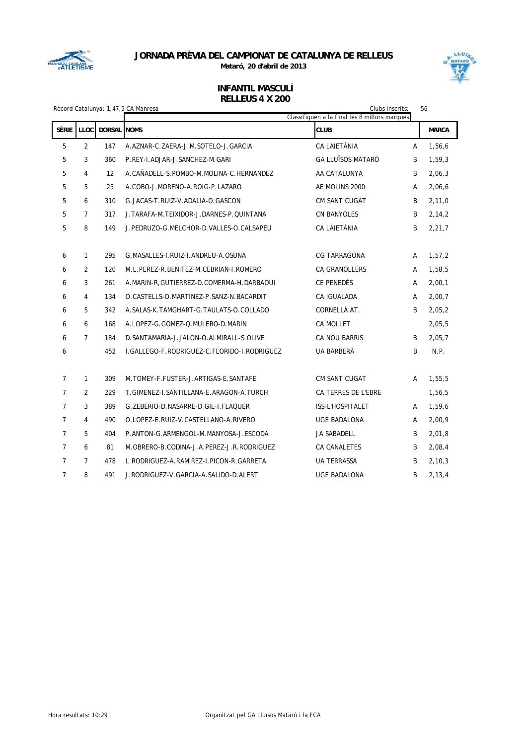**JORNADA PRÈVIA DEL CAMPIONAT DE CATALUNYA DE RELLEUS**

**Mataró, 20 d'abril de 2013**

## INFANTIL MASCULÍ
## RELLEUS 4 X 200

Rècord Catalunya: 1,47,5 CA Manresa

Clubs inscrits: 56

Classifiquen a la final les 8 millors marques

| SÈRIE | LLOC | DORSAL | NOMS | CLUB | | MARCA |
|---|---|---|---|---|---|---|
| 5 | 2 | 147 | A.AZNAR-C.ZAERA-J.M.SOTELO-J.GARCIA | CA LAIETÀNIA | A | 1,56,6 |
| 5 | 3 | 360 | P.REY-I.ADJAR-J.SANCHEZ-M.GARI | GA LLUÏSOS MATARÓ | B | 1,59,3 |
| 5 | 4 | 12 | A.CAÑADELL-S.POMBO-M.MOLINA-C.HERNANDEZ | AA CATALUNYA | B | 2,06,3 |
| 5 | 5 | 25 | A.COBO-J.MORENO-A.ROIG-P.LAZARO | AE MOLINS 2000 | A | 2,06,6 |
| 5 | 6 | 310 | G.JACAS-T.RUIZ-V.ADALIA-O.GASCON | CM SANT CUGAT | B | 2,11,0 |
| 5 | 7 | 317 | J.TARAFA-M.TEIXIDOR-J.DARNES-P.QUINTANA | CN BANYOLES | B | 2,14,2 |
| 5 | 8 | 149 | J.PEDRUZO-G.MELCHOR-D.VALLES-O.CALSAPEU | CA LAIETÀNIA | B | 2,21,7 |
| 6 | 1 | 295 | G.MASALLES-I.RUIZ-I.ANDREU-A.OSUNA | CG TARRAGONA | A | 1,57,2 |
| 6 | 2 | 120 | M.L.PEREZ-R.BENITEZ-M.CEBRIAN-I.ROMERO | CA GRANOLLERS | A | 1,58,5 |
| 6 | 3 | 261 | A.MARIN-R,GUTIERREZ-D.COMERMA-H.DARBAOUI | CE PENEDÈS | A | 2,00,1 |
| 6 | 4 | 134 | O.CASTELLS-O.MARTINEZ-P.SANZ-N.BACARDIT | CA IGUALADA | A | 2,00,7 |
| 6 | 5 | 342 | A.SALAS-K.TAMGHART-G.TAULATS-O.COLLADO | CORNELLÀ AT. | B | 2,05,2 |
| 6 | 6 | 168 | A.LOPEZ-G.GOMEZ-Q.MULERO-D.MARIN | CA MOLLET | | 2,05,5 |
| 6 | 7 | 184 | D.SANTAMARIA-J.JALON-O.ALMIRALL-S.OLIVE | CA NOU BARRIS | B | 2,05,7 |
| 6 | | 452 | I.GALLEGO-F.RODRIGUEZ-C.FLORIDO-I.RODRIGUEZ | UA BARBERÀ | B | N.P. |
| 7 | 1 | 309 | M.TOMEY-F.FUSTER-J.ARTIGAS-E.SANTAFE | CM SANT CUGAT | A | 1,55,5 |
| 7 | 2 | 229 | T.GIMENEZ-I.SANTILLANA-E.ARAGON-A.TURCH | CA TERRES DE L'EBRE | | 1,56,5 |
| 7 | 3 | 389 | G.ZEBERIO-D.NASARRE-D.GIL-I.FLAQUER | ISS-L'HOSPITALET | A | 1,59,6 |
| 7 | 4 | 490 | O.LOPEZ-E.RUIZ-V.CASTELLANO-A.RIVERO | UGE BADALONA | A | 2,00,9 |
| 7 | 5 | 404 | P.ANTON-G.ARMENGOL-M.MANYOSA-J.ESCODA | JA SABADELL | B | 2,01,8 |
| 7 | 6 | 81 | M.OBRERO-B.CODINA-J.A.PEREZ-J.R.RODRIGUEZ | CA CANALETES | B | 2,08,4 |
| 7 | 7 | 478 | L.RODRIGUEZ-A.RAMIREZ-I.PICON-R.GARRETA | UA TERRASSA | B | 2,10,3 |
| 7 | 8 | 491 | J.RODRIGUEZ-V.GARCIA-A.SALIDO-D.ALERT | UGE BADALONA | B | 2,13,4 |

Hora resultats: 10:29

Organitzat pel GA Lluïsos Mataró i la FCA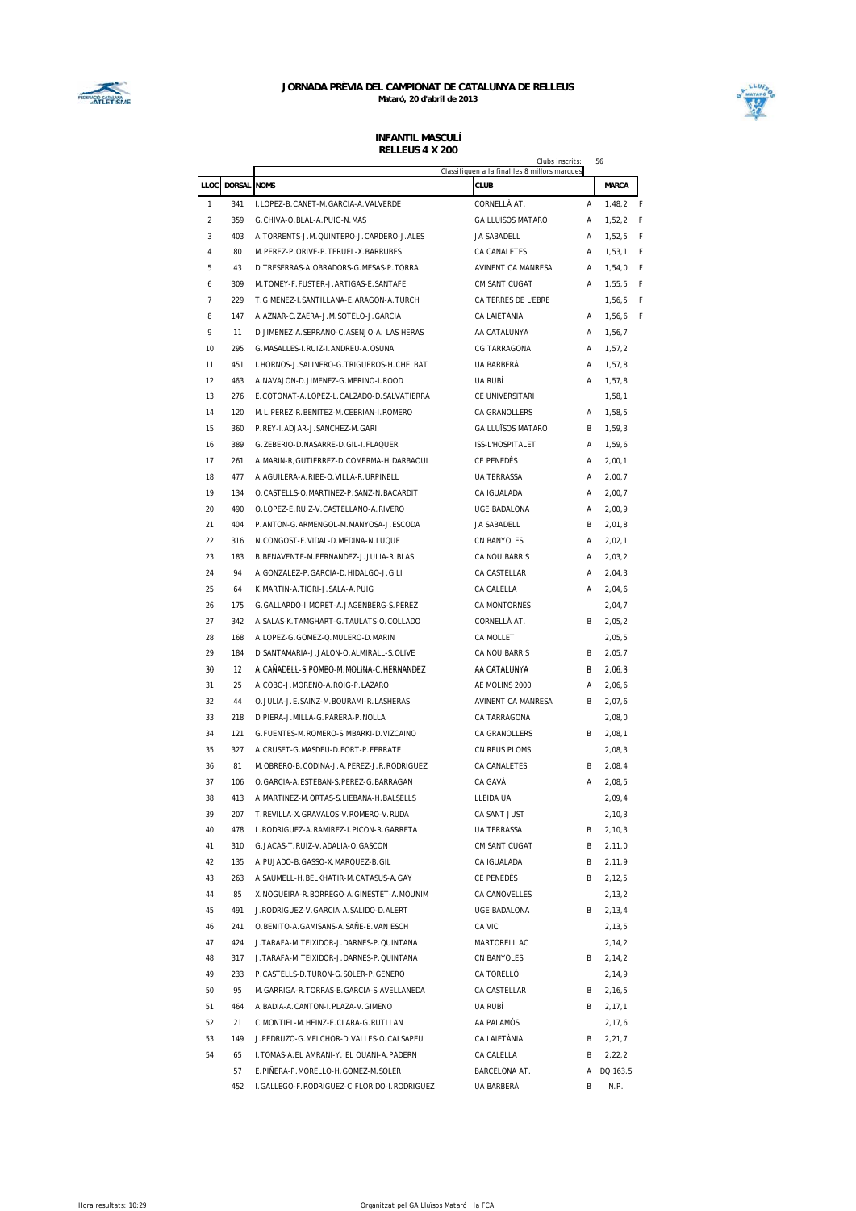**JORNADA PRÈVIA DEL CAMPIONAT DE CATALUNYA DE RELLEUS**
**Mataró, 20 d'abril de 2013**

## INFANTIL MASCULÍ
### RELLEUS 4 X 200

Clubs inscrits: 56

Classifiquen a la final les 8 millors marques

| LLOC | DORSAL | NOMS | CLUB | | MARCA | |
|---|---|---|---|---|---|---|
| 1 | 341 | I.LOPEZ-B.CANET-M.GARCIA-A.VALVERDE | CORNELLÀ AT. | A | 1,48,2 | F |
| 2 | 359 | G.CHIVA-O.BLAL-A.PUIG-N.MAS | GA LLUÏSOS MATARÓ | A | 1,52,2 | F |
| 3 | 403 | A.TORRENTS-J.M.QUINTERO-J.CARDERO-J.ALES | JA SABADELL | A | 1,52,5 | F |
| 4 | 80 | M.PEREZ-P.ORIVE-P.TERUEL-X.BARRUBES | CA CANALETES | A | 1,53,1 | F |
| 5 | 43 | D.TRESERRAS-A.OBRADORS-G.MESAS-P.TORRA | AVINENT CA MANRESA | A | 1,54,0 | F |
| 6 | 309 | M.TOMEY-F.FUSTER-J.ARTIGAS-E.SANTAFE | CM SANT CUGAT | A | 1,55,5 | F |
| 7 | 229 | T.GIMENEZ-I.SANTILLANA-E.ARAGON-A.TURCH | CA TERRES DE L'EBRE | | 1,56,5 | F |
| 8 | 147 | A.AZNAR-C.ZAERA-J.M.SOTELO-J.GARCIA | CA LAIETÀNIA | A | 1,56,6 | F |
| 9 | 11 | D.JIMENEZ-A.SERRANO-C.ASENJO-A. LAS HERAS | AA CATALUNYA | A | 1,56,7 | |
| 10 | 295 | G.MASALLES-I.RUIZ-I.ANDREU-A.OSUNA | CG TARRAGONA | A | 1,57,2 | |
| 11 | 451 | I.HORNOS-J.SALINERO-G.TRIGUEROS-H.CHELBAT | UA BARBERÀ | A | 1,57,8 | |
| 12 | 463 | A.NAVAJON-D.JIMENEZ-G.MERINO-I.ROOD | UA RUBÍ | A | 1,57,8 | |
| 13 | 276 | E.COTONAT-A.LOPEZ-L.CALZADO-D.SALVATIERRA | CE UNIVERSITARI | | 1,58,1 | |
| 14 | 120 | M.L.PEREZ-R.BENITEZ-M.CEBRIAN-I.ROMERO | CA GRANOLLERS | A | 1,58,5 | |
| 15 | 360 | P.REY-I.ADJAR-J.SANCHEZ-M.GARI | GA LLUÏSOS MATARÓ | B | 1,59,3 | |
| 16 | 389 | G.ZEBERIO-D.NASARRE-D.GIL-I.FLAQUER | ISS-L'HOSPITALET | A | 1,59,6 | |
| 17 | 261 | A.MARIN-R,GUTIERREZ-D.COMERMA-H.DARBAOUI | CE PENEDÈS | A | 2,00,1 | |
| 18 | 477 | A.AGUILERA-A.RIBE-O.VILLA-R.URPINELL | UA TERRASSA | A | 2,00,7 | |
| 19 | 134 | O.CASTELLS-O.MARTINEZ-P.SANZ-N.BACARDIT | CA IGUALADA | A | 2,00,7 | |
| 20 | 490 | O.LOPEZ-E.RUIZ-V.CASTELLANO-A.RIVERO | UGE BADALONA | A | 2,00,9 | |
| 21 | 404 | P.ANTON-G.ARMENGOL-M.MANYOSA-J.ESCODA | JA SABADELL | B | 2,01,8 | |
| 22 | 316 | N.CONGOST-F.VIDAL-D.MEDINA-N.LUQUE | CN BANYOLES | A | 2,02,1 | |
| 23 | 183 | B.BENAVENTE-M.FERNANDEZ-J.JULIA-R.BLAS | CA NOU BARRIS | A | 2,03,2 | |
| 24 | 94 | A.GONZALEZ-P.GARCIA-D.HIDALGO-J.GILI | CA CASTELLAR | A | 2,04,3 | |
| 25 | 64 | K.MARTIN-A.TIGRI-J.SALA-A.PUIG | CA CALELLA | A | 2,04,6 | |
| 26 | 175 | G.GALLARDO-I.MORET-A.JAGENBERG-S.PEREZ | CA MONTORNÈS | | 2,04,7 | |
| 27 | 342 | A.SALAS-K.TAMGHART-G.TAULATS-O.COLLADO | CORNELLÀ AT. | B | 2,05,2 | |
| 28 | 168 | A.LOPEZ-G.GOMEZ-Q.MULERO-D.MARIN | CA MOLLET | | 2,05,5 | |
| 29 | 184 | D.SANTAMARIA-J.JALON-O.ALMIRALL-S.OLIVE | CA NOU BARRIS | B | 2,05,7 | |
| 30 | 12 | A.CAÑADELL-S.POMBO-M.MOLINA-C.HERNANDEZ | AA CATALUNYA | B | 2,06,3 | |
| 31 | 25 | A.COBO-J.MORENO-A.ROIG-P.LAZARO | AE MOLINS 2000 | A | 2,06,6 | |
| 32 | 44 | O.JULIA-J.E.SAINZ-M.BOURAMI-R.LASHERAS | AVINENT CA MANRESA | B | 2,07,6 | |
| 33 | 218 | D.PIERA-J.MILLA-G.PARERA-P.NOLLA | CA TARRAGONA | | 2,08,0 | |
| 34 | 121 | G.FUENTES-M.ROMERO-S.MBARKI-D.VIZCAINO | CA GRANOLLERS | B | 2,08,1 | |
| 35 | 327 | A.CRUSET-G.MASDEU-D.FORT-P.FERRATE | CN REUS PLOMS | | 2,08,3 | |
| 36 | 81 | M.OBRERO-B.CODINA-J.A.PEREZ-J.R.RODRIGUEZ | CA CANALETES | B | 2,08,4 | |
| 37 | 106 | O.GARCIA-A.ESTEBAN-S.PEREZ-G.BARRAGAN | CA GAVÀ | A | 2,08,5 | |
| 38 | 413 | A.MARTINEZ-M.ORTAS-S.LIEBANA-H.BALSELLS | LLEIDA UA | | 2,09,4 | |
| 39 | 207 | T.REVILLA-X.GRAVALOS-V.ROMERO-V.RUDA | CA SANT JUST | | 2,10,3 | |
| 40 | 478 | L.RODRIGUEZ-A.RAMIREZ-I.PICON-R.GARRETA | UA TERRASSA | B | 2,10,3 | |
| 41 | 310 | G.JACAS-T.RUIZ-V.ADALIA-O.GASCON | CM SANT CUGAT | B | 2,11,0 | |
| 42 | 135 | A.PUJADO-B.GASSO-X.MARQUEZ-B.GIL | CA IGUALADA | B | 2,11,9 | |
| 43 | 263 | A.SAUMELL-H.BELKHATIR-M.CATASUS-A.GAY | CE PENEDÈS | B | 2,12,5 | |
| 44 | 85 | X.NOGUEIRA-R.BORREGO-A.GINESTET-A.MOUNIM | CA CANOVELLES | | 2,13,2 | |
| 45 | 491 | J.RODRIGUEZ-V.GARCIA-A.SALIDO-D.ALERT | UGE BADALONA | B | 2,13,4 | |
| 46 | 241 | O.BENITO-A.GAMISANS-A.SAÑE-E.VAN ESCH | CA VIC | | 2,13,5 | |
| 47 | 424 | J.TARAFA-M.TEIXIDOR-J.DARNES-P.QUINTANA | MARTORELL AC | | 2,14,2 | |
| 48 | 317 | J.TARAFA-M.TEIXIDOR-J.DARNES-P.QUINTANA | CN BANYOLES | B | 2,14,2 | |
| 49 | 233 | P.CASTELLS-D.TURON-G.SOLER-P.GENERO | CA TORELLÓ | | 2,14,9 | |
| 50 | 95 | M.GARRIGA-R.TORRAS-B.GARCIA-S.AVELLANEDA | CA CASTELLAR | B | 2,16,5 | |
| 51 | 464 | A.BADIA-A.CANTON-I.PLAZA-V.GIMENO | UA RUBÍ | B | 2,17,1 | |
| 52 | 21 | C.MONTIEL-M.HEINZ-E.CLARA-G.RUTLLAN | AA PALAMÓS | | 2,17,6 | |
| 53 | 149 | J.PEDRUZO-G.MELCHOR-D.VALLES-O.CALSAPEU | CA LAIETÀNIA | B | 2,21,7 | |
| 54 | 65 | I.TOMAS-A.EL AMRANI-Y. EL OUANI-A.PADERN | CA CALELLA | B | 2,22,2 | |
| | 57 | E.PIÑERA-P.MORELLO-H.GOMEZ-M.SOLER | BARCELONA AT. | A | DQ 163.5 | |
| | 452 | I.GALLEGO-F.RODRIGUEZ-C.FLORIDO-I.RODRIGUEZ | UA BARBERÀ | B | N.P. | |

Hora resultats: 10:29

Organitzat pel GA Lluïsos Mataró i la FCA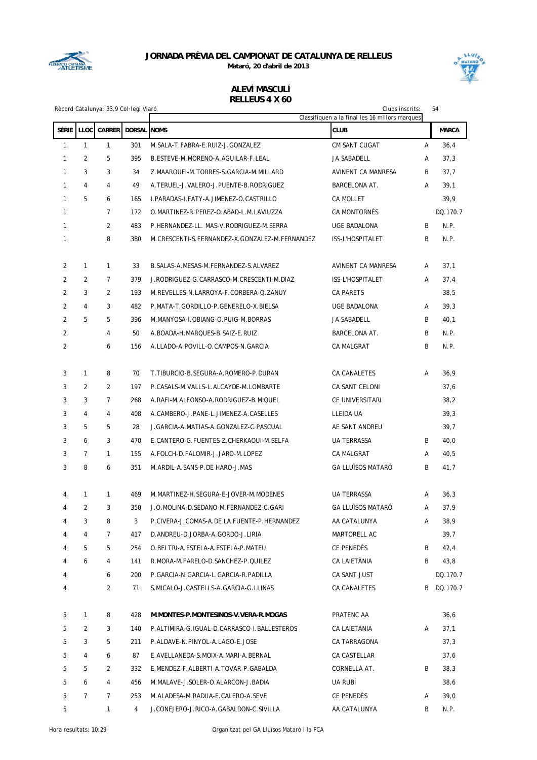# JORNADA PRÈVIA DEL CAMPIONAT DE CATALUNYA DE RELLEUS

**Mataró, 20 d'abril de 2013**

## ALEVÍ MASCULÍ
## RELLEUS 4 X 60

Rècord Catalunya: 33,9 Col·legi Viaró

Clubs inscrits: 54

Classifiquen a la final les 16 millors marques

| SÈRIE | LLOC | CARRER | DORSAL | NOMS | CLUB | | MARCA |
|---|---|---|---|---|---|---|---|
| 1 | 1 | 1 | 301 | M.SALA-T.FABRA-E.RUIZ-J.GONZALEZ | CM SANT CUGAT | A | 36,4 |
| 1 | 2 | 5 | 395 | B.ESTEVE-M.MORENO-A.AGUILAR-F.LEAL | JA SABADELL | A | 37,3 |
| 1 | 3 | 3 | 34 | Z.MAAROUFI-M.TORRES-S.GARCIA-M.MILLARD | AVINENT CA MANRESA | B | 37,7 |
| 1 | 4 | 4 | 49 | A.TERUEL-J.VALERO-J.PUENTE-B.RODRIGUEZ | BARCELONA AT. | A | 39,1 |
| 1 | 5 | 6 | 165 | I.PARADAS-I.FATY-A.JIMENEZ-O.CASTRILLO | CA MOLLET | | 39,9 |
| 1 | | 7 | 172 | O.MARTINEZ-R.PEREZ-O.ABAD-L.M.LAVIUZZA | CA MONTORNÈS | | DQ.170.7 |
| 1 | | 2 | 483 | P.HERNANDEZ-LL. MAS-V.RODRIGUEZ-M.SERRA | UGE BADALONA | B | N.P. |
| 1 | | 8 | 380 | M.CRESCENTI-S.FERNANDEZ-X.GONZALEZ-M.FERNANDEZ | ISS-L'HOSPITALET | B | N.P. |
| 2 | 1 | 1 | 33 | B.SALAS-A.MESAS-M.FERNANDEZ-S.ALVAREZ | AVINENT CA MANRESA | A | 37,1 |
| 2 | 2 | 7 | 379 | J.RODRIGUEZ-G.CARRASCO-M.CRESCENTI-M.DIAZ | ISS-L'HOSPITALET | A | 37,4 |
| 2 | 3 | 2 | 193 | M.REVELLES-N.LARROYA-F.CORBERA-Q.ZANUY | CA PARETS | | 38,5 |
| 2 | 4 | 3 | 482 | P.MATA-T.GORDILLO-P.GENERELO-X.BIELSA | UGE BADALONA | A | 39,3 |
| 2 | 5 | 5 | 396 | M.MANYOSA-I.OBIANG-O.PUIG-M.BORRAS | JA SABADELL | B | 40,1 |
| 2 | | 4 | 50 | A.BOADA-H.MARQUES-B.SAIZ-E.RUIZ | BARCELONA AT. | B | N.P. |
| 2 | | 6 | 156 | A.LLADO-A.POVILL-O.CAMPOS-N.GARCIA | CA MALGRAT | B | N.P. |
| 3 | 1 | 8 | 70 | T.TIBURCIO-B.SEGURA-A.ROMERO-P.DURAN | CA CANALETES | A | 36,9 |
| 3 | 2 | 2 | 197 | P.CASALS-M.VALLS-L.ALCAYDE-M.LOMBARTE | CA SANT CELONI | | 37,6 |
| 3 | 3 | 7 | 268 | A.RAFI-M.ALFONSO-A.RODRIGUEZ-B.MIQUEL | CE UNIVERSITARI | | 38,2 |
| 3 | 4 | 4 | 408 | A.CAMBERO-J.PANE-L.JIMENEZ-A.CASELLES | LLEIDA UA | | 39,3 |
| 3 | 5 | 5 | 28 | J.GARCIA-A.MATIAS-A.GONZALEZ-C.PASCUAL | AE SANT ANDREU | | 39,7 |
| 3 | 6 | 3 | 470 | E.CANTERO-G.FUENTES-Z.CHERKAOUI-M.SELFA | UA TERRASSA | B | 40,0 |
| 3 | 7 | 1 | 155 | A.FOLCH-D.FALOMIR-J.JARO-M.LOPEZ | CA MALGRAT | A | 40,5 |
| 3 | 8 | 6 | 351 | M.ARDIL-A.SANS-P.DE HARO-J.MAS | GA LLUÏSOS MATARÓ | B | 41,7 |
| 4 | 1 | 1 | 469 | M.MARTINEZ-H.SEGURA-E-JOVER-M.MODENES | UA TERRASSA | A | 36,3 |
| 4 | 2 | 3 | 350 | J.O.MOLINA-D.SEDANO-M.FERNANDEZ-C.GARI | GA LLUÏSOS MATARÓ | A | 37,9 |
| 4 | 3 | 8 | 3 | P.CIVERA-J.COMAS-A.DE LA FUENTE-P.HERNANDEZ | AA CATALUNYA | A | 38,9 |
| 4 | 4 | 7 | 417 | D.ANDREU-D.JORBA-A.GORDO-J.LIRIA | MARTORELL AC | | 39,7 |
| 4 | 5 | 5 | 254 | O.BELTRI-A.ESTELA-A.ESTELA-P.MATEU | CE PENEDÈS | B | 42,4 |
| 4 | 6 | 4 | 141 | R.MORA-M.FARELO-D.SANCHEZ-P.QUILEZ | CA LAIETÀNIA | B | 43,8 |
| 4 | | 6 | 200 | P.GARCIA-N.GARCIA-L.GARCIA-R.PADILLA | CA SANT JUST | | DQ.170.7 |
| 4 | | 2 | 71 | S.MICALO-J.CASTELLS-A.GARCIA-G.LLINAS | CA CANALETES | B | DQ.170.7 |
| 5 | 1 | 8 | 428 | **M.MONTES-P.MONTESINOS-V.VERA-R.MOGAS** | PRATENC AA | | 36,6 |
| 5 | 2 | 3 | 140 | P.ALTIMIRA-G.IGUAL-D.CARRASCO-I.BALLESTEROS | CA LAIETÀNIA | A | 37,1 |
| 5 | 3 | 5 | 211 | P.ALDAVE-N.PINYOL-A.LAGO-E.JOSE | CA TARRAGONA | | 37,3 |
| 5 | 4 | 6 | 87 | E.AVELLANEDA-S.MOIX-A.MARI-A.BERNAL | CA CASTELLAR | | 37,6 |
| 5 | 5 | 2 | 332 | E,MENDEZ-F.ALBERTI-A.TOVAR-P.GABALDA | CORNELLÀ AT. | B | 38,3 |
| 5 | 6 | 4 | 456 | M.MALAVE-J.SOLER-O.ALARCON-J.BADIA | UA RUBÍ | | 38,6 |
| 5 | 7 | 7 | 253 | M.ALADESA-M.RADUA-E.CALERO-A.SEVE | CE PENEDÈS | A | 39,0 |
| 5 | | 1 | 4 | J.CONEJERO-J.RICO-A.GABALDON-C.SIVILLA | AA CATALUNYA | B | N.P. |

Hora resultats: 10:29

Organitzat pel GA Lluïsos Mataró i la FCA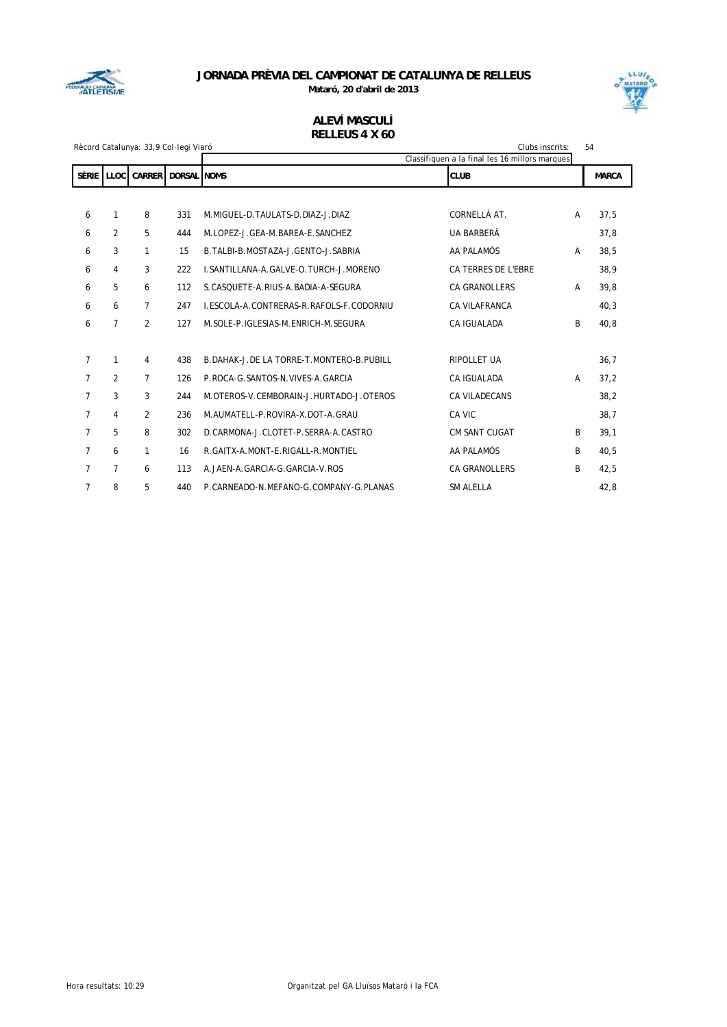# JORNADA PRÈVIA DEL CAMPIONAT DE CATALUNYA DE RELLEUS

**Mataró, 20 d'abril de 2013**

## ALEVÍ MASCULÍ
## RELLEUS 4 X 60

Rècord Catalunya: 33,9 Col·legi Viaró

Clubs inscrits: 54

Classifiquen a la final les 16 millors marques

| SÈRIE | LLOC | CARRER | DORSAL | NOMS | CLUB | | MARCA |
|---|---|---|---|---|---|---|---|
| 6 | 1 | 8 | 331 | M.MIGUEL-D.TAULATS-D.DIAZ-J.DIAZ | CORNELLÀ AT. | A | 37,5 |
| 6 | 2 | 5 | 444 | M.LOPEZ-J.GEA-M.BAREA-E.SANCHEZ | UA BARBERÀ | | 37,8 |
| 6 | 3 | 1 | 15 | B.TALBI-B.MOSTAZA-J.GENTO-J.SABRIA | AA PALAMÓS | A | 38,5 |
| 6 | 4 | 3 | 222 | I.SANTILLANA-A.GALVE-O.TURCH-J.MORENO | CA TERRES DE L'EBRE | | 38,9 |
| 6 | 5 | 6 | 112 | S.CASQUETE-A.RIUS-A.BADIA-A-SEGURA | CA GRANOLLERS | A | 39,8 |
| 6 | 6 | 7 | 247 | I.ESCOLA-A.CONTRERAS-R.RAFOLS-F.CODORNIU | CA VILAFRANCA | | 40,3 |
| 6 | 7 | 2 | 127 | M.SOLE-P.IGLESIAS-M.ENRICH-M.SEGURA | CA IGUALADA | B | 40,8 |
| 7 | 1 | 4 | 438 | B.DAHAK-J.DE LA TORRE-T.MONTERO-B.PUBILL | RIPOLLET UA | | 36,7 |
| 7 | 2 | 7 | 126 | P.ROCA-G.SANTOS-N.VIVES-A.GARCIA | CA IGUALADA | A | 37,2 |
| 7 | 3 | 3 | 244 | M.OTEROS-V.CEMBORAIN-J.HURTADO-J.OTEROS | CA VILADECANS | | 38,2 |
| 7 | 4 | 2 | 236 | M.AUMATELL-P.ROVIRA-X.DOT-A.GRAU | CA VIC | | 38,7 |
| 7 | 5 | 8 | 302 | D.CARMONA-J.CLOTET-P.SERRA-A.CASTRO | CM SANT CUGAT | B | 39,1 |
| 7 | 6 | 1 | 16 | R.GAITX-A.MONT-E.RIGALL-R.MONTIEL | AA PALAMÓS | B | 40,5 |
| 7 | 7 | 6 | 113 | A.JAEN-A.GARCIA-G.GARCIA-V.ROS | CA GRANOLLERS | B | 42,5 |
| 7 | 8 | 5 | 440 | P.CARNEADO-N.MEFANO-G.COMPANY-G.PLANAS | SM ALELLA | | 42,8 |

Hora resultats: 10:29

Organitzat pel GA Lluïsos Mataró i la FCA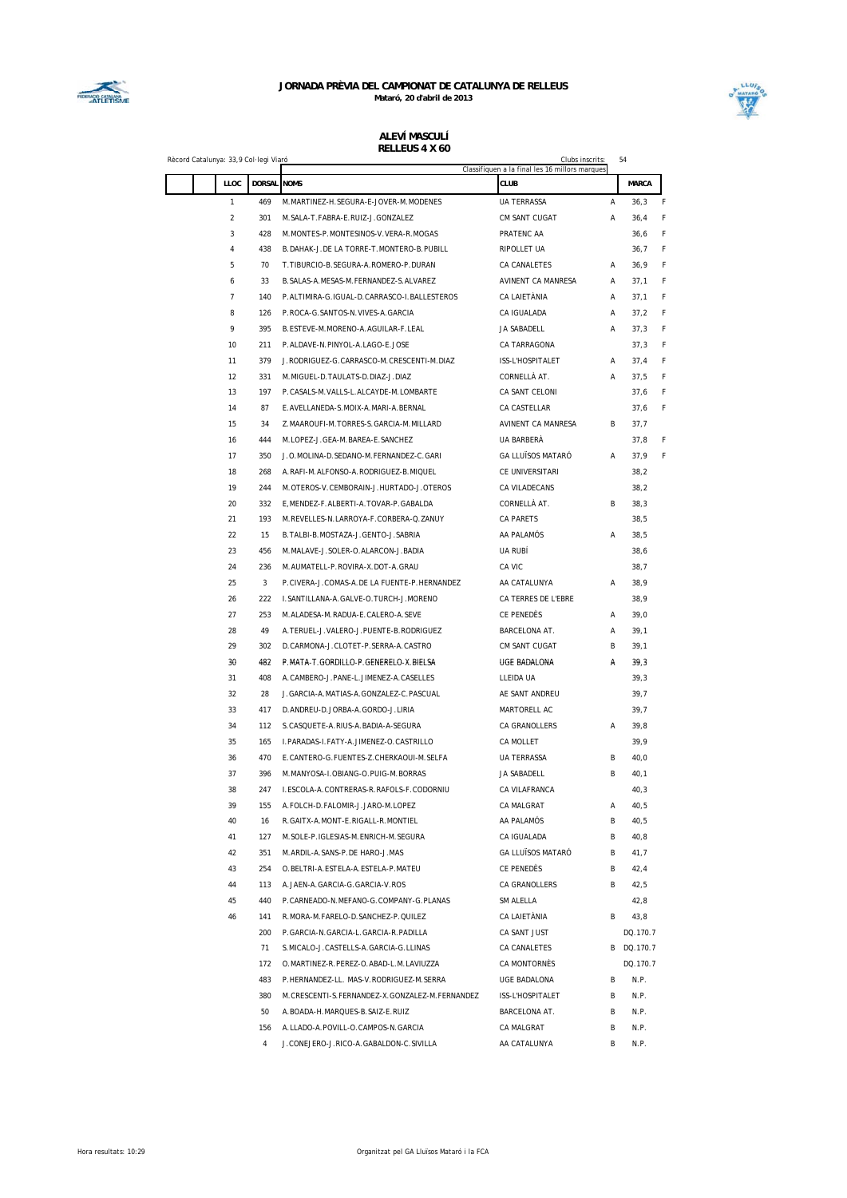# JORNADA PRÈVIA DEL CAMPIONAT DE CATALUNYA DE RELLEUS

**Mataró, 20 d'abril de 2013**

## ALEVÍ MASCULÍ
## RELLEUS 4 X 60

Rècord Catalunya: 33,9 Col·legi Viaró

Clubs inscrits: 54

Classifiquen a la final les 16 millors marques

| LLOC | DORSAL | NOMS | CLUB | | MARCA | |
|---|---|---|---|---|---|---|
| 1 | 469 | M.MARTINEZ-H.SEGURA-E-JOVER-M.MODENES | UA TERRASSA | A | 36,3 | F |
| 2 | 301 | M.SALA-T.FABRA-E.RUIZ-J.GONZALEZ | CM SANT CUGAT | A | 36,4 | F |
| 3 | 428 | M.MONTES-P.MONTESINOS-V.VERA-R.MOGAS | PRATENC AA | | 36,6 | F |
| 4 | 438 | B.DAHAK-J.DE LA TORRE-T.MONTERO-B.PUBILL | RIPOLLET UA | | 36,7 | F |
| 5 | 70 | T.TIBURCIO-B.SEGURA-A.ROMERO-P.DURAN | CA CANALETES | A | 36,9 | F |
| 6 | 33 | B.SALAS-A.MESAS-M.FERNANDEZ-S.ALVAREZ | AVINENT CA MANRESA | A | 37,1 | F |
| 7 | 140 | P.ALTIMIRA-G.IGUAL-D.CARRASCO-I.BALLESTEROS | CA LAIETÀNIA | A | 37,1 | F |
| 8 | 126 | P.ROCA-G.SANTOS-N.VIVES-A.GARCIA | CA IGUALADA | A | 37,2 | F |
| 9 | 395 | B.ESTEVE-M.MORENO-A.AGUILAR-F.LEAL | JA SABADELL | A | 37,3 | F |
| 10 | 211 | P.ALDAVE-N.PINYOL-A.LAGO-E.JOSE | CA TARRAGONA | | 37,3 | F |
| 11 | 379 | J.RODRIGUEZ-G.CARRASCO-M.CRESCENTI-M.DIAZ | ISS-L'HOSPITALET | A | 37,4 | F |
| 12 | 331 | M.MIGUEL-D.TAULATS-D.DIAZ-J.DIAZ | CORNELLÀ AT. | A | 37,5 | F |
| 13 | 197 | P.CASALS-M.VALLS-L.ALCAYDE-M.LOMBARTE | CA SANT CELONI | | 37,6 | F |
| 14 | 87 | E.AVELLANEDA-S.MOIX-A.MARI-A.BERNAL | CA CASTELLAR | | 37,6 | F |
| 15 | 34 | Z.MAAROUFI-M.TORRES-S.GARCIA-M.MILLARD | AVINENT CA MANRESA | B | 37,7 | |
| 16 | 444 | M.LOPEZ-J.GEA-M.BAREA-E.SANCHEZ | UA BARBERÀ | | 37,8 | F |
| 17 | 350 | J.O.MOLINA-D.SEDANO-M.FERNANDEZ-C.GARI | GA LLUÏSOS MATARÓ | A | 37,9 | F |
| 18 | 268 | A.RAFI-M.ALFONSO-A.RODRIGUEZ-B.MIQUEL | CE UNIVERSITARI | | 38,2 | |
| 19 | 244 | M.OTEROS-V.CEMBORAIN-J.HURTADO-J.OTEROS | CA VILADECANS | | 38,2 | |
| 20 | 332 | E,MENDEZ-F.ALBERTI-A.TOVAR-P.GABALDA | CORNELLÀ AT. | B | 38,3 | |
| 21 | 193 | M.REVELLES-N.LARROYA-F.CORBERA-Q.ZANUY | CA PARETS | | 38,5 | |
| 22 | 15 | B.TALBI-B.MOSTAZA-J.GENTO-J.SABRIA | AA PALAMÓS | A | 38,5 | |
| 23 | 456 | M.MALAVE-J.SOLER-O.ALARCON-J.BADIA | UA RUBÍ | | 38,6 | |
| 24 | 236 | M.AUMATELL-P.ROVIRA-X.DOT-A.GRAU | CA VIC | | 38,7 | |
| 25 | 3 | P.CIVERA-J.COMAS-A.DE LA FUENTE-P.HERNANDEZ | AA CATALUNYA | A | 38,9 | |
| 26 | 222 | I.SANTILLANA-A.GALVE-O.TURCH-J.MORENO | CA TERRES DE L'EBRE | | 38,9 | |
| 27 | 253 | M.ALADESA-M.RADUA-E.CALERO-A.SEVE | CE PENEDÈS | A | 39,0 | |
| 28 | 49 | A.TERUEL-J.VALERO-J.PUENTE-B.RODRIGUEZ | BARCELONA AT. | A | 39,1 | |
| 29 | 302 | D.CARMONA-J.CLOTET-P.SERRA-A.CASTRO | CM SANT CUGAT | B | 39,1 | |
| 30 | 482 | P.MATA-T.GORDILLO-P.GENERELO-X.BIELSA | UGE BADALONA | A | 39,3 | |
| 31 | 408 | A.CAMBERO-J.PANE-L.JIMENEZ-A.CASELLES | LLEIDA UA | | 39,3 | |
| 32 | 28 | J.GARCIA-A.MATIAS-A.GONZALEZ-C.PASCUAL | AE SANT ANDREU | | 39,7 | |
| 33 | 417 | D.ANDREU-D.JORBA-A.GORDO-J.LIRIA | MARTORELL AC | | 39,7 | |
| 34 | 112 | S.CASQUETE-A.RIUS-A.BADIA-A-SEGURA | CA GRANOLLERS | A | 39,8 | |
| 35 | 165 | I.PARADAS-I.FATY-A.JIMENEZ-O.CASTRILLO | CA MOLLET | | 39,9 | |
| 36 | 470 | E.CANTERO-G.FUENTES-Z.CHERKAOUI-M.SELFA | UA TERRASSA | B | 40,0 | |
| 37 | 396 | M.MANYOSA-I.OBIANG-O.PUIG-M.BORRAS | JA SABADELL | B | 40,1 | |
| 38 | 247 | I.ESCOLA-A.CONTRERAS-R.RAFOLS-F.CODORNIU | CA VILAFRANCA | | 40,3 | |
| 39 | 155 | A.FOLCH-D.FALOMIR-J.JARO-M.LOPEZ | CA MALGRAT | A | 40,5 | |
| 40 | 16 | R.GAITX-A.MONT-E.RIGALL-R.MONTIEL | AA PALAMÓS | B | 40,5 | |
| 41 | 127 | M.SOLE-P.IGLESIAS-M.ENRICH-M.SEGURA | CA IGUALADA | B | 40,8 | |
| 42 | 351 | M.ARDIL-A.SANS-P.DE HARO-J.MAS | GA LLUÏSOS MATARÓ | B | 41,7 | |
| 43 | 254 | O.BELTRI-A.ESTELA-A.ESTELA-P.MATEU | CE PENEDÈS | B | 42,4 | |
| 44 | 113 | A.JAEN-A.GARCIA-G.GARCIA-V.ROS | CA GRANOLLERS | B | 42,5 | |
| 45 | 440 | P.CARNEADO-N.MEFANO-G.COMPANY-G.PLANAS | SM ALELLA | | 42,8 | |
| 46 | 141 | R.MORA-M.FARELO-D.SANCHEZ-P.QUILEZ | CA LAIETÀNIA | B | 43,8 | |
| | 200 | P.GARCIA-N.GARCIA-L.GARCIA-R.PADILLA | CA SANT JUST | | DQ.170.7 | |
| | 71 | S.MICALO-J.CASTELLS-A.GARCIA-G.LLINAS | CA CANALETES | B | DQ.170.7 | |
| | 172 | O.MARTINEZ-R.PEREZ-O.ABAD-L.M.LAVIUZZA | CA MONTORNÈS | | DQ.170.7 | |
| | 483 | P.HERNANDEZ-LL. MAS-V.RODRIGUEZ-M.SERRA | UGE BADALONA | B | N.P. | |
| | 380 | M.CRESCENTI-S.FERNANDEZ-X.GONZALEZ-M.FERNANDEZ | ISS-L'HOSPITALET | B | N.P. | |
| | 50 | A.BOADA-H.MARQUES-B.SAIZ-E.RUIZ | BARCELONA AT. | B | N.P. | |
| | 156 | A.LLADO-A.POVILL-O.CAMPOS-N.GARCIA | CA MALGRAT | B | N.P. | |
| | 4 | J.CONEJERO-J.RICO-A.GABALDON-C.SIVILLA | AA CATALUNYA | B | N.P. | |

Hora resultats: 10:29

Organitzat pel GA Lluïsos Mataró i la FCA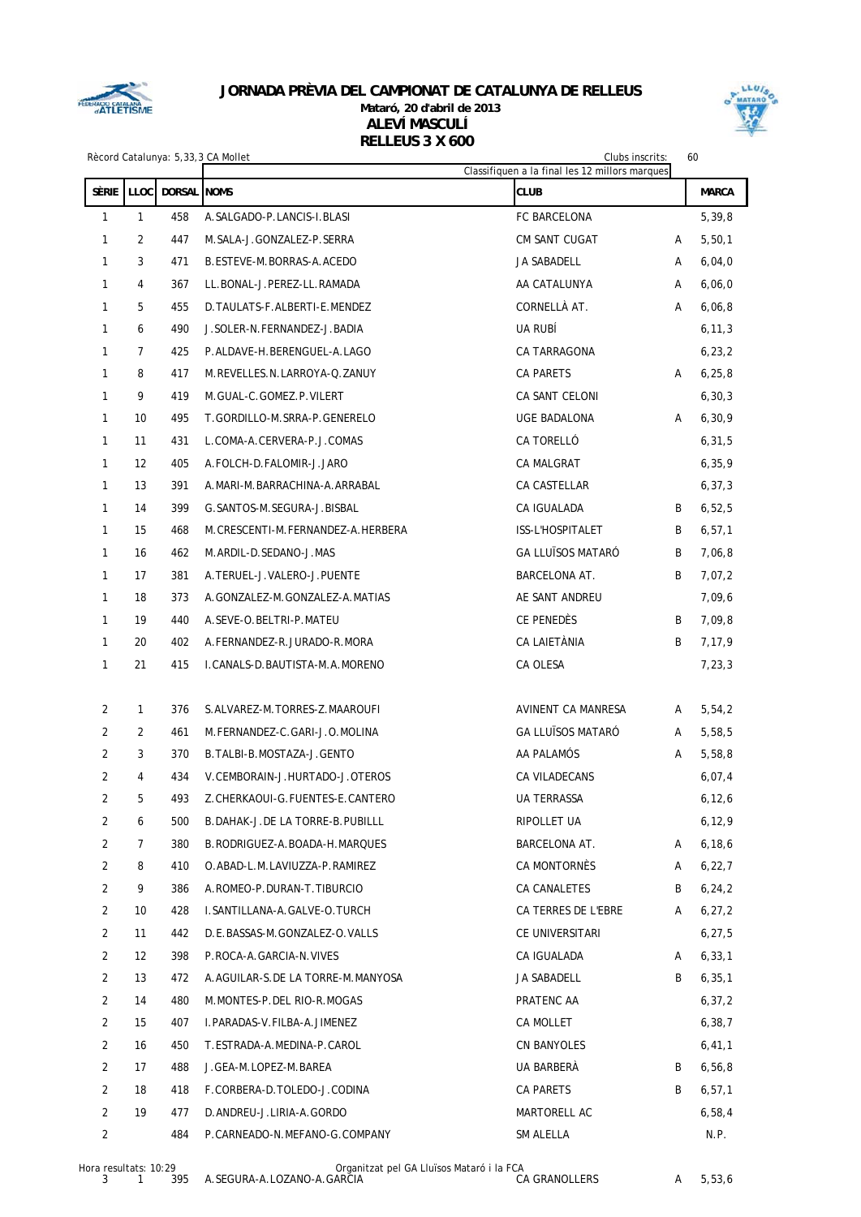# JORNADA PRÈVIA DEL CAMPIONAT DE CATALUNYA DE RELLEUS

**Mataró, 20 d'abril de 2013**

## ALEVÍ MASCULÍ
## RELLEUS 3 X 600

Rècord Catalunya: 5,33,3 CA Mollet

Clubs inscrits: 60

Classifiquen a la final les 12 millors marques

| SÈRIE | LLOC | DORSAL | NOMS | CLUB | | MARCA |
|---|---|---|---|---|---|---|
| 1 | 1 | 458 | A.SALGADO-P.LANCIS-I.BLASI | FC BARCELONA | | 5,39,8 |
| 1 | 2 | 447 | M.SALA-J.GONZALEZ-P.SERRA | CM SANT CUGAT | A | 5,50,1 |
| 1 | 3 | 471 | B.ESTEVE-M.BORRAS-A.ACEDO | JA SABADELL | A | 6,04,0 |
| 1 | 4 | 367 | LL.BONAL-J.PEREZ-LL.RAMADA | AA CATALUNYA | A | 6,06,0 |
| 1 | 5 | 455 | D.TAULATS-F.ALBERTI-E.MENDEZ | CORNELLÀ AT. | A | 6,06,8 |
| 1 | 6 | 490 | J.SOLER-N.FERNANDEZ-J.BADIA | UA RUBÍ | | 6,11,3 |
| 1 | 7 | 425 | P.ALDAVE-H.BERENGUEL-A.LAGO | CA TARRAGONA | | 6,23,2 |
| 1 | 8 | 417 | M.REVELLES.N.LARROYA-Q.ZANUY | CA PARETS | A | 6,25,8 |
| 1 | 9 | 419 | M.GUAL-C.GOMEZ.P.VILERT | CA SANT CELONI | | 6,30,3 |
| 1 | 10 | 495 | T.GORDILLO-M.SRRA-P.GENERELO | UGE BADALONA | A | 6,30,9 |
| 1 | 11 | 431 | L.COMA-A.CERVERA-P.J.COMAS | CA TORELLÓ | | 6,31,5 |
| 1 | 12 | 405 | A.FOLCH-D.FALOMIR-J.JARO | CA MALGRAT | | 6,35,9 |
| 1 | 13 | 391 | A.MARI-M.BARRACHINA-A.ARRABAL | CA CASTELLAR | | 6,37,3 |
| 1 | 14 | 399 | G.SANTOS-M.SEGURA-J.BISBAL | CA IGUALADA | B | 6,52,5 |
| 1 | 15 | 468 | M.CRESCENTI-M.FERNANDEZ-A.HERBERA | ISS-L'HOSPITALET | B | 6,57,1 |
| 1 | 16 | 462 | M.ARDIL-D.SEDANO-J.MAS | GA LLUÏSOS MATARÓ | B | 7,06,8 |
| 1 | 17 | 381 | A.TERUEL-J.VALERO-J.PUENTE | BARCELONA AT. | B | 7,07,2 |
| 1 | 18 | 373 | A.GONZALEZ-M.GONZALEZ-A.MATIAS | AE SANT ANDREU | | 7,09,6 |
| 1 | 19 | 440 | A.SEVE-O.BELTRI-P.MATEU | CE PENEDÈS | B | 7,09,8 |
| 1 | 20 | 402 | A.FERNANDEZ-R.JURADO-R.MORA | CA LAIETÀNIA | B | 7,17,9 |
| 1 | 21 | 415 | I.CANALS-D.BAUTISTA-M.A.MORENO | CA OLESA | | 7,23,3 |
| 2 | 1 | 376 | S.ALVAREZ-M.TORRES-Z.MAAROUFI | AVINENT CA MANRESA | A | 5,54,2 |
| 2 | 2 | 461 | M.FERNANDEZ-C.GARI-J.O.MOLINA | GA LLUÏSOS MATARÓ | A | 5,58,5 |
| 2 | 3 | 370 | B.TALBI-B.MOSTAZA-J.GENTO | AA PALAMÓS | A | 5,58,8 |
| 2 | 4 | 434 | V.CEMBORAIN-J.HURTADO-J.OTEROS | CA VILADECANS | | 6,07,4 |
| 2 | 5 | 493 | Z.CHERKAOUI-G.FUENTES-E.CANTERO | UA TERRASSA | | 6,12,6 |
| 2 | 6 | 500 | B.DAHAK-J.DE LA TORRE-B.PUBILLL | RIPOLLET UA | | 6,12,9 |
| 2 | 7 | 380 | B.RODRIGUEZ-A.BOADA-H.MARQUES | BARCELONA AT. | A | 6,18,6 |
| 2 | 8 | 410 | O.ABAD-L.M.LAVIUZZA-P.RAMIREZ | CA MONTORNÈS | A | 6,22,7 |
| 2 | 9 | 386 | A.ROMEO-P.DURAN-T.TIBURCIO | CA CANALETES | B | 6,24,2 |
| 2 | 10 | 428 | I.SANTILLANA-A.GALVE-O.TURCH | CA TERRES DE L'EBRE | A | 6,27,2 |
| 2 | 11 | 442 | D.E.BASSAS-M.GONZALEZ-O.VALLS | CE UNIVERSITARI | | 6,27,5 |
| 2 | 12 | 398 | P.ROCA-A.GARCIA-N.VIVES | CA IGUALADA | A | 6,33,1 |
| 2 | 13 | 472 | A.AGUILAR-S.DE LA TORRE-M.MANYOSA | JA SABADELL | B | 6,35,1 |
| 2 | 14 | 480 | M.MONTES-P.DEL RIO-R.MOGAS | PRATENC AA | | 6,37,2 |
| 2 | 15 | 407 | I.PARADAS-V.FILBA-A.JIMENEZ | CA MOLLET | | 6,38,7 |
| 2 | 16 | 450 | T.ESTRADA-A.MEDINA-P.CAROL | CN BANYOLES | | 6,41,1 |
| 2 | 17 | 488 | J.GEA-M.LOPEZ-M.BAREA | UA BARBERÀ | B | 6,56,8 |
| 2 | 18 | 418 | F.CORBERA-D.TOLEDO-J.CODINA | CA PARETS | B | 6,57,1 |
| 2 | 19 | 477 | D.ANDREU-J.LIRIA-A.GORDO | MARTORELL AC | | 6,58,4 |
| 2 | | 484 | P.CARNEADO-N.MEFANO-G.COMPANY | SM ALELLA | | N.P. |
| 3 | 1 | 395 | A.SEGURA-A.LOZANO-A.GARCIA | CA GRANOLLERS | A | 5,53,6 |

Hora resultats: 10:29

Organitzat pel GA Lluïsos Mataró i la FCA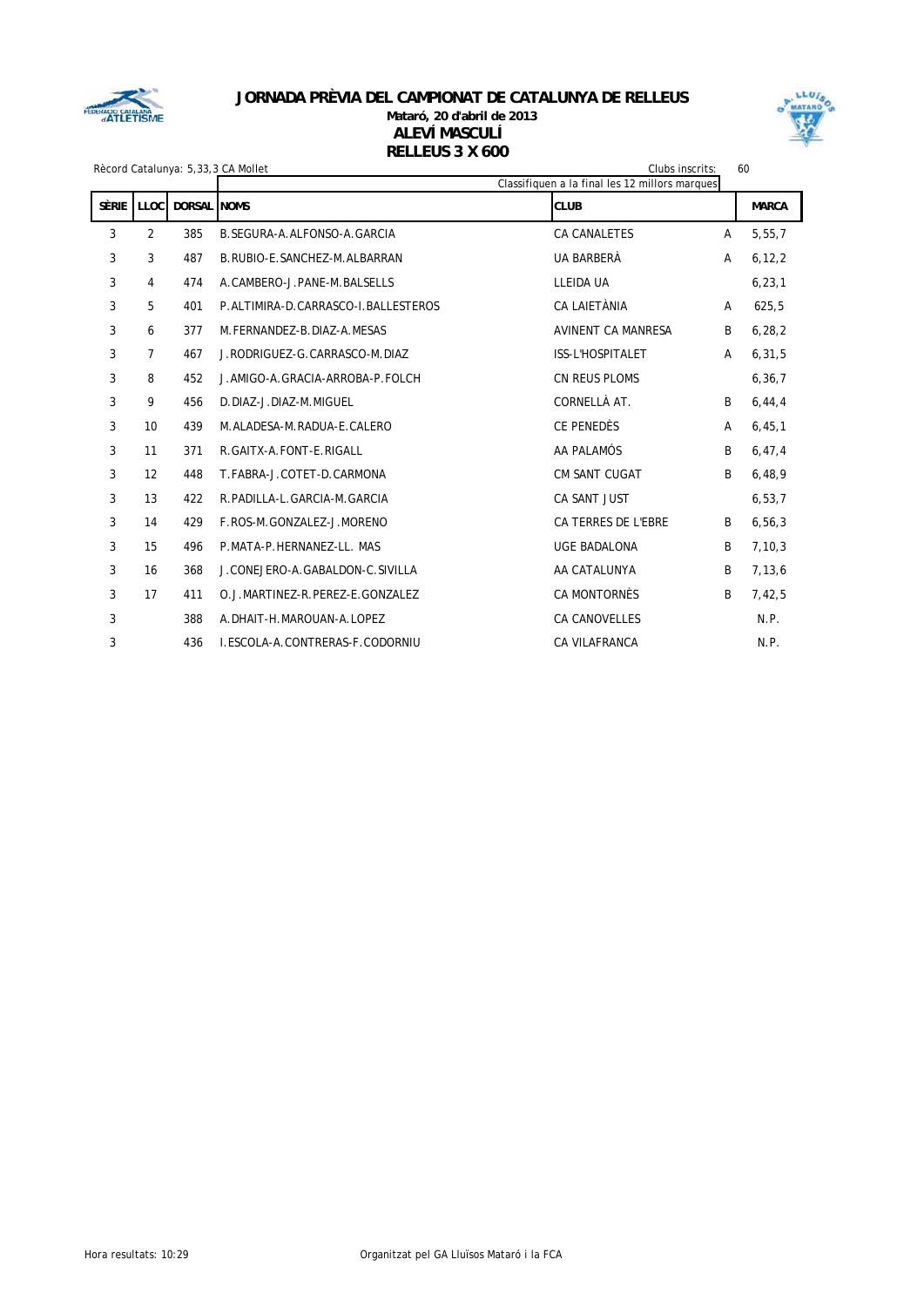# JORNADA PRÈVIA DEL CAMPIONAT DE CATALUNYA DE RELLEUS

**Mataró, 20 d'abril de 2013**

**ALEVÍ MASCULÍ**

**RELLEUS 3 X 600**

Rècord Catalunya: 5,33,3 CA Mollet

Clubs inscrits: 60

Classifiquen a la final les 12 millors marques

| SÈRIE | LLOC | DORSAL | NOMS | CLUB | | MARCA |
|---|---|---|---|---|---|---|
| 3 | 2 | 385 | B.SEGURA-A.ALFONSO-A.GARCIA | CA CANALETES | A | 5,55,7 |
| 3 | 3 | 487 | B.RUBIO-E.SANCHEZ-M.ALBARRAN | UA BARBERÀ | A | 6,12,2 |
| 3 | 4 | 474 | A.CAMBERO-J.PANE-M.BALSELLS | LLEIDA UA | | 6,23,1 |
| 3 | 5 | 401 | P.ALTIMIRA-D.CARRASCO-I.BALLESTEROS | CA LAIETÀNIA | A | 625,5 |
| 3 | 6 | 377 | M.FERNANDEZ-B.DIAZ-A.MESAS | AVINENT CA MANRESA | B | 6,28,2 |
| 3 | 7 | 467 | J.RODRIGUEZ-G.CARRASCO-M.DIAZ | ISS-L'HOSPITALET | A | 6,31,5 |
| 3 | 8 | 452 | J.AMIGO-A.GRACIA-ARROBA-P.FOLCH | CN REUS PLOMS | | 6,36,7 |
| 3 | 9 | 456 | D.DIAZ-J.DIAZ-M.MIGUEL | CORNELLÀ AT. | B | 6,44,4 |
| 3 | 10 | 439 | M.ALADESA-M.RADUA-E.CALERO | CE PENEDÈS | A | 6,45,1 |
| 3 | 11 | 371 | R.GAITX-A.FONT-E.RIGALL | AA PALAMÓS | B | 6,47,4 |
| 3 | 12 | 448 | T.FABRA-J.COTET-D.CARMONA | CM SANT CUGAT | B | 6,48,9 |
| 3 | 13 | 422 | R.PADILLA-L.GARCIA-M.GARCIA | CA SANT JUST | | 6,53,7 |
| 3 | 14 | 429 | F.ROS-M.GONZALEZ-J.MORENO | CA TERRES DE L'EBRE | B | 6,56,3 |
| 3 | 15 | 496 | P.MATA-P.HERNANEZ-LL. MAS | UGE BADALONA | B | 7,10,3 |
| 3 | 16 | 368 | J.CONEJERO-A.GABALDON-C.SIVILLA | AA CATALUNYA | B | 7,13,6 |
| 3 | 17 | 411 | O.J.MARTINEZ-R.PEREZ-E.GONZALEZ | CA MONTORNÈS | B | 7,42,5 |
| 3 | | 388 | A.DHAIT-H.MAROUAN-A.LOPEZ | CA CANOVELLES | | N.P. |
| 3 | | 436 | I.ESCOLA-A.CONTRERAS-F.CODORNIU | CA VILAFRANCA | | N.P. |

Hora resultats: 10:29

Organitzat pel GA Lluïsos Mataró i la FCA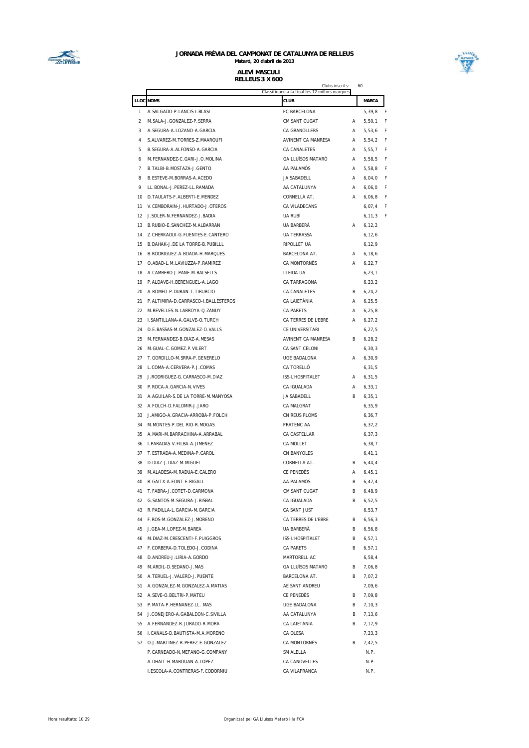**JORNADA PRÈVIA DEL CAMPIONAT DE CATALUNYA DE RELLEUS**

**Mataró, 20 d'abril de 2013**

**ALEVÍ MASCULÍ**

**RELLEUS 3 X 600**

Clubs inscrits: 60

Classifiquen a la final les 12 millors marques

| LLOC | NOMS | CLUB | | MARCA | |
|---|---|---|---|---|---|
| 1 | A.SALGADO-P.LANCIS-I.BLASI | FC BARCELONA | | 5,39,8 | F |
| 2 | M.SALA-J.GONZALEZ-P.SERRA | CM SANT CUGAT | A | 5,50,1 | F |
| 3 | A.SEGURA-A.LOZANO-A.GARCIA | CA GRANOLLERS | A | 5,53,6 | F |
| 4 | S.ALVAREZ-M.TORRES-Z.MAAROUFI | AVINENT CA MANRESA | A | 5,54,2 | F |
| 5 | B.SEGURA-A.ALFONSO-A.GARCIA | CA CANALETES | A | 5,55,7 | F |
| 6 | M.FERNANDEZ-C.GARI-J.O.MOLINA | GA LLUÏSOS MATARÓ | A | 5,58,5 | F |
| 7 | B.TALBI-B.MOSTAZA-J.GENTO | AA PALAMÓS | A | 5,58,8 | F |
| 8 | B.ESTEVE-M.BORRAS-A.ACEDO | JA SABADELL | A | 6,04,0 | F |
| 9 | LL.BONAL-J.PEREZ-LL.RAMADA | AA CATALUNYA | A | 6,06,0 | F |
| 10 | D.TAULATS-F.ALBERTI-E.MENDEZ | CORNELLÀ AT. | A | 6,06,8 | F |
| 11 | V.CEMBORAIN-J.HURTADO-J.OTEROS | CA VILADECANS | | 6,07,4 | F |
| 12 | J.SOLER-N.FERNANDEZ-J.BADIA | UA RUBÍ | | 6,11,3 | F |
| 13 | B.RUBIO-E.SANCHEZ-M.ALBARRAN | UA BARBERÀ | A | 6,12,2 | |
| 14 | Z.CHERKAOUI-G.FUENTES-E.CANTERO | UA TERRASSA | | 6,12,6 | |
| 15 | B.DAHAK-J.DE LA TORRE-B.PUBILLL | RIPOLLET UA | | 6,12,9 | |
| 16 | B.RODRIGUEZ-A.BOADA-H.MARQUES | BARCELONA AT. | A | 6,18,6 | |
| 17 | O.ABAD-L.M.LAVIUZZA-P.RAMIREZ | CA MONTORNÈS | A | 6,22,7 | |
| 18 | A.CAMBERO-J.PANE-M.BALSELLS | LLEIDA UA | | 6,23,1 | |
| 19 | P.ALDAVE-H.BERENGUEL-A.LAGO | CA TARRAGONA | | 6,23,2 | |
| 20 | A.ROMEO-P.DURAN-T.TIBURCIO | CA CANALETES | B | 6,24,2 | |
| 21 | P.ALTIMIRA-D.CARRASCO-I.BALLESTEROS | CA LAIETÀNIA | A | 6,25,5 | |
| 22 | M.REVELLES.N.LARROYA-Q.ZANUY | CA PARETS | A | 6,25,8 | |
| 23 | I.SANTILLANA-A.GALVE-O.TURCH | CA TERRES DE L'EBRE | A | 6,27,2 | |
| 24 | D.E.BASSAS-M.GONZALEZ-O.VALLS | CE UNIVERSITARI | | 6,27,5 | |
| 25 | M.FERNANDEZ-B.DIAZ-A.MESAS | AVINENT CA MANRESA | B | 6,28,2 | |
| 26 | M.GUAL-C.GOMEZ.P.VILERT | CA SANT CELONI | | 6,30,3 | |
| 27 | T.GORDILLO-M.SRRA-P.GENERELO | UGE BADALONA | A | 6,30,9 | |
| 28 | L.COMA-A.CERVERA-P.J.COMAS | CA TORELLÓ | | 6,31,5 | |
| 29 | J.RODRIGUEZ-G.CARRASCO-M.DIAZ | ISS-L'HOSPITALET | A | 6,31,5 | |
| 30 | P.ROCA-A.GARCIA-N.VIVES | CA IGUALADA | A | 6,33,1 | |
| 31 | A.AGUILAR-S.DE LA TORRE-M.MANYOSA | JA SABADELL | B | 6,35,1 | |
| 32 | A.FOLCH-D.FALOMIR-J.JARO | CA MALGRAT | | 6,35,9 | |
| 33 | J.AMIGO-A.GRACIA-ARROBA-P.FOLCH | CN REUS PLOMS | | 6,36,7 | |
| 34 | M.MONTES-P.DEL RIO-R.MOGAS | PRATENC AA | | 6,37,2 | |
| 35 | A.MARI-M.BARRACHINA-A.ARRABAL | CA CASTELLAR | | 6,37,3 | |
| 36 | I.PARADAS-V.FILBA-A.JIMENEZ | CA MOLLET | | 6,38,7 | |
| 37 | T.ESTRADA-A.MEDINA-P.CAROL | CN BANYOLES | | 6,41,1 | |
| 38 | D.DIAZ-J.DIAZ-M.MIGUEL | CORNELLÀ AT. | B | 6,44,4 | |
| 39 | M.ALADESA-M.RADUA-E.CALERO | CE PENEDÈS | A | 6,45,1 | |
| 40 | R.GAITX-A.FONT-E.RIGALL | AA PALAMÓS | B | 6,47,4 | |
| 41 | T.FABRA-J.COTET-D.CARMONA | CM SANT CUGAT | B | 6,48,9 | |
| 42 | G.SANTOS-M.SEGURA-J.BISBAL | CA IGUALADA | B | 6,52,5 | |
| 43 | R.PADILLA-L.GARCIA-M.GARCIA | CA SANT JUST | | 6,53,7 | |
| 44 | F.ROS-M.GONZALEZ-J.MORENO | CA TERRES DE L'EBRE | B | 6,56,3 | |
| 45 | J.GEA-M.LOPEZ-M.BAREA | UA BARBERÀ | B | 6,56,8 | |
| 46 | M.DIAZ-M.CRESCENTI-F.PUIGGROS | ISS-L'HOSPITALET | B | 6,57,1 | |
| 47 | F.CORBERA-D.TOLEDO-J.CODINA | CA PARETS | B | 6,57,1 | |
| 48 | D.ANDREU-J.LIRIA-A.GORDO | MARTORELL AC | | 6,58,4 | |
| 49 | M.ARDIL-D.SEDANO-J.MAS | GA LLUÏSOS MATARÓ | B | 7,06,8 | |
| 50 | A.TERUEL-J.VALERO-J.PUENTE | BARCELONA AT. | B | 7,07,2 | |
| 51 | A.GONZALEZ-M.GONZALEZ-A.MATIAS | AE SANT ANDREU | | 7,09,6 | |
| 52 | A.SEVE-O.BELTRI-P.MATEU | CE PENEDÈS | B | 7,09,8 | |
| 53 | P.MATA-P.HERNANEZ-LL. MAS | UGE BADALONA | B | 7,10,3 | |
| 54 | J.CONEJERO-A.GABALDON-C.SIVILLA | AA CATALUNYA | B | 7,13,6 | |
| 55 | A.FERNANDEZ-R.JURADO-R.MORA | CA LAIETÀNIA | B | 7,17,9 | |
| 56 | I.CANALS-D.BAUTISTA-M.A.MORENO | CA OLESA | | 7,23,3 | |
| 57 | O.J.MARTINEZ-R.PEREZ-E.GONZALEZ | CA MONTORNÈS | B | 7,42,5 | |
| | P.CARNEADO-N.MEFANO-G.COMPANY | SM ALELLA | | N.P. | |
| | A.DHAIT-H.MAROUAN-A.LOPEZ | CA CANOVELLES | | N.P. | |
| | I.ESCOLA-A.CONTRERAS-F.CODORNIU | CA VILAFRANCA | | N.P. | |

Hora resultats: 10:29

Organitzat pel GA Lluïsos Mataró i la FCA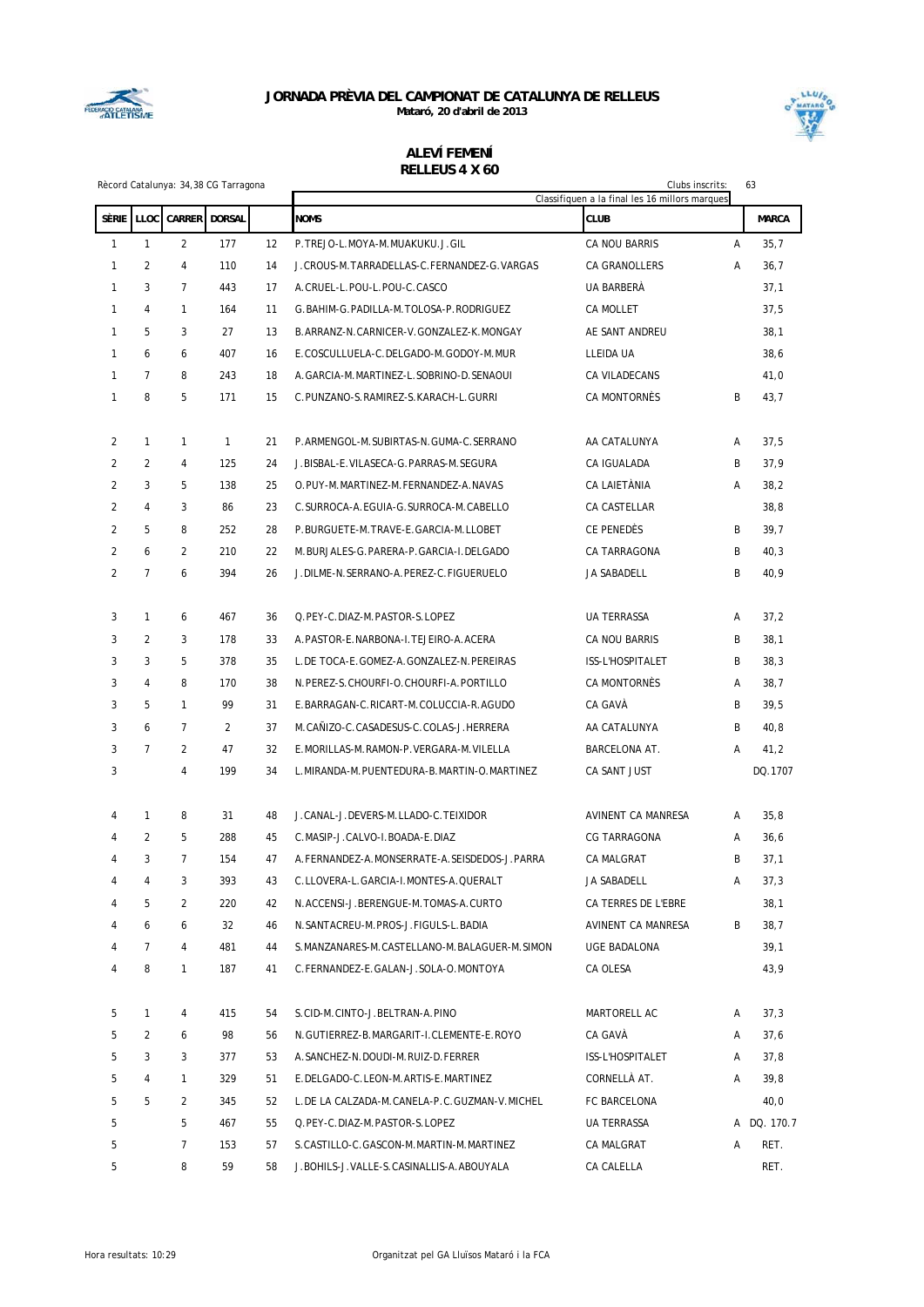# JORNADA PRÈVIA DEL CAMPIONAT DE CATALUNYA DE RELLEUS

**Mataró, 20 d'abril de 2013**

## ALEVÍ FEMENÍ
## RELLEUS 4 X 60

Rècord Catalunya: 34,38 CG Tarragona

Clubs inscrits: 63

Classifiquen a la final les 16 millors marques

| SÈRIE | LLOC | CARRER | DORSAL | | NOMS | CLUB | | MARCA |
|---|---|---|---|---|---|---|---|---|
| 1 | 1 | 2 | 177 | 12 | P.TREJO-L.MOYA-M.MUAKUKU.J.GIL | CA NOU BARRIS | A | 35,7 |
| 1 | 2 | 4 | 110 | 14 | J.CROUS-M.TARRADELLAS-C.FERNANDEZ-G.VARGAS | CA GRANOLLERS | A | 36,7 |
| 1 | 3 | 7 | 443 | 17 | A.CRUEL-L.POU-L.POU-C.CASCO | UA BARBERÀ | | 37,1 |
| 1 | 4 | 1 | 164 | 11 | G.BAHIM-G.PADILLA-M.TOLOSA-P.RODRIGUEZ | CA MOLLET | | 37,5 |
| 1 | 5 | 3 | 27 | 13 | B.ARRANZ-N.CARNICER-V.GONZALEZ-K.MONGAY | AE SANT ANDREU | | 38,1 |
| 1 | 6 | 6 | 407 | 16 | E.COSCULLUELA-C.DELGADO-M.GODOY-M.MUR | LLEIDA UA | | 38,6 |
| 1 | 7 | 8 | 243 | 18 | A.GARCIA-M.MARTINEZ-L.SOBRINO-D.SENAOUI | CA VILADECANS | | 41,0 |
| 1 | 8 | 5 | 171 | 15 | C.PUNZANO-S.RAMIREZ-S.KARACH-L.GURRI | CA MONTORNÈS | B | 43,7 |
| 2 | 1 | 1 | 1 | 21 | P.ARMENGOL-M.SUBIRTAS-N.GUMA-C.SERRANO | AA CATALUNYA | A | 37,5 |
| 2 | 2 | 4 | 125 | 24 | J.BISBAL-E.VILASECA-G.PARRAS-M.SEGURA | CA IGUALADA | B | 37,9 |
| 2 | 3 | 5 | 138 | 25 | O.PUY-M.MARTINEZ-M.FERNANDEZ-A.NAVAS | CA LAIETÀNIA | A | 38,2 |
| 2 | 4 | 3 | 86 | 23 | C.SURROCA-A.EGUIA-G.SURROCA-M.CABELLO | CA CASTELLAR | | 38,8 |
| 2 | 5 | 8 | 252 | 28 | P.BURGUETE-M.TRAVE-E.GARCIA-M.LLOBET | CE PENEDÈS | B | 39,7 |
| 2 | 6 | 2 | 210 | 22 | M.BURJALES-G.PARERA-P.GARCIA-I.DELGADO | CA TARRAGONA | B | 40,3 |
| 2 | 7 | 6 | 394 | 26 | J.DILME-N.SERRANO-A.PEREZ-C.FIGUERUELO | JA SABADELL | B | 40,9 |
| 3 | 1 | 6 | 467 | 36 | Q.PEY-C.DIAZ-M.PASTOR-S.LOPEZ | UA TERRASSA | A | 37,2 |
| 3 | 2 | 3 | 178 | 33 | A.PASTOR-E.NARBONA-I.TEJEIRO-A.ACERA | CA NOU BARRIS | B | 38,1 |
| 3 | 3 | 5 | 378 | 35 | L.DE TOCA-E.GOMEZ-A.GONZALEZ-N.PEREIRAS | ISS-L'HOSPITALET | B | 38,3 |
| 3 | 4 | 8 | 170 | 38 | N.PEREZ-S.CHOURFI-O.CHOURFI-A.PORTILLO | CA MONTORNÈS | A | 38,7 |
| 3 | 5 | 1 | 99 | 31 | E.BARRAGAN-C.RICART-M.COLUCCIA-R.AGUDO | CA GAVÀ | B | 39,5 |
| 3 | 6 | 7 | 2 | 37 | M.CAÑIZO-C.CASADESUS-C.COLAS-J.HERRERA | AA CATALUNYA | B | 40,8 |
| 3 | 7 | 2 | 47 | 32 | E.MORILLAS-M.RAMON-P.VERGARA-M.VILELLA | BARCELONA AT. | A | 41,2 |
| 3 | | 4 | 199 | 34 | L.MIRANDA-M.PUENTEDURA-B.MARTIN-O.MARTINEZ | CA SANT JUST | | DQ.1707 |
| 4 | 1 | 8 | 31 | 48 | J.CANAL-J.DEVERS-M.LLADO-C.TEIXIDOR | AVINENT CA MANRESA | A | 35,8 |
| 4 | 2 | 5 | 288 | 45 | C.MASIP-J.CALVO-I.BOADA-E.DIAZ | CG TARRAGONA | A | 36,6 |
| 4 | 3 | 7 | 154 | 47 | A.FERNANDEZ-A.MONSERRATE-A.SEISDEDOS-J.PARRA | CA MALGRAT | B | 37,1 |
| 4 | 4 | 3 | 393 | 43 | C.LLOVERA-L.GARCIA-I.MONTES-A.QUERALT | JA SABADELL | A | 37,3 |
| 4 | 5 | 2 | 220 | 42 | N.ACCENSI-J.BERENGUE-M.TOMAS-A.CURTO | CA TERRES DE L'EBRE | | 38,1 |
| 4 | 6 | 6 | 32 | 46 | N.SANTACREU-M.PROS-J.FIGULS-L.BADIA | AVINENT CA MANRESA | B | 38,7 |
| 4 | 7 | 4 | 481 | 44 | S.MANZANARES-M.CASTELLANO-M.BALAGUER-M.SIMON | UGE BADALONA | | 39,1 |
| 4 | 8 | 1 | 187 | 41 | C.FERNANDEZ-E.GALAN-J.SOLA-O.MONTOYA | CA OLESA | | 43,9 |
| 5 | 1 | 4 | 415 | 54 | S.CID-M.CINTO-J.BELTRAN-A.PINO | MARTORELL AC | A | 37,3 |
| 5 | 2 | 6 | 98 | 56 | N.GUTIERREZ-B.MARGARIT-I.CLEMENTE-E.ROYO | CA GAVÀ | A | 37,6 |
| 5 | 3 | 3 | 377 | 53 | A.SANCHEZ-N.DOUDI-M.RUIZ-D.FERRER | ISS-L'HOSPITALET | A | 37,8 |
| 5 | 4 | 1 | 329 | 51 | E.DELGADO-C.LEON-M.ARTIS-E.MARTINEZ | CORNELLÀ AT. | A | 39,8 |
| 5 | 5 | 2 | 345 | 52 | L.DE LA CALZADA-M.CANELA-P.C.GUZMAN-V.MICHEL | FC BARCELONA | | 40,0 |
| 5 | | 5 | 467 | 55 | Q.PEY-C.DIAZ-M.PASTOR-S.LOPEZ | UA TERRASSA | A | DQ. 170.7 |
| 5 | | 7 | 153 | 57 | S.CASTILLO-C.GASCON-M.MARTIN-M.MARTINEZ | CA MALGRAT | A | RET. |
| 5 | | 8 | 59 | 58 | J.BOHILS-J.VALLE-S.CASINALLIS-A.ABOUYALA | CA CALELLA | | RET. |

Hora resultats: 10:29

Organitzat pel GA Lluïsos Mataró i la FCA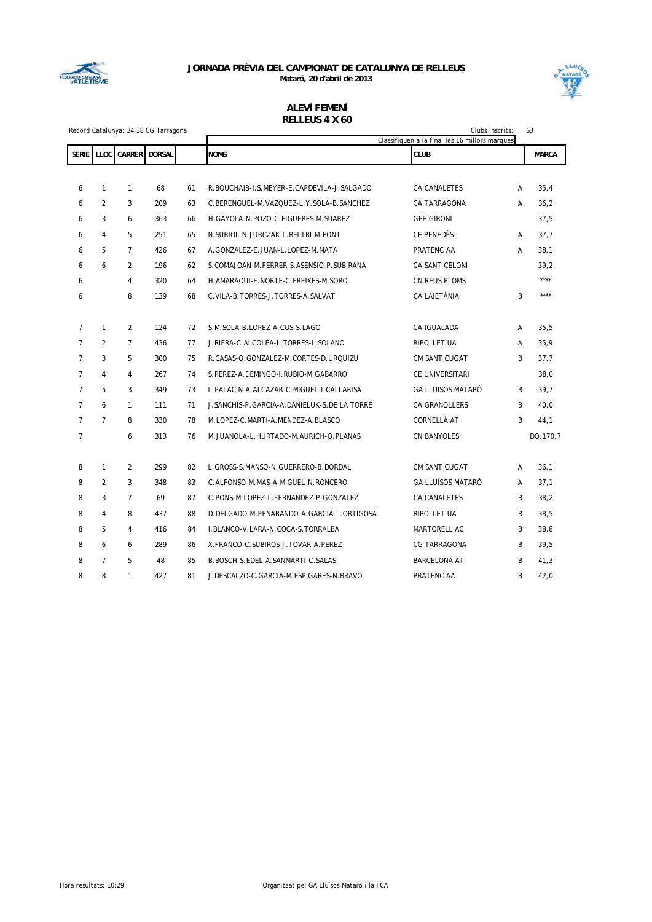# JORNADA PRÈVIA DEL CAMPIONAT DE CATALUNYA DE RELLEUS

**Mataró, 20 d'abril de 2013**

## ALEVÍ FEMENÍ
## RELLEUS 4 X 60

Rècord Catalunya: 34,38 CG Tarragona

Clubs inscrits: 63

Classifiquen a la final les 16 millors marques

| SÈRIE | LLOC | CARRER | DORSAL | | NOMS | CLUB | | MARCA |
|---|---|---|---|---|---|---|---|---|
| 6 | 1 | 1 | 68 | 61 | R.BOUCHAIB-I.S.MEYER-E.CAPDEVILA-J.SALGADO | CA CANALETES | A | 35,4 |
| 6 | 2 | 3 | 209 | 63 | C.BERENGUEL-M.VAZQUEZ-L.Y.SOLA-B.SANCHEZ | CA TARRAGONA | A | 36,2 |
| 6 | 3 | 6 | 363 | 66 | H.GAYOLA-N.POZO-C.FIGUERES-M.SUAREZ | GEE GIRONÍ | | 37,5 |
| 6 | 4 | 5 | 251 | 65 | N.SURIOL-N.JURCZAK-L.BELTRI-M.FONT | CE PENEDÈS | A | 37,7 |
| 6 | 5 | 7 | 426 | 67 | A.GONZALEZ-E.JUAN-L.LOPEZ-M.MATA | PRATENC AA | A | 38,1 |
| 6 | 6 | 2 | 196 | 62 | S.COMAJOAN-M.FERRER-S.ASENSIO-P.SUBIRANA | CA SANT CELONI | | 39,2 |
| 6 | | 4 | 320 | 64 | H.AMARAOUI-E.NORTE-C.FREIXES-M.SORO | CN REUS PLOMS | | **** |
| 6 | | 8 | 139 | 68 | C.VILA-B.TORRES-J.TORRES-A.SALVAT | CA LAIETÀNIA | B | **** |
| 7 | 1 | 2 | 124 | 72 | S.M.SOLA-B.LOPEZ-A.COS-S.LAGO | CA IGUALADA | A | 35,5 |
| 7 | 2 | 7 | 436 | 77 | J.RIERA-C.ALCOLEA-L.TORRES-L.SOLANO | RIPOLLET UA | A | 35,9 |
| 7 | 3 | 5 | 300 | 75 | R.CASAS-Q.GONZALEZ-M.CORTES-D.URQUIZU | CM SANT CUGAT | B | 37,7 |
| 7 | 4 | 4 | 267 | 74 | S.PEREZ-A.DEMINGO-I.RUBIO-M.GABARRO | CE UNIVERSITARI | | 38,0 |
| 7 | 5 | 3 | 349 | 73 | L.PALACIN-A.ALCAZAR-C.MIGUEL-I.CALLARISA | GA LLUÏSOS MATARÓ | B | 39,7 |
| 7 | 6 | 1 | 111 | 71 | J.SANCHIS-P.GARCIA-A.DANIELUK-S.DE LA TORRE | CA GRANOLLERS | B | 40,0 |
| 7 | 7 | 8 | 330 | 78 | M.LOPEZ-C.MARTI-A.MENDEZ-A.BLASCO | CORNELLÀ AT. | B | 44,1 |
| 7 | | 6 | 313 | 76 | M.JUANOLA-L.HURTADO-M.AURICH-Q.PLANAS | CN BANYOLES | | DQ.170.7 |
| 8 | 1 | 2 | 299 | 82 | L.GROSS-S.MANSO-N.GUERRERO-B.DORDAL | CM SANT CUGAT | A | 36,1 |
| 8 | 2 | 3 | 348 | 83 | C.ALFONSO-M.MAS-A.MIGUEL-N.RONCERO | GA LLUÏSOS MATARÓ | A | 37,1 |
| 8 | 3 | 7 | 69 | 87 | C.PONS-M.LOPEZ-L.FERNANDEZ-P.GONZALEZ | CA CANALETES | B | 38,2 |
| 8 | 4 | 8 | 437 | 88 | D.DELGADO-M.PEÑARANDO-A.GARCIA-L.ORTIGOSA | RIPOLLET UA | B | 38,5 |
| 8 | 5 | 4 | 416 | 84 | I.BLANCO-V.LARA-N.COCA-S.TORRALBA | MARTORELL AC | B | 38,8 |
| 8 | 6 | 6 | 289 | 86 | X.FRANCO-C.SUBIROS-J.TOVAR-A.PEREZ | CG TARRAGONA | B | 39,5 |
| 8 | 7 | 5 | 48 | 85 | B.BOSCH-S.EDEL-A.SANMARTI-C.SALAS | BARCELONA AT. | B | 41,3 |
| 8 | 8 | 1 | 427 | 81 | J.DESCALZO-C.GARCIA-M.ESPIGARES-N.BRAVO | PRATENC AA | B | 42,0 |

Hora resultats: 10:29

Organitzat pel GA Lluïsos Mataró i la FCA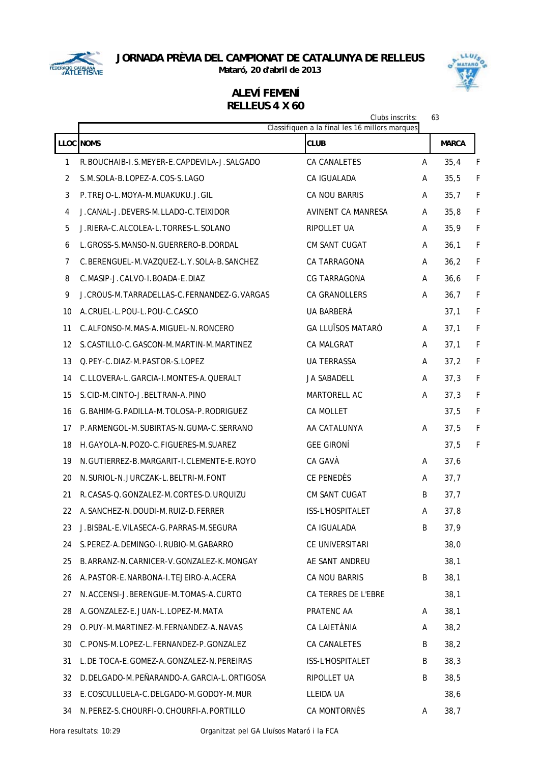# JORNADA PRÈVIA DEL CAMPIONAT DE CATALUNYA DE RELLEUS

**Mataró, 20 d'abril de 2013**

## ALEVÍ FEMENÍ
## RELLEUS 4 X 60

Clubs inscrits: 63

Classifiquen a la final les 16 millors marques

| LLOC | NOMS | CLUB | | MARCA | |
|---|---|---|---|---|---|
| 1 | R.BOUCHAIB-I.S.MEYER-E.CAPDEVILA-J.SALGADO | CA CANALETES | A | 35,4 | F |
| 2 | S.M.SOLA-B.LOPEZ-A.COS-S.LAGO | CA IGUALADA | A | 35,5 | F |
| 3 | P.TREJO-L.MOYA-M.MUAKUKU.J.GIL | CA NOU BARRIS | A | 35,7 | F |
| 4 | J.CANAL-J.DEVERS-M.LLADO-C.TEIXIDOR | AVINENT CA MANRESA | A | 35,8 | F |
| 5 | J.RIERA-C.ALCOLEA-L.TORRES-L.SOLANO | RIPOLLET UA | A | 35,9 | F |
| 6 | L.GROSS-S.MANSO-N.GUERRERO-B.DORDAL | CM SANT CUGAT | A | 36,1 | F |
| 7 | C.BERENGUEL-M.VAZQUEZ-L.Y.SOLA-B.SANCHEZ | CA TARRAGONA | A | 36,2 | F |
| 8 | C.MASIP-J.CALVO-I.BOADA-E.DIAZ | CG TARRAGONA | A | 36,6 | F |
| 9 | J.CROUS-M.TARRADELLAS-C.FERNANDEZ-G.VARGAS | CA GRANOLLERS | A | 36,7 | F |
| 10 | A.CRUEL-L.POU-L.POU-C.CASCO | UA BARBERÀ | | 37,1 | F |
| 11 | C.ALFONSO-M.MAS-A.MIGUEL-N.RONCERO | GA LLUÏSOS MATARÓ | A | 37,1 | F |
| 12 | S.CASTILLO-C.GASCON-M.MARTIN-M.MARTINEZ | CA MALGRAT | A | 37,1 | F |
| 13 | Q.PEY-C.DIAZ-M.PASTOR-S.LOPEZ | UA TERRASSA | A | 37,2 | F |
| 14 | C.LLOVERA-L.GARCIA-I.MONTES-A.QUERALT | JA SABADELL | A | 37,3 | F |
| 15 | S.CID-M.CINTO-J.BELTRAN-A.PINO | MARTORELL AC | A | 37,3 | F |
| 16 | G.BAHIM-G.PADILLA-M.TOLOSA-P.RODRIGUEZ | CA MOLLET | | 37,5 | F |
| 17 | P.ARMENGOL-M.SUBIRTAS-N.GUMA-C.SERRANO | AA CATALUNYA | A | 37,5 | F |
| 18 | H.GAYOLA-N.POZO-C.FIGUERES-M.SUAREZ | GEE GIRONÍ | | 37,5 | F |
| 19 | N.GUTIERREZ-B.MARGARIT-I.CLEMENTE-E.ROYO | CA GAVÀ | A | 37,6 | |
| 20 | N.SURIOL-N.JURCZAK-L.BELTRI-M.FONT | CE PENEDÈS | A | 37,7 | |
| 21 | R.CASAS-Q.GONZALEZ-M.CORTES-D.URQUIZU | CM SANT CUGAT | B | 37,7 | |
| 22 | A.SANCHEZ-N.DOUDI-M.RUIZ-D.FERRER | ISS-L'HOSPITALET | A | 37,8 | |
| 23 | J.BISBAL-E.VILASECA-G.PARRAS-M.SEGURA | CA IGUALADA | B | 37,9 | |
| 24 | S.PEREZ-A.DEMINGO-I.RUBIO-M.GABARRO | CE UNIVERSITARI | | 38,0 | |
| 25 | B.ARRANZ-N.CARNICER-V.GONZALEZ-K.MONGAY | AE SANT ANDREU | | 38,1 | |
| 26 | A.PASTOR-E.NARBONA-I.TEJEIRO-A.ACERA | CA NOU BARRIS | B | 38,1 | |
| 27 | N.ACCENSI-J.BERENGUE-M.TOMAS-A.CURTO | CA TERRES DE L'EBRE | | 38,1 | |
| 28 | A.GONZALEZ-E.JUAN-L.LOPEZ-M.MATA | PRATENC AA | A | 38,1 | |
| 29 | O.PUY-M.MARTINEZ-M.FERNANDEZ-A.NAVAS | CA LAIETÀNIA | A | 38,2 | |
| 30 | C.PONS-M.LOPEZ-L.FERNANDEZ-P.GONZALEZ | CA CANALETES | B | 38,2 | |
| 31 | L.DE TOCA-E.GOMEZ-A.GONZALEZ-N.PEREIRAS | ISS-L'HOSPITALET | B | 38,3 | |
| 32 | D.DELGADO-M.PEÑARANDO-A.GARCIA-L.ORTIGOSA | RIPOLLET UA | B | 38,5 | |
| 33 | E.COSCULLUELA-C.DELGADO-M.GODOY-M.MUR | LLEIDA UA | | 38,6 | |
| 34 | N.PEREZ-S.CHOURFI-O.CHOURFI-A.PORTILLO | CA MONTORNÈS | A | 38,7 | |

Hora resultats: 10:29

Organitzat pel GA Lluïsos Mataró i la FCA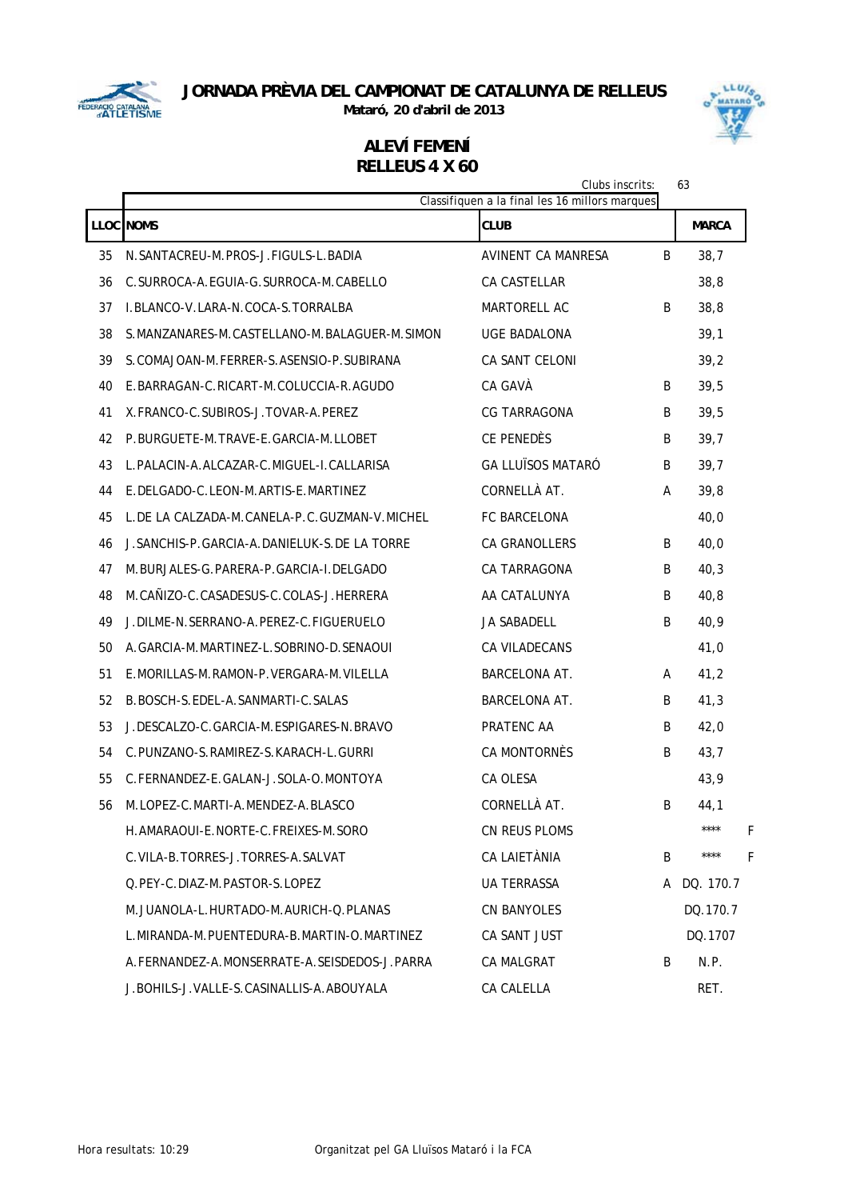# JORNADA PRÈVIA DEL CAMPIONAT DE CATALUNYA DE RELLEUS

**Mataró, 20 d'abril de 2013**

## ALEVÍ FEMENÍ
## RELLEUS 4 X 60

Clubs inscrits: 63

Classifiquen a la final les 16 millors marques

| LLOC | NOMS | CLUB | | MARCA | |
|---|---|---|---|---|---|
| 35 | N.SANTACREU-M.PROS-J.FIGULS-L.BADIA | AVINENT CA MANRESA | B | 38,7 | |
| 36 | C.SURROCA-A.EGUIA-G.SURROCA-M.CABELLO | CA CASTELLAR | | 38,8 | |
| 37 | I.BLANCO-V.LARA-N.COCA-S.TORRALBA | MARTORELL AC | B | 38,8 | |
| 38 | S.MANZANARES-M.CASTELLANO-M.BALAGUER-M.SIMON | UGE BADALONA | | 39,1 | |
| 39 | S.COMAJOAN-M.FERRER-S.ASENSIO-P.SUBIRANA | CA SANT CELONI | | 39,2 | |
| 40 | E.BARRAGAN-C.RICART-M.COLUCCIA-R.AGUDO | CA GAVÀ | B | 39,5 | |
| 41 | X.FRANCO-C.SUBIROS-J.TOVAR-A.PEREZ | CG TARRAGONA | B | 39,5 | |
| 42 | P.BURGUETE-M.TRAVE-E.GARCIA-M.LLOBET | CE PENEDÈS | B | 39,7 | |
| 43 | L.PALACIN-A.ALCAZAR-C.MIGUEL-I.CALLARISA | GA LLUÏSOS MATARÓ | B | 39,7 | |
| 44 | E.DELGADO-C.LEON-M.ARTIS-E.MARTINEZ | CORNELLÀ AT. | A | 39,8 | |
| 45 | L.DE LA CALZADA-M.CANELA-P.C.GUZMAN-V.MICHEL | FC BARCELONA | | 40,0 | |
| 46 | J.SANCHIS-P.GARCIA-A.DANIELUK-S.DE LA TORRE | CA GRANOLLERS | B | 40,0 | |
| 47 | M.BURJALES-G.PARERA-P.GARCIA-I.DELGADO | CA TARRAGONA | B | 40,3 | |
| 48 | M.CAÑIZO-C.CASADESUS-C.COLAS-J.HERRERA | AA CATALUNYA | B | 40,8 | |
| 49 | J.DILME-N.SERRANO-A.PEREZ-C.FIGUERUELO | JA SABADELL | B | 40,9 | |
| 50 | A.GARCIA-M.MARTINEZ-L.SOBRINO-D.SENAOUI | CA VILADECANS | | 41,0 | |
| 51 | E.MORILLAS-M.RAMON-P.VERGARA-M.VILELLA | BARCELONA AT. | A | 41,2 | |
| 52 | B.BOSCH-S.EDEL-A.SANMARTI-C.SALAS | BARCELONA AT. | B | 41,3 | |
| 53 | J.DESCALZO-C.GARCIA-M.ESPIGARES-N.BRAVO | PRATENC AA | B | 42,0 | |
| 54 | C.PUNZANO-S.RAMIREZ-S.KARACH-L.GURRI | CA MONTORNÈS | B | 43,7 | |
| 55 | C.FERNANDEZ-E.GALAN-J.SOLA-O.MONTOYA | CA OLESA | | 43,9 | |
| 56 | M.LOPEZ-C.MARTI-A.MENDEZ-A.BLASCO | CORNELLÀ AT. | B | 44,1 | |
| | H.AMARAOUI-E.NORTE-C.FREIXES-M.SORO | CN REUS PLOMS | | **** | F |
| | C.VILA-B.TORRES-J.TORRES-A.SALVAT | CA LAIETÀNIA | B | **** | F |
| | Q.PEY-C.DIAZ-M.PASTOR-S.LOPEZ | UA TERRASSA | A | DQ. 170.7 | |
| | M.JUANOLA-L.HURTADO-M.AURICH-Q.PLANAS | CN BANYOLES | | DQ.170.7 | |
| | L.MIRANDA-M.PUENTEDURA-B.MARTIN-O.MARTINEZ | CA SANT JUST | | DQ.1707 | |
| | A.FERNANDEZ-A.MONSERRATE-A.SEISDEDOS-J.PARRA | CA MALGRAT | B | N.P. | |
| | J.BOHILS-J.VALLE-S.CASINALLIS-A.ABOUYALA | CA CALELLA | | RET. | |

Hora resultats: 10:29

Organitzat pel GA Lluïsos Mataró i la FCA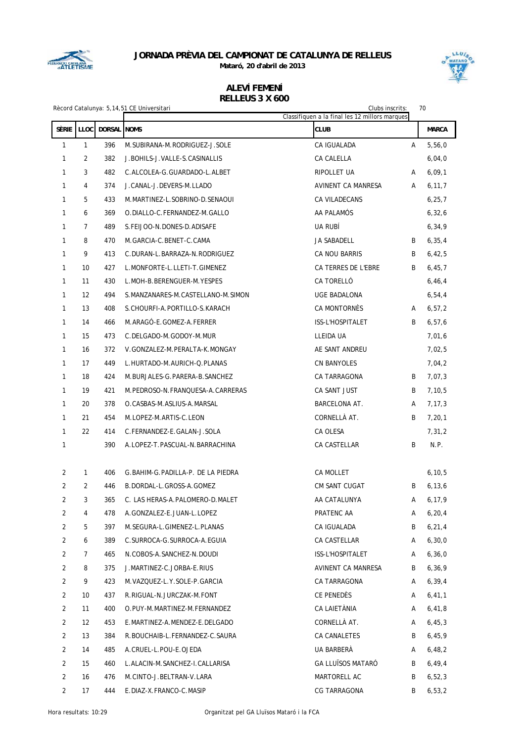**JORNADA PRÈVIA DEL CAMPIONAT DE CATALUNYA DE RELLEUS**

**Mataró, 20 d'abril de 2013**

## ALEVÍ FEMENÍ
## RELLEUS 3 X 600

Rècord Catalunya: 5,14,51 CE Universitari

Clubs inscrits: 70

Classifiquen a la final les 12 millors marques

| SÈRIE | LLOC | DORSAL | NOMS | CLUB | | MARCA |
|---|---|---|---|---|---|---|
| 1 | 1 | 396 | M.SUBIRANA-M.RODRIGUEZ-J.SOLE | CA IGUALADA | A | 5,56,0 |
| 1 | 2 | 382 | J.BOHILS-J.VALLE-S.CASINALLIS | CA CALELLA | | 6,04,0 |
| 1 | 3 | 482 | C.ALCOLEA-G.GUARDADO-L.ALBET | RIPOLLET UA | A | 6,09,1 |
| 1 | 4 | 374 | J.CANAL-J.DEVERS-M.LLADO | AVINENT CA MANRESA | A | 6,11,7 |
| 1 | 5 | 433 | M.MARTINEZ-L.SOBRINO-D.SENAOUI | CA VILADECANS | | 6,25,7 |
| 1 | 6 | 369 | O.DIALLO-C.FERNANDEZ-M.GALLO | AA PALAMÓS | | 6,32,6 |
| 1 | 7 | 489 | S.FEIJOO-N.DONES-D.ADISAFE | UA RUBÍ | | 6,34,9 |
| 1 | 8 | 470 | M.GARCIA-C.BENET-C.CAMA | JA SABADELL | B | 6,35,4 |
| 1 | 9 | 413 | C.DURAN-L.BARRAZA-N.RODRIGUEZ | CA NOU BARRIS | B | 6,42,5 |
| 1 | 10 | 427 | L.MONFORTE-L.LLETI-T.GIMENEZ | CA TERRES DE L'EBRE | B | 6,45,7 |
| 1 | 11 | 430 | L.MOH-B.BERENGUER-M.YESPES | CA TORELLÓ | | 6,46,4 |
| 1 | 12 | 494 | S.MANZANARES-M.CASTELLANO-M.SIMON | UGE BADALONA | | 6,54,4 |
| 1 | 13 | 408 | S.CHOURFI-A.PORTILLO-S.KARACH | CA MONTORNÈS | A | 6,57,2 |
| 1 | 14 | 466 | M.ARAGÓ-E.GOMEZ-A.FERRER | ISS-L'HOSPITALET | B | 6,57,6 |
| 1 | 15 | 473 | C.DELGADO-M.GODOY-M.MUR | LLEIDA UA | | 7,01,6 |
| 1 | 16 | 372 | V.GONZALEZ-M.PERALTA-K.MONGAY | AE SANT ANDREU | | 7,02,5 |
| 1 | 17 | 449 | L.HURTADO-M.AURICH-Q.PLANAS | CN BANYOLES | | 7,04,2 |
| 1 | 18 | 424 | M.BURJALES-G.PARERA-B.SANCHEZ | CA TARRAGONA | B | 7,07,3 |
| 1 | 19 | 421 | M.PEDROSO-N.FRANQUESA-A.CARRERAS | CA SANT JUST | B | 7,10,5 |
| 1 | 20 | 378 | O.CASBAS-M.ASLIUS-A.MARSAL | BARCELONA AT. | A | 7,17,3 |
| 1 | 21 | 454 | M.LOPEZ-M.ARTIS-C.LEON | CORNELLÀ AT. | B | 7,20,1 |
| 1 | 22 | 414 | C.FERNANDEZ-E.GALAN-J.SOLA | CA OLESA | | 7,31,2 |
| 1 | | 390 | A.LOPEZ-T.PASCUAL-N.BARRACHINA | CA CASTELLAR | B | N.P. |
| 2 | 1 | 406 | G.BAHIM-G.PADILLA-P. DE LA PIEDRA | CA MOLLET | | 6,10,5 |
| 2 | 2 | 446 | B.DORDAL-L.GROSS-A.GOMEZ | CM SANT CUGAT | B | 6,13,6 |
| 2 | 3 | 365 | C. LAS HERAS-A.PALOMERO-D.MALET | AA CATALUNYA | A | 6,17,9 |
| 2 | 4 | 478 | A.GONZALEZ-E.JUAN-L.LOPEZ | PRATENC AA | A | 6,20,4 |
| 2 | 5 | 397 | M.SEGURA-L.GIMENEZ-L.PLANAS | CA IGUALADA | B | 6,21,4 |
| 2 | 6 | 389 | C.SURROCA-G.SURROCA-A.EGUIA | CA CASTELLAR | A | 6,30,0 |
| 2 | 7 | 465 | N.COBOS-A.SANCHEZ-N.DOUDI | ISS-L'HOSPITALET | A | 6,36,0 |
| 2 | 8 | 375 | J.MARTINEZ-C.JORBA-E.RIUS | AVINENT CA MANRESA | B | 6,36,9 |
| 2 | 9 | 423 | M.VAZQUEZ-L.Y.SOLE-P.GARCIA | CA TARRAGONA | A | 6,39,4 |
| 2 | 10 | 437 | R.RIGUAL-N.JURCZAK-M.FONT | CE PENEDÈS | A | 6,41,1 |
| 2 | 11 | 400 | O.PUY-M.MARTINEZ-M.FERNANDEZ | CA LAIETÀNIA | A | 6,41,8 |
| 2 | 12 | 453 | E.MARTINEZ-A.MENDEZ-E.DELGADO | CORNELLÀ AT. | A | 6,45,3 |
| 2 | 13 | 384 | R.BOUCHAIB-L.FERNANDEZ-C.SAURA | CA CANALETES | B | 6,45,9 |
| 2 | 14 | 485 | A.CRUEL-L.POU-E.OJEDA | UA BARBERÀ | A | 6,48,2 |
| 2 | 15 | 460 | L.ALACIN-M.SANCHEZ-I.CALLARISA | GA LLUÏSOS MATARÓ | B | 6,49,4 |
| 2 | 16 | 476 | M.CINTO-J.BELTRAN-V.LARA | MARTORELL AC | B | 6,52,3 |
| 2 | 17 | 444 | E.DIAZ-X.FRANCO-C.MASIP | CG TARRAGONA | B | 6,53,2 |

Hora resultats: 10:29

Organitzat pel GA Lluïsos Mataró i la FCA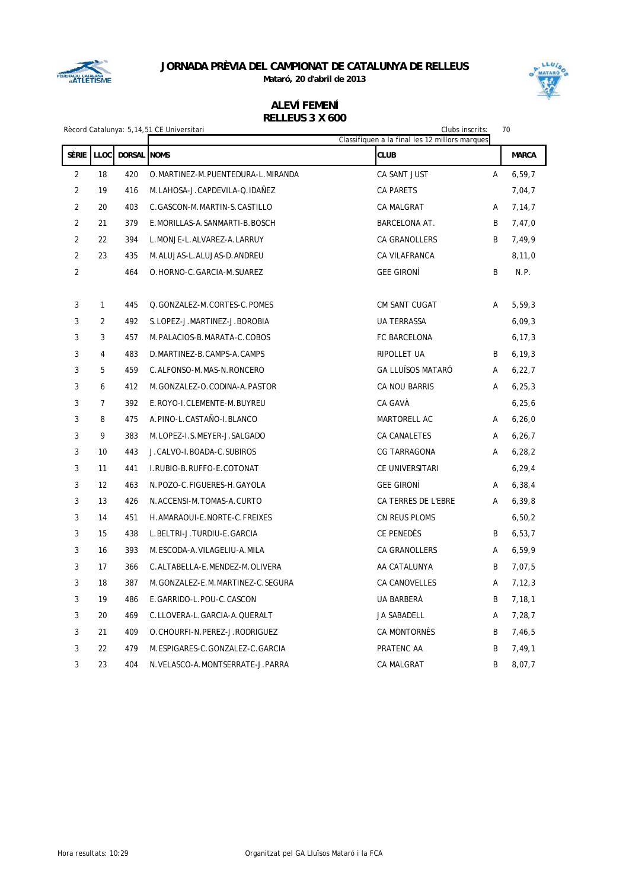**JORNADA PRÈVIA DEL CAMPIONAT DE CATALUNYA DE RELLEUS**

**Mataró, 20 d'abril de 2013**

## ALEVÍ FEMENÍ
## RELLEUS 3 X 600

Rècord Catalunya: 5,14,51 CE Universitari

Clubs inscrits: 70

Classifiquen a la final les 12 millors marques

| SÈRIE | LLOC | DORSAL | NOMS | CLUB | | MARCA |
|---|---|---|---|---|---|---|
| 2 | 18 | 420 | O.MARTINEZ-M.PUENTEDURA-L.MIRANDA | CA SANT JUST | A | 6,59,7 |
| 2 | 19 | 416 | M.LAHOSA-J.CAPDEVILA-Q.IDAÑEZ | CA PARETS | | 7,04,7 |
| 2 | 20 | 403 | C.GASCON-M.MARTIN-S.CASTILLO | CA MALGRAT | A | 7,14,7 |
| 2 | 21 | 379 | E.MORILLAS-A.SANMARTI-B.BOSCH | BARCELONA AT. | B | 7,47,0 |
| 2 | 22 | 394 | L.MONJE-L.ALVAREZ-A.LARRUY | CA GRANOLLERS | B | 7,49,9 |
| 2 | 23 | 435 | M.ALUJAS-L.ALUJAS-D.ANDREU | CA VILAFRANCA | | 8,11,0 |
| 2 | | 464 | O.HORNO-C.GARCIA-M.SUAREZ | GEE GIRONÍ | B | N.P. |
| 3 | 1 | 445 | Q.GONZALEZ-M.CORTES-C.POMES | CM SANT CUGAT | A | 5,59,3 |
| 3 | 2 | 492 | S.LOPEZ-J.MARTINEZ-J.BOROBIA | UA TERRASSA | | 6,09,3 |
| 3 | 3 | 457 | M.PALACIOS-B.MARATA-C.COBOS | FC BARCELONA | | 6,17,3 |
| 3 | 4 | 483 | D.MARTINEZ-B.CAMPS-A.CAMPS | RIPOLLET UA | B | 6,19,3 |
| 3 | 5 | 459 | C.ALFONSO-M.MAS-N.RONCERO | GA LLUÏSOS MATARÓ | A | 6,22,7 |
| 3 | 6 | 412 | M.GONZALEZ-O.CODINA-A.PASTOR | CA NOU BARRIS | A | 6,25,3 |
| 3 | 7 | 392 | E.ROYO-I.CLEMENTE-M.BUYREU | CA GAVÀ | | 6,25,6 |
| 3 | 8 | 475 | A.PINO-L.CASTAÑO-I.BLANCO | MARTORELL AC | A | 6,26,0 |
| 3 | 9 | 383 | M.LOPEZ-I.S.MEYER-J.SALGADO | CA CANALETES | A | 6,26,7 |
| 3 | 10 | 443 | J.CALVO-I.BOADA-C.SUBIROS | CG TARRAGONA | A | 6,28,2 |
| 3 | 11 | 441 | I.RUBIO-B.RUFFO-E.COTONAT | CE UNIVERSITARI | | 6,29,4 |
| 3 | 12 | 463 | N.POZO-C.FIGUERES-H.GAYOLA | GEE GIRONÍ | A | 6,38,4 |
| 3 | 13 | 426 | N.ACCENSI-M.TOMAS-A.CURTO | CA TERRES DE L'EBRE | A | 6,39,8 |
| 3 | 14 | 451 | H.AMARAOUI-E.NORTE-C.FREIXES | CN REUS PLOMS | | 6,50,2 |
| 3 | 15 | 438 | L.BELTRI-J.TURDIU-E.GARCIA | CE PENEDÈS | B | 6,53,7 |
| 3 | 16 | 393 | M.ESCODA-A.VILAGELIU-A.MILA | CA GRANOLLERS | A | 6,59,9 |
| 3 | 17 | 366 | C.ALTABELLA-E.MENDEZ-M.OLIVERA | AA CATALUNYA | B | 7,07,5 |
| 3 | 18 | 387 | M.GONZALEZ-E.M.MARTINEZ-C.SEGURA | CA CANOVELLES | A | 7,12,3 |
| 3 | 19 | 486 | E.GARRIDO-L.POU-C.CASCON | UA BARBERÀ | B | 7,18,1 |
| 3 | 20 | 469 | C.LLOVERA-L.GARCIA-A.QUERALT | JA SABADELL | A | 7,28,7 |
| 3 | 21 | 409 | O.CHOURFI-N.PEREZ-J.RODRIGUEZ | CA MONTORNÈS | B | 7,46,5 |
| 3 | 22 | 479 | M.ESPIGARES-C.GONZALEZ-C.GARCIA | PRATENC AA | B | 7,49,1 |
| 3 | 23 | 404 | N.VELASCO-A.MONTSERRATE-J.PARRA | CA MALGRAT | B | 8,07,7 |

Hora resultats: 10:29

Organitzat pel GA Lluïsos Mataró i la FCA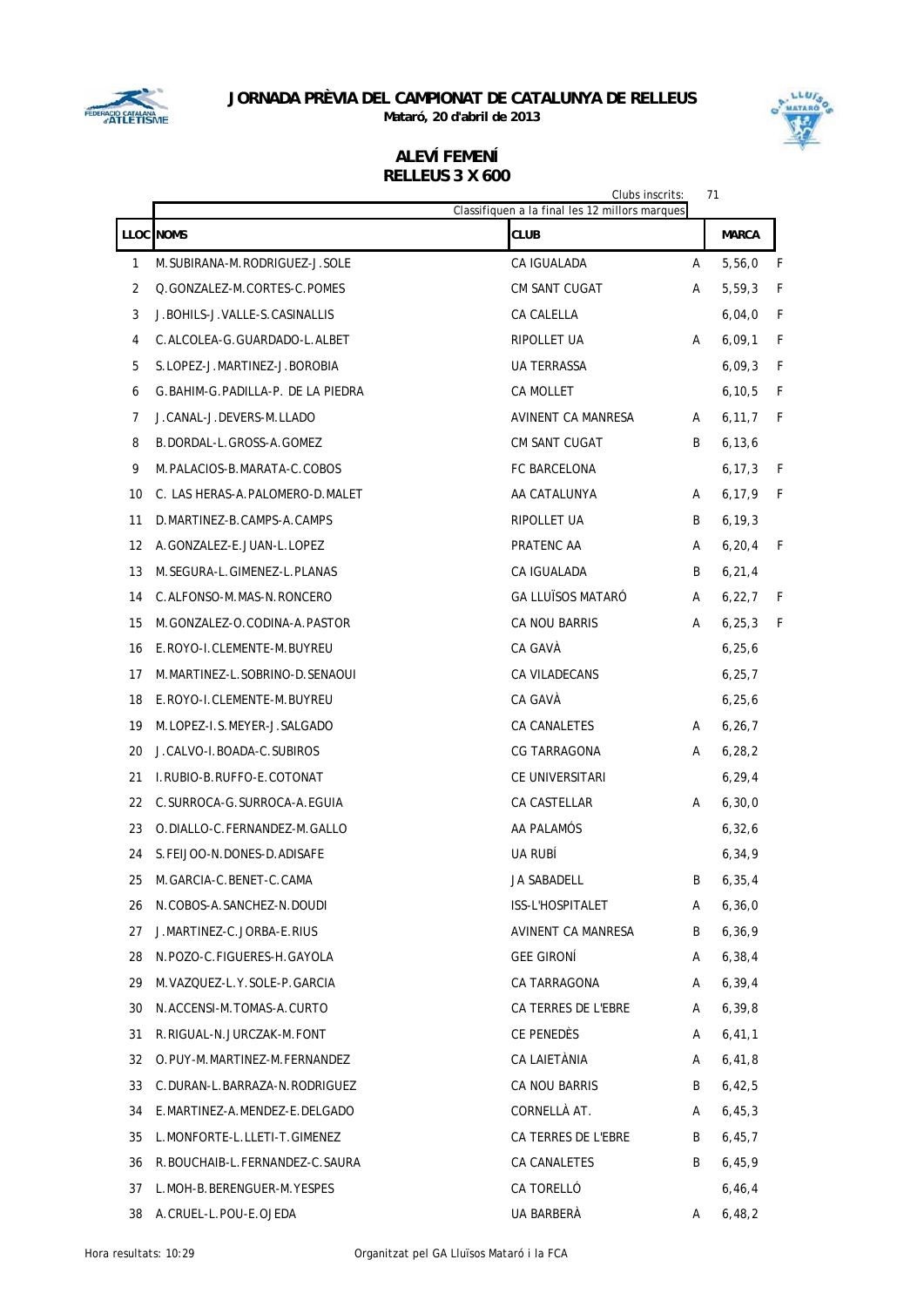**JORNADA PRÈVIA DEL CAMPIONAT DE CATALUNYA DE RELLEUS**

**Mataró, 20 d'abril de 2013**

## ALEVÍ FEMENÍ
## RELLEUS 3 X 600

Clubs inscrits: 71

Classifiquen a la final les 12 millors marques

| LLOC | NOMS | CLUB | | MARCA | |
|---|---|---|---|---|---|
| 1 | M.SUBIRANA-M.RODRIGUEZ-J.SOLE | CA IGUALADA | A | 5,56,0 | F |
| 2 | Q.GONZALEZ-M.CORTES-C.POMES | CM SANT CUGAT | A | 5,59,3 | F |
| 3 | J.BOHILS-J.VALLE-S.CASINALLIS | CA CALELLA | | 6,04,0 | F |
| 4 | C.ALCOLEA-G.GUARDADO-L.ALBET | RIPOLLET UA | A | 6,09,1 | F |
| 5 | S.LOPEZ-J.MARTINEZ-J.BOROBIA | UA TERRASSA | | 6,09,3 | F |
| 6 | G.BAHIM-G.PADILLA-P. DE LA PIEDRA | CA MOLLET | | 6,10,5 | F |
| 7 | J.CANAL-J.DEVERS-M.LLADO | AVINENT CA MANRESA | A | 6,11,7 | F |
| 8 | B.DORDAL-L.GROSS-A.GOMEZ | CM SANT CUGAT | B | 6,13,6 | |
| 9 | M.PALACIOS-B.MARATA-C.COBOS | FC BARCELONA | | 6,17,3 | F |
| 10 | C. LAS HERAS-A.PALOMERO-D.MALET | AA CATALUNYA | A | 6,17,9 | F |
| 11 | D.MARTINEZ-B.CAMPS-A.CAMPS | RIPOLLET UA | B | 6,19,3 | |
| 12 | A.GONZALEZ-E.JUAN-L.LOPEZ | PRATENC AA | A | 6,20,4 | F |
| 13 | M.SEGURA-L.GIMENEZ-L.PLANAS | CA IGUALADA | B | 6,21,4 | |
| 14 | C.ALFONSO-M.MAS-N.RONCERO | GA LLUÏSOS MATARÓ | A | 6,22,7 | F |
| 15 | M.GONZALEZ-O.CODINA-A.PASTOR | CA NOU BARRIS | A | 6,25,3 | F |
| 16 | E.ROYO-I.CLEMENTE-M.BUYREU | CA GAVÀ | | 6,25,6 | |
| 17 | M.MARTINEZ-L.SOBRINO-D.SENAOUI | CA VILADECANS | | 6,25,7 | |
| 18 | E.ROYO-I.CLEMENTE-M.BUYREU | CA GAVÀ | | 6,25,6 | |
| 19 | M.LOPEZ-I.S.MEYER-J.SALGADO | CA CANALETES | A | 6,26,7 | |
| 20 | J.CALVO-I.BOADA-C.SUBIROS | CG TARRAGONA | A | 6,28,2 | |
| 21 | I.RUBIO-B.RUFFO-E.COTONAT | CE UNIVERSITARI | | 6,29,4 | |
| 22 | C.SURROCA-G.SURROCA-A.EGUIA | CA CASTELLAR | A | 6,30,0 | |
| 23 | O.DIALLO-C.FERNANDEZ-M.GALLO | AA PALAMÓS | | 6,32,6 | |
| 24 | S.FEIJOO-N.DONES-D.ADISAFE | UA RUBÍ | | 6,34,9 | |
| 25 | M.GARCIA-C.BENET-C.CAMA | JA SABADELL | B | 6,35,4 | |
| 26 | N.COBOS-A.SANCHEZ-N.DOUDI | ISS-L'HOSPITALET | A | 6,36,0 | |
| 27 | J.MARTINEZ-C.JORBA-E.RIUS | AVINENT CA MANRESA | B | 6,36,9 | |
| 28 | N.POZO-C.FIGUERES-H.GAYOLA | GEE GIRONÍ | A | 6,38,4 | |
| 29 | M.VAZQUEZ-L.Y.SOLE-P.GARCIA | CA TARRAGONA | A | 6,39,4 | |
| 30 | N.ACCENSI-M.TOMAS-A.CURTO | CA TERRES DE L'EBRE | A | 6,39,8 | |
| 31 | R.RIGUAL-N.JURCZAK-M.FONT | CE PENEDÈS | A | 6,41,1 | |
| 32 | O.PUY-M.MARTINEZ-M.FERNANDEZ | CA LAIETÀNIA | A | 6,41,8 | |
| 33 | C.DURAN-L.BARRAZA-N.RODRIGUEZ | CA NOU BARRIS | B | 6,42,5 | |
| 34 | E.MARTINEZ-A.MENDEZ-E.DELGADO | CORNELLÀ AT. | A | 6,45,3 | |
| 35 | L.MONFORTE-L.LLETI-T.GIMENEZ | CA TERRES DE L'EBRE | B | 6,45,7 | |
| 36 | R.BOUCHAIB-L.FERNANDEZ-C.SAURA | CA CANALETES | B | 6,45,9 | |
| 37 | L.MOH-B.BERENGUER-M.YESPES | CA TORELLÓ | | 6,46,4 | |
| 38 | A.CRUEL-L.POU-E.OJEDA | UA BARBERÀ | A | 6,48,2 | |

Hora resultats: 10:29

Organitzat pel GA Lluïsos Mataró i la FCA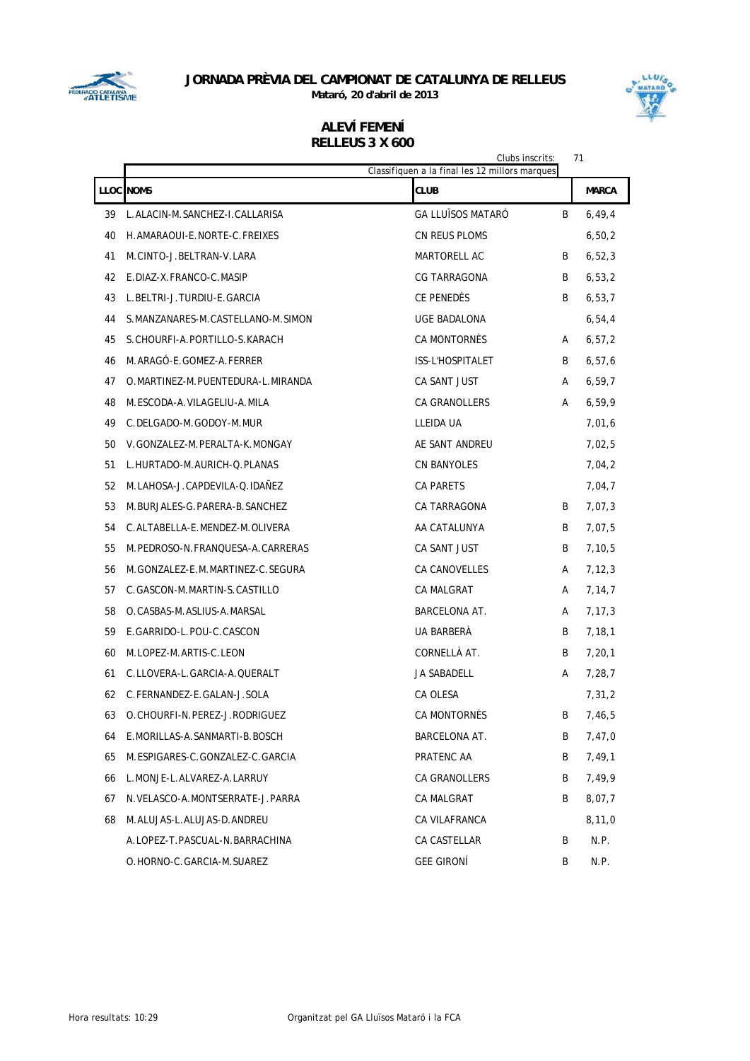**JORNADA PRÈVIA DEL CAMPIONAT DE CATALUNYA DE RELLEUS**

**Mataró, 20 d'abril de 2013**

## ALEVÍ FEMENÍ
## RELLEUS 3 X 600

Clubs inscrits: 71

Classifiquen a la final les 12 millors marques

| LLOC | NOMS | CLUB | | MARCA |
|---|---|---|---|---|
| 39 | L.ALACIN-M.SANCHEZ-I.CALLARISA | GA LLUÏSOS MATARÓ | B | 6,49,4 |
| 40 | H.AMARAOUI-E.NORTE-C.FREIXES | CN REUS PLOMS | | 6,50,2 |
| 41 | M.CINTO-J.BELTRAN-V.LARA | MARTORELL AC | B | 6,52,3 |
| 42 | E.DIAZ-X.FRANCO-C.MASIP | CG TARRAGONA | B | 6,53,2 |
| 43 | L.BELTRI-J.TURDIU-E.GARCIA | CE PENEDÈS | B | 6,53,7 |
| 44 | S.MANZANARES-M.CASTELLANO-M.SIMON | UGE BADALONA | | 6,54,4 |
| 45 | S.CHOURFI-A.PORTILLO-S.KARACH | CA MONTORNÈS | A | 6,57,2 |
| 46 | M.ARAGÓ-E.GOMEZ-A.FERRER | ISS-L'HOSPITALET | B | 6,57,6 |
| 47 | O.MARTINEZ-M.PUENTEDURA-L.MIRANDA | CA SANT JUST | A | 6,59,7 |
| 48 | M.ESCODA-A.VILAGELIU-A.MILA | CA GRANOLLERS | A | 6,59,9 |
| 49 | C.DELGADO-M.GODOY-M.MUR | LLEIDA UA | | 7,01,6 |
| 50 | V.GONZALEZ-M.PERALTA-K.MONGAY | AE SANT ANDREU | | 7,02,5 |
| 51 | L.HURTADO-M.AURICH-Q.PLANAS | CN BANYOLES | | 7,04,2 |
| 52 | M.LAHOSA-J.CAPDEVILA-Q.IDAÑEZ | CA PARETS | | 7,04,7 |
| 53 | M.BURJALES-G.PARERA-B.SANCHEZ | CA TARRAGONA | B | 7,07,3 |
| 54 | C.ALTABELLA-E.MENDEZ-M.OLIVERA | AA CATALUNYA | B | 7,07,5 |
| 55 | M.PEDROSO-N.FRANQUESA-A.CARRERAS | CA SANT JUST | B | 7,10,5 |
| 56 | M.GONZALEZ-E.M.MARTINEZ-C.SEGURA | CA CANOVELLES | A | 7,12,3 |
| 57 | C.GASCON-M.MARTIN-S.CASTILLO | CA MALGRAT | A | 7,14,7 |
| 58 | O.CASBAS-M.ASLIUS-A.MARSAL | BARCELONA AT. | A | 7,17,3 |
| 59 | E.GARRIDO-L.POU-C.CASCON | UA BARBERÀ | B | 7,18,1 |
| 60 | M.LOPEZ-M.ARTIS-C.LEON | CORNELLÀ AT. | B | 7,20,1 |
| 61 | C.LLOVERA-L.GARCIA-A.QUERALT | JA SABADELL | A | 7,28,7 |
| 62 | C.FERNANDEZ-E.GALAN-J.SOLA | CA OLESA | | 7,31,2 |
| 63 | O.CHOURFI-N.PEREZ-J.RODRIGUEZ | CA MONTORNÈS | B | 7,46,5 |
| 64 | E.MORILLAS-A.SANMARTI-B.BOSCH | BARCELONA AT. | B | 7,47,0 |
| 65 | M.ESPIGARES-C.GONZALEZ-C.GARCIA | PRATENC AA | B | 7,49,1 |
| 66 | L.MONJE-L.ALVAREZ-A.LARRUY | CA GRANOLLERS | B | 7,49,9 |
| 67 | N.VELASCO-A.MONTSERRATE-J.PARRA | CA MALGRAT | B | 8,07,7 |
| 68 | M.ALUJAS-L.ALUJAS-D.ANDREU | CA VILAFRANCA | | 8,11,0 |
| | A.LOPEZ-T.PASCUAL-N.BARRACHINA | CA CASTELLAR | B | N.P. |
| | O.HORNO-C.GARCIA-M.SUAREZ | GEE GIRONÍ | B | N.P. |

Hora resultats: 10:29

Organitzat pel GA Lluïsos Mataró i la FCA